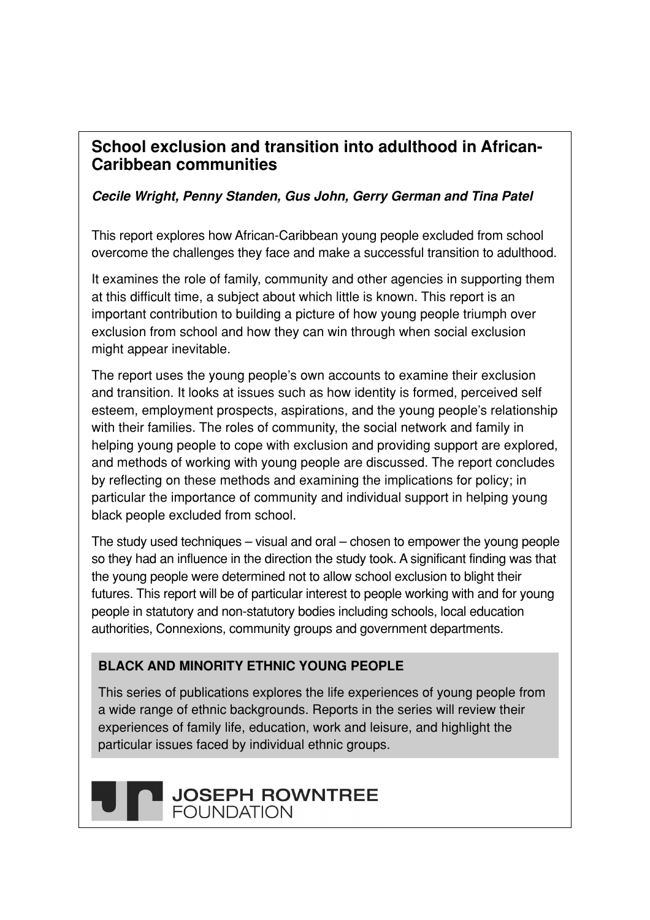# School exclusion and transition into adulthood in African-Caribbean communities

***Cecile Wright, Penny Standen, Gus John, Gerry German and Tina Patel***

This report explores how African-Caribbean young people excluded from school overcome the challenges they face and make a successful transition to adulthood.

It examines the role of family, community and other agencies in supporting them at this difficult time, a subject about which little is known. This report is an important contribution to building a picture of how young people triumph over exclusion from school and how they can win through when social exclusion might appear inevitable.

The report uses the young people's own accounts to examine their exclusion and transition. It looks at issues such as how identity is formed, perceived self esteem, employment prospects, aspirations, and the young people's relationship with their families. The roles of community, the social network and family in helping young people to cope with exclusion and providing support are explored, and methods of working with young people are discussed. The report concludes by reflecting on these methods and examining the implications for policy; in particular the importance of community and individual support in helping young black people excluded from school.

The study used techniques – visual and oral – chosen to empower the young people so they had an influence in the direction the study took. A significant finding was that the young people were determined not to allow school exclusion to blight their futures. This report will be of particular interest to people working with and for young people in statutory and non-statutory bodies including schools, local education authorities, Connexions, community groups and government departments.

**BLACK AND MINORITY ETHNIC YOUNG PEOPLE**

This series of publications explores the life experiences of young people from a wide range of ethnic backgrounds. Reports in the series will review their experiences of family life, education, work and leisure, and highlight the particular issues faced by individual ethnic groups.

**JOSEPH ROWNTREE**
FOUNDATION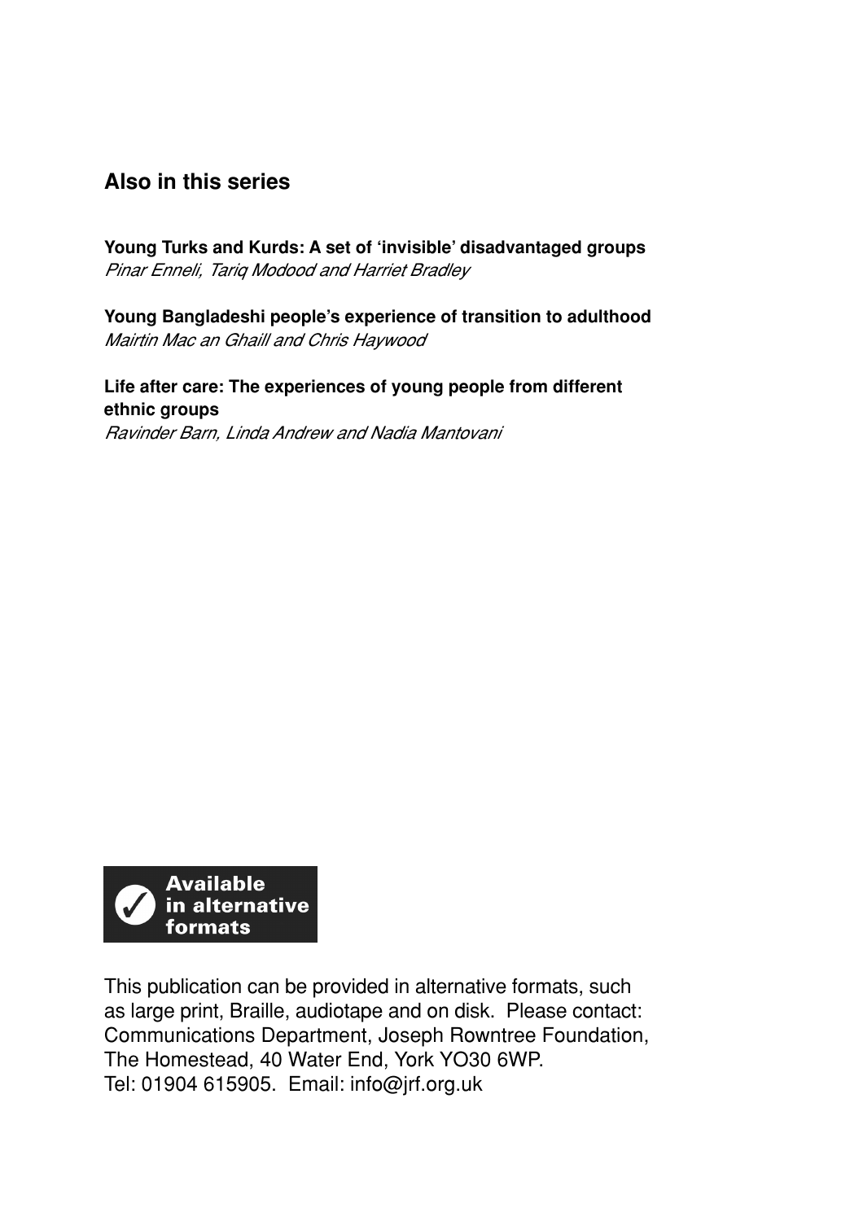## Also in this series

**Young Turks and Kurds: A set of 'invisible' disadvantaged groups**
*Pinar Enneli, Tariq Modood and Harriet Bradley*

**Young Bangladeshi people's experience of transition to adulthood**
*Mairtin Mac an Ghaill and Chris Haywood*

**Life after care: The experiences of young people from different ethnic groups**
*Ravinder Barn, Linda Andrew and Nadia Mantovani*

**Available in alternative formats**

This publication can be provided in alternative formats, such as large print, Braille, audiotape and on disk. Please contact: Communications Department, Joseph Rowntree Foundation, The Homestead, 40 Water End, York YO30 6WP.
Tel: 01904 615905. Email: info@jrf.org.uk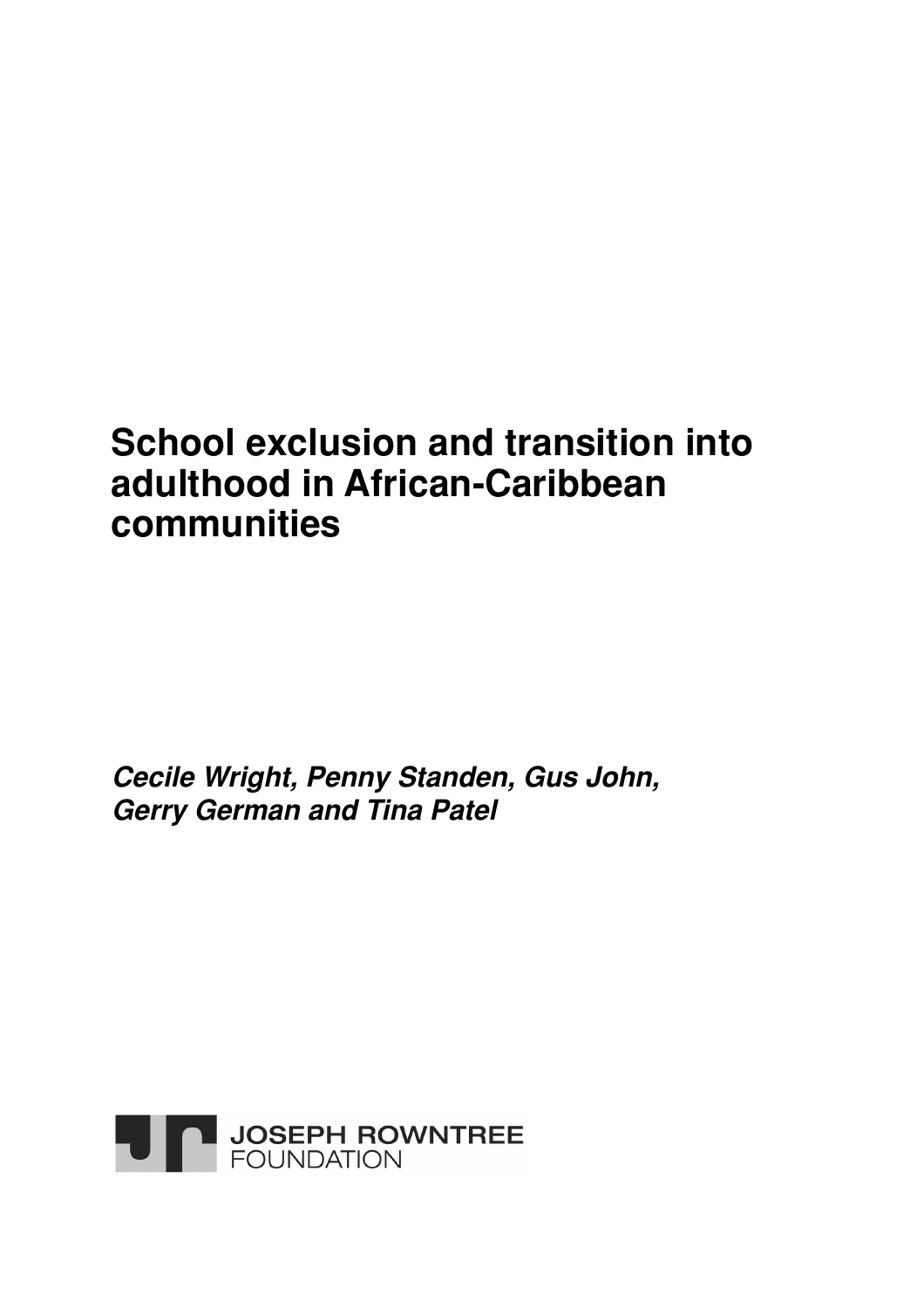# School exclusion and transition into adulthood in African-Caribbean communities

*Cecile Wright, Penny Standen, Gus John, Gerry German and Tina Patel*

JOSEPH ROWNTREE FOUNDATION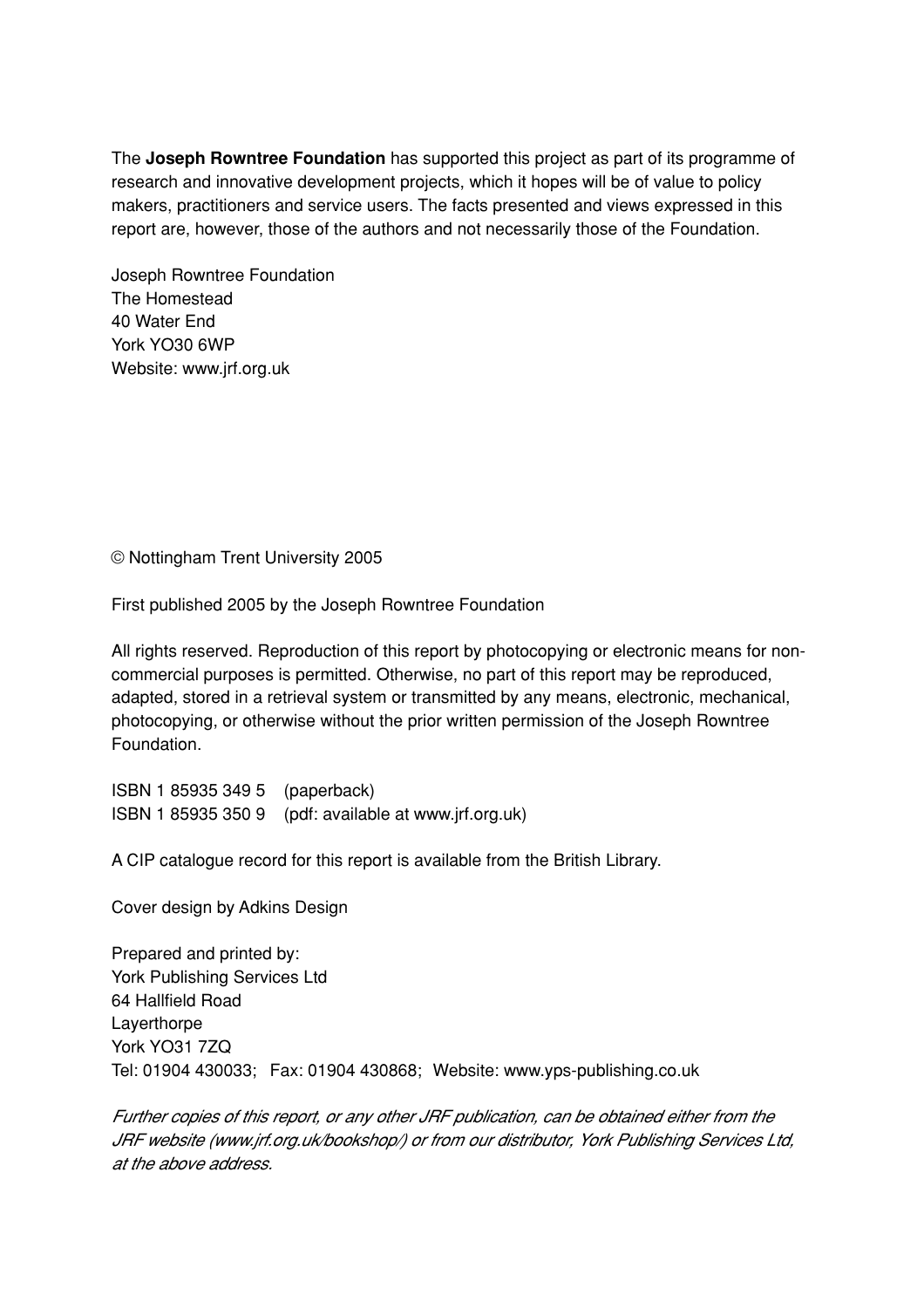The **Joseph Rowntree Foundation** has supported this project as part of its programme of research and innovative development projects, which it hopes will be of value to policy makers, practitioners and service users. The facts presented and views expressed in this report are, however, those of the authors and not necessarily those of the Foundation.

Joseph Rowntree Foundation
The Homestead
40 Water End
York YO30 6WP
Website: www.jrf.org.uk

© Nottingham Trent University 2005

First published 2005 by the Joseph Rowntree Foundation

All rights reserved. Reproduction of this report by photocopying or electronic means for non-commercial purposes is permitted. Otherwise, no part of this report may be reproduced, adapted, stored in a retrieval system or transmitted by any means, electronic, mechanical, photocopying, or otherwise without the prior written permission of the Joseph Rowntree Foundation.

ISBN 1 85935 349 5 (paperback)
ISBN 1 85935 350 9 (pdf: available at www.jrf.org.uk)

A CIP catalogue record for this report is available from the British Library.

Cover design by Adkins Design

Prepared and printed by:
York Publishing Services Ltd
64 Hallfield Road
Layerthorpe
York YO31 7ZQ
Tel: 01904 430033; Fax: 01904 430868; Website: www.yps-publishing.co.uk

*Further copies of this report, or any other JRF publication, can be obtained either from the JRF website (www.jrf.org.uk/bookshop/) or from our distributor, York Publishing Services Ltd, at the above address.*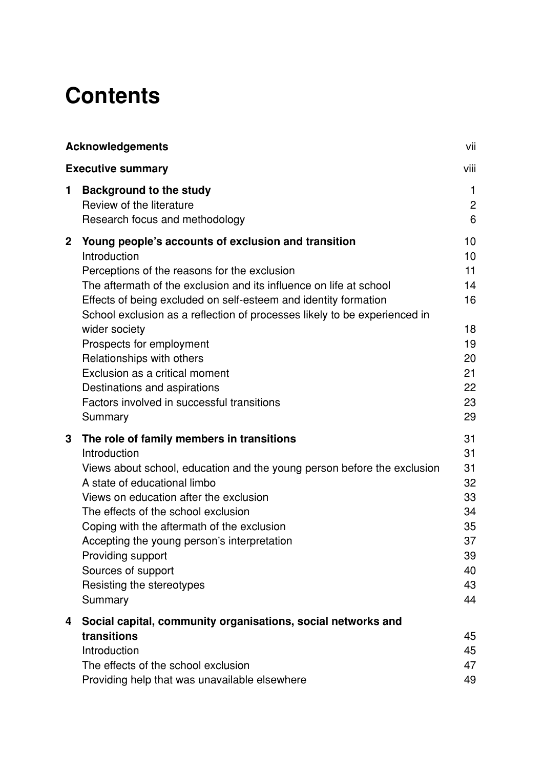# Contents

| | | |
|---|---|---|
| **Acknowledgements** | | vii |
| **Executive summary** | | viii |
| **1** | **Background to the study** | 1 |
| | Review of the literature | 2 |
| | Research focus and methodology | 6 |
| **2** | **Young people's accounts of exclusion and transition** | 10 |
| | Introduction | 10 |
| | Perceptions of the reasons for the exclusion | 11 |
| | The aftermath of the exclusion and its influence on life at school | 14 |
| | Effects of being excluded on self-esteem and identity formation | 16 |
| | School exclusion as a reflection of processes likely to be experienced in wider society | 18 |
| | Prospects for employment | 19 |
| | Relationships with others | 20 |
| | Exclusion as a critical moment | 21 |
| | Destinations and aspirations | 22 |
| | Factors involved in successful transitions | 23 |
| | Summary | 29 |
| **3** | **The role of family members in transitions** | 31 |
| | Introduction | 31 |
| | Views about school, education and the young person before the exclusion | 31 |
| | A state of educational limbo | 32 |
| | Views on education after the exclusion | 33 |
| | The effects of the school exclusion | 34 |
| | Coping with the aftermath of the exclusion | 35 |
| | Accepting the young person's interpretation | 37 |
| | Providing support | 39 |
| | Sources of support | 40 |
| | Resisting the stereotypes | 43 |
| | Summary | 44 |
| **4** | **Social capital, community organisations, social networks and transitions** | 45 |
| | Introduction | 45 |
| | The effects of the school exclusion | 47 |
| | Providing help that was unavailable elsewhere | 49 |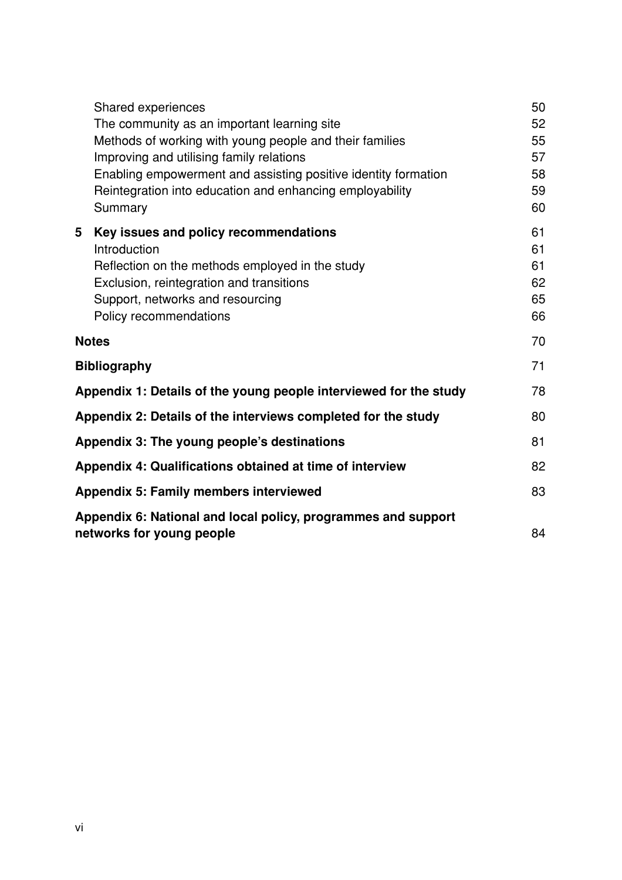Shared experiences 50
The community as an important learning site 52
Methods of working with young people and their families 55
Improving and utilising family relations 57
Enabling empowerment and assisting positive identity formation 58
Reintegration into education and enhancing employability 59
Summary 60

**5 Key issues and policy recommendations** 61
Introduction 61
Reflection on the methods employed in the study 61
Exclusion, reintegration and transitions 62
Support, networks and resourcing 65
Policy recommendations 66

**Notes** 70

**Bibliography** 71

**Appendix 1: Details of the young people interviewed for the study** 78

**Appendix 2: Details of the interviews completed for the study** 80

**Appendix 3: The young people's destinations** 81

**Appendix 4: Qualifications obtained at time of interview** 82

**Appendix 5: Family members interviewed** 83

**Appendix 6: National and local policy, programmes and support networks for young people** 84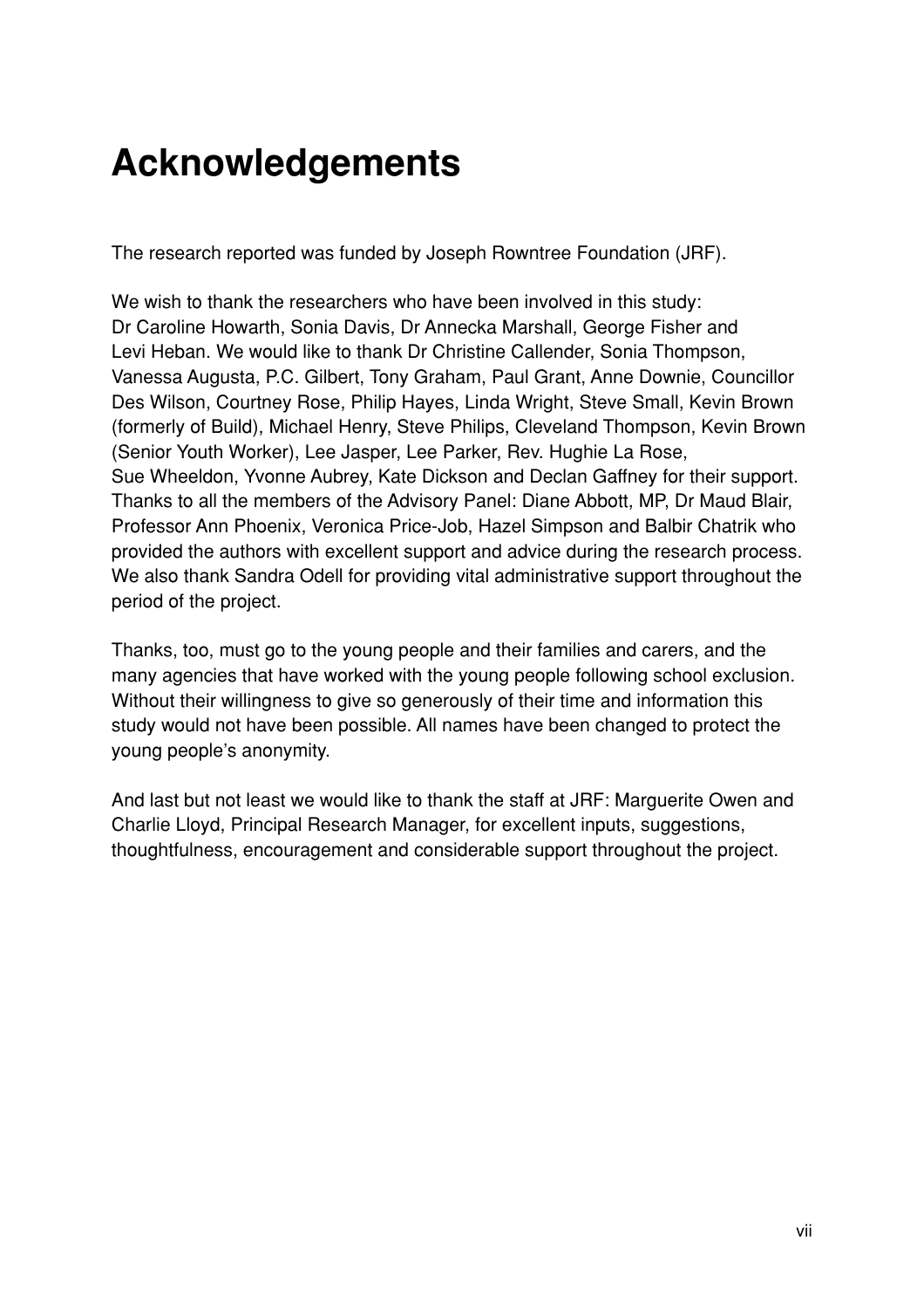# Acknowledgements

The research reported was funded by Joseph Rowntree Foundation (JRF).

We wish to thank the researchers who have been involved in this study: Dr Caroline Howarth, Sonia Davis, Dr Annecka Marshall, George Fisher and Levi Heban. We would like to thank Dr Christine Callender, Sonia Thompson, Vanessa Augusta, P.C. Gilbert, Tony Graham, Paul Grant, Anne Downie, Councillor Des Wilson, Courtney Rose, Philip Hayes, Linda Wright, Steve Small, Kevin Brown (formerly of Build), Michael Henry, Steve Philips, Cleveland Thompson, Kevin Brown (Senior Youth Worker), Lee Jasper, Lee Parker, Rev. Hughie La Rose, Sue Wheeldon, Yvonne Aubrey, Kate Dickson and Declan Gaffney for their support. Thanks to all the members of the Advisory Panel: Diane Abbott, MP, Dr Maud Blair, Professor Ann Phoenix, Veronica Price-Job, Hazel Simpson and Balbir Chatrik who provided the authors with excellent support and advice during the research process. We also thank Sandra Odell for providing vital administrative support throughout the period of the project.

Thanks, too, must go to the young people and their families and carers, and the many agencies that have worked with the young people following school exclusion. Without their willingness to give so generously of their time and information this study would not have been possible. All names have been changed to protect the young people's anonymity.

And last but not least we would like to thank the staff at JRF: Marguerite Owen and Charlie Lloyd, Principal Research Manager, for excellent inputs, suggestions, thoughtfulness, encouragement and considerable support throughout the project.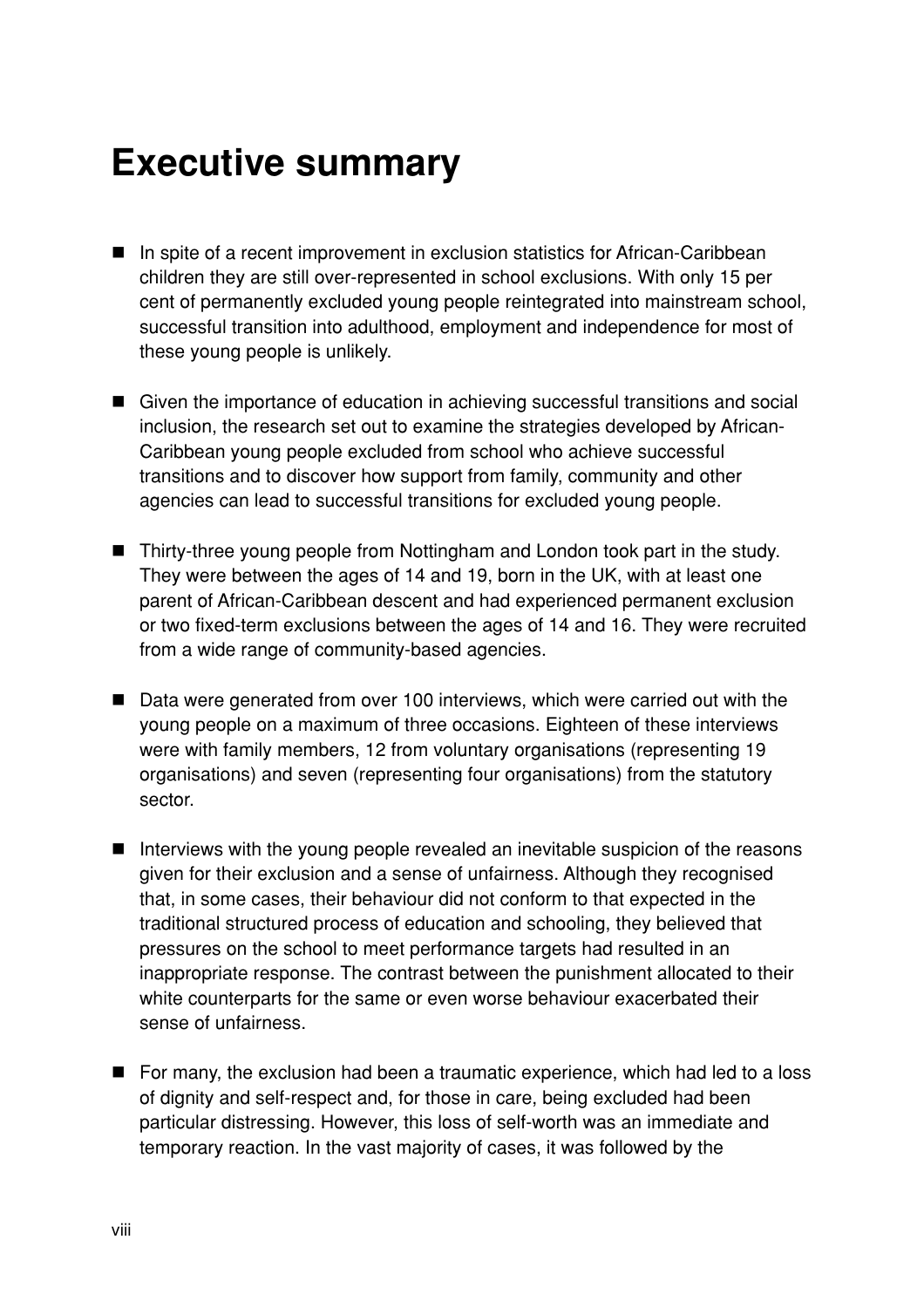# Executive summary

- In spite of a recent improvement in exclusion statistics for African-Caribbean children they are still over-represented in school exclusions. With only 15 per cent of permanently excluded young people reintegrated into mainstream school, successful transition into adulthood, employment and independence for most of these young people is unlikely.

- Given the importance of education in achieving successful transitions and social inclusion, the research set out to examine the strategies developed by African-Caribbean young people excluded from school who achieve successful transitions and to discover how support from family, community and other agencies can lead to successful transitions for excluded young people.

- Thirty-three young people from Nottingham and London took part in the study. They were between the ages of 14 and 19, born in the UK, with at least one parent of African-Caribbean descent and had experienced permanent exclusion or two fixed-term exclusions between the ages of 14 and 16. They were recruited from a wide range of community-based agencies.

- Data were generated from over 100 interviews, which were carried out with the young people on a maximum of three occasions. Eighteen of these interviews were with family members, 12 from voluntary organisations (representing 19 organisations) and seven (representing four organisations) from the statutory sector.

- Interviews with the young people revealed an inevitable suspicion of the reasons given for their exclusion and a sense of unfairness. Although they recognised that, in some cases, their behaviour did not conform to that expected in the traditional structured process of education and schooling, they believed that pressures on the school to meet performance targets had resulted in an inappropriate response. The contrast between the punishment allocated to their white counterparts for the same or even worse behaviour exacerbated their sense of unfairness.

- For many, the exclusion had been a traumatic experience, which had led to a loss of dignity and self-respect and, for those in care, being excluded had been particular distressing. However, this loss of self-worth was an immediate and temporary reaction. In the vast majority of cases, it was followed by the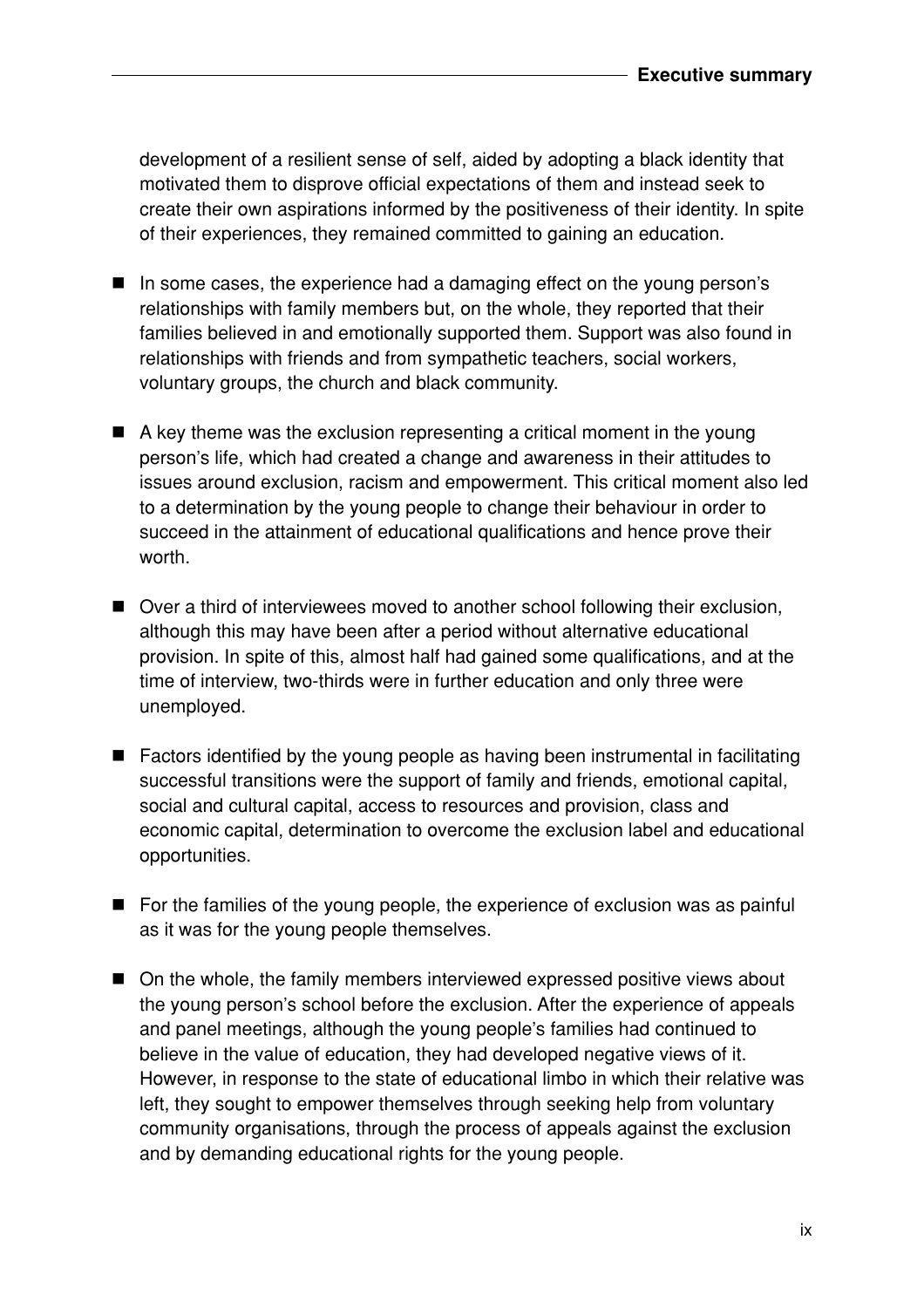development of a resilient sense of self, aided by adopting a black identity that motivated them to disprove official expectations of them and instead seek to create their own aspirations informed by the positiveness of their identity. In spite of their experiences, they remained committed to gaining an education.

- In some cases, the experience had a damaging effect on the young person's relationships with family members but, on the whole, they reported that their families believed in and emotionally supported them. Support was also found in relationships with friends and from sympathetic teachers, social workers, voluntary groups, the church and black community.
- A key theme was the exclusion representing a critical moment in the young person's life, which had created a change and awareness in their attitudes to issues around exclusion, racism and empowerment. This critical moment also led to a determination by the young people to change their behaviour in order to succeed in the attainment of educational qualifications and hence prove their worth.
- Over a third of interviewees moved to another school following their exclusion, although this may have been after a period without alternative educational provision. In spite of this, almost half had gained some qualifications, and at the time of interview, two-thirds were in further education and only three were unemployed.
- Factors identified by the young people as having been instrumental in facilitating successful transitions were the support of family and friends, emotional capital, social and cultural capital, access to resources and provision, class and economic capital, determination to overcome the exclusion label and educational opportunities.
- For the families of the young people, the experience of exclusion was as painful as it was for the young people themselves.
- On the whole, the family members interviewed expressed positive views about the young person's school before the exclusion. After the experience of appeals and panel meetings, although the young people's families had continued to believe in the value of education, they had developed negative views of it. However, in response to the state of educational limbo in which their relative was left, they sought to empower themselves through seeking help from voluntary community organisations, through the process of appeals against the exclusion and by demanding educational rights for the young people.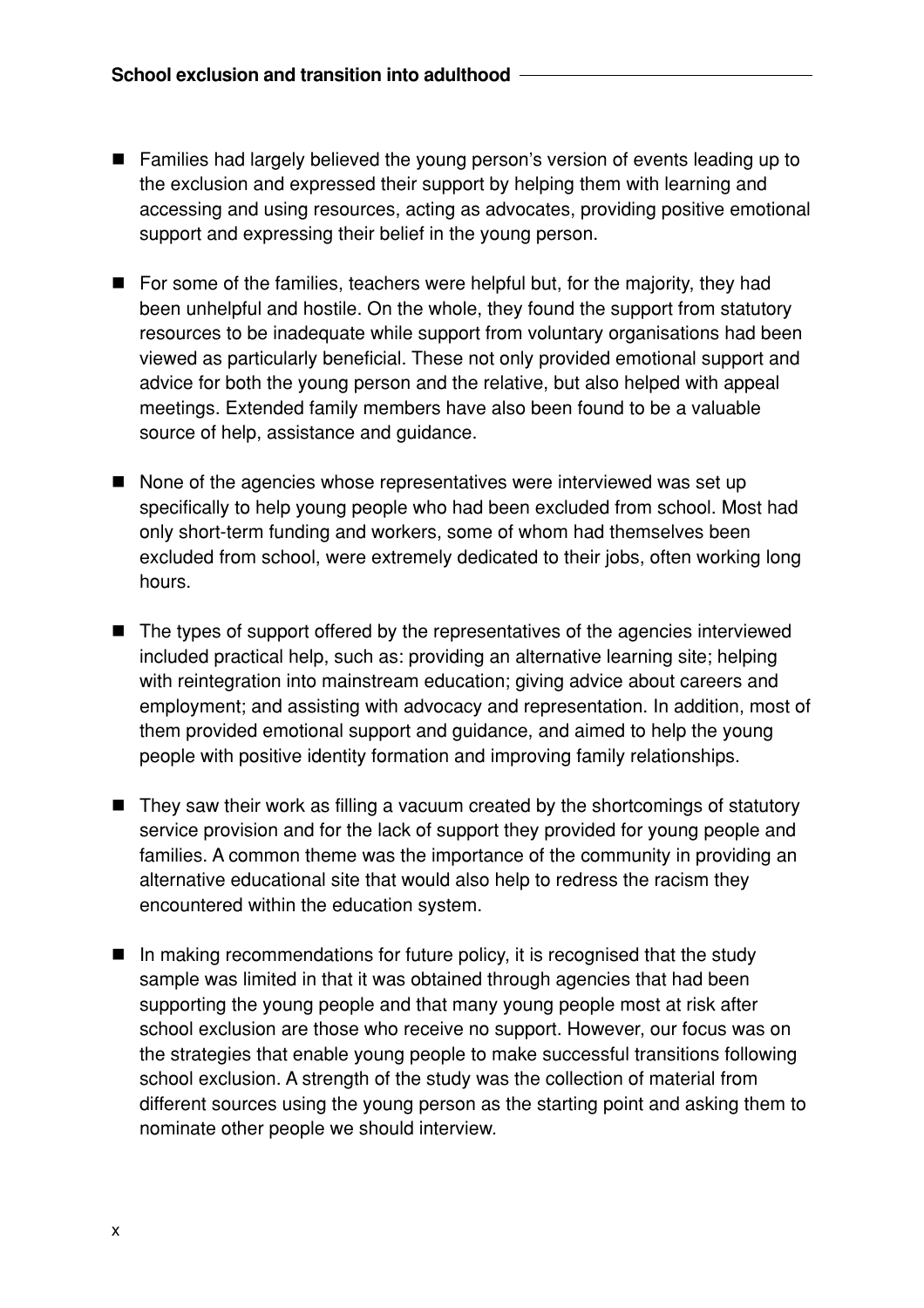- Families had largely believed the young person's version of events leading up to the exclusion and expressed their support by helping them with learning and accessing and using resources, acting as advocates, providing positive emotional support and expressing their belief in the young person.

- For some of the families, teachers were helpful but, for the majority, they had been unhelpful and hostile. On the whole, they found the support from statutory resources to be inadequate while support from voluntary organisations had been viewed as particularly beneficial. These not only provided emotional support and advice for both the young person and the relative, but also helped with appeal meetings. Extended family members have also been found to be a valuable source of help, assistance and guidance.

- None of the agencies whose representatives were interviewed was set up specifically to help young people who had been excluded from school. Most had only short-term funding and workers, some of whom had themselves been excluded from school, were extremely dedicated to their jobs, often working long hours.

- The types of support offered by the representatives of the agencies interviewed included practical help, such as: providing an alternative learning site; helping with reintegration into mainstream education; giving advice about careers and employment; and assisting with advocacy and representation. In addition, most of them provided emotional support and guidance, and aimed to help the young people with positive identity formation and improving family relationships.

- They saw their work as filling a vacuum created by the shortcomings of statutory service provision and for the lack of support they provided for young people and families. A common theme was the importance of the community in providing an alternative educational site that would also help to redress the racism they encountered within the education system.

- In making recommendations for future policy, it is recognised that the study sample was limited in that it was obtained through agencies that had been supporting the young people and that many young people most at risk after school exclusion are those who receive no support. However, our focus was on the strategies that enable young people to make successful transitions following school exclusion. A strength of the study was the collection of material from different sources using the young person as the starting point and asking them to nominate other people we should interview.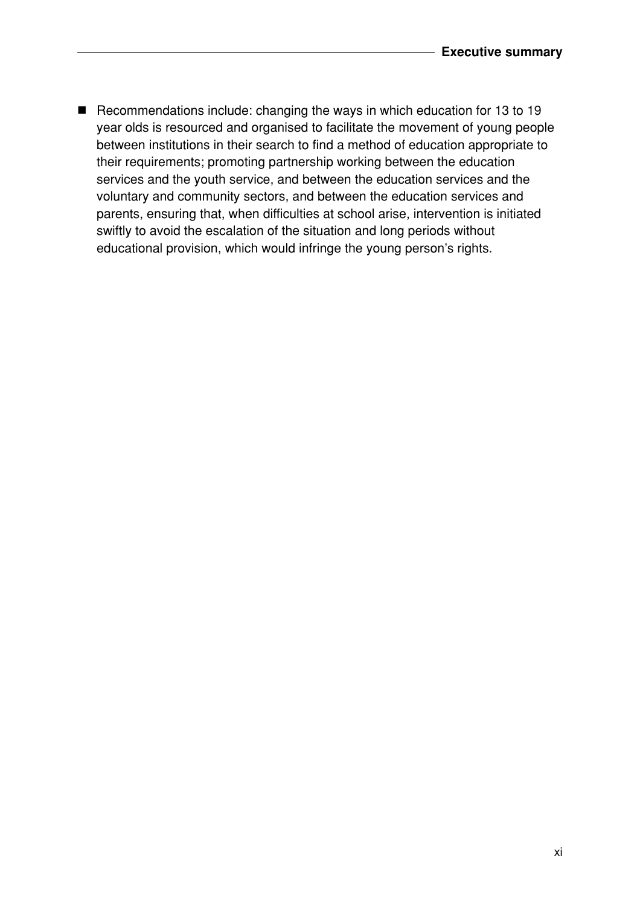- Recommendations include: changing the ways in which education for 13 to 19 year olds is resourced and organised to facilitate the movement of young people between institutions in their search to find a method of education appropriate to their requirements; promoting partnership working between the education services and the youth service, and between the education services and the voluntary and community sectors, and between the education services and parents, ensuring that, when difficulties at school arise, intervention is initiated swiftly to avoid the escalation of the situation and long periods without educational provision, which would infringe the young person's rights.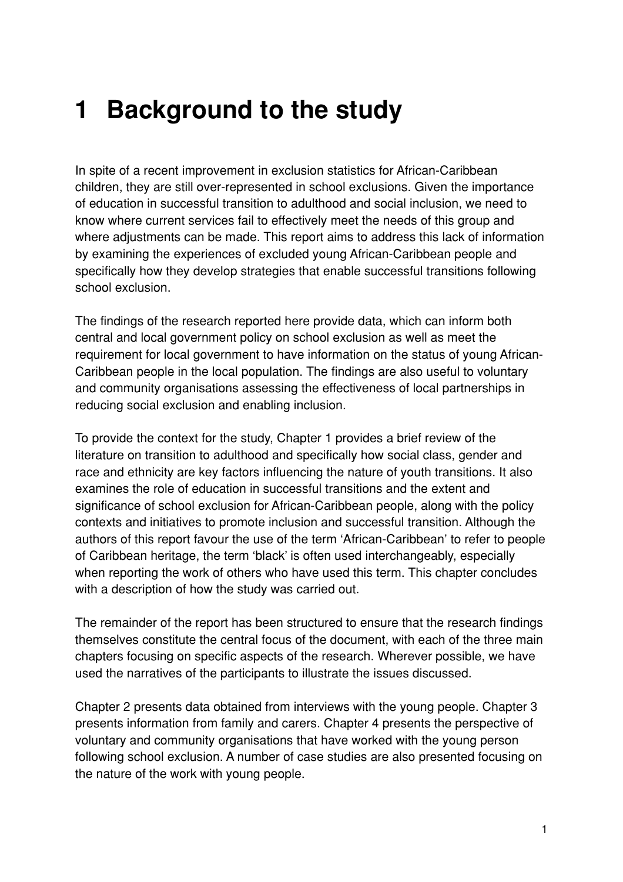# 1 Background to the study

In spite of a recent improvement in exclusion statistics for African-Caribbean children, they are still over-represented in school exclusions. Given the importance of education in successful transition to adulthood and social inclusion, we need to know where current services fail to effectively meet the needs of this group and where adjustments can be made. This report aims to address this lack of information by examining the experiences of excluded young African-Caribbean people and specifically how they develop strategies that enable successful transitions following school exclusion.

The findings of the research reported here provide data, which can inform both central and local government policy on school exclusion as well as meet the requirement for local government to have information on the status of young African-Caribbean people in the local population. The findings are also useful to voluntary and community organisations assessing the effectiveness of local partnerships in reducing social exclusion and enabling inclusion.

To provide the context for the study, Chapter 1 provides a brief review of the literature on transition to adulthood and specifically how social class, gender and race and ethnicity are key factors influencing the nature of youth transitions. It also examines the role of education in successful transitions and the extent and significance of school exclusion for African-Caribbean people, along with the policy contexts and initiatives to promote inclusion and successful transition. Although the authors of this report favour the use of the term 'African-Caribbean' to refer to people of Caribbean heritage, the term 'black' is often used interchangeably, especially when reporting the work of others who have used this term. This chapter concludes with a description of how the study was carried out.

The remainder of the report has been structured to ensure that the research findings themselves constitute the central focus of the document, with each of the three main chapters focusing on specific aspects of the research. Wherever possible, we have used the narratives of the participants to illustrate the issues discussed.

Chapter 2 presents data obtained from interviews with the young people. Chapter 3 presents information from family and carers. Chapter 4 presents the perspective of voluntary and community organisations that have worked with the young person following school exclusion. A number of case studies are also presented focusing on the nature of the work with young people.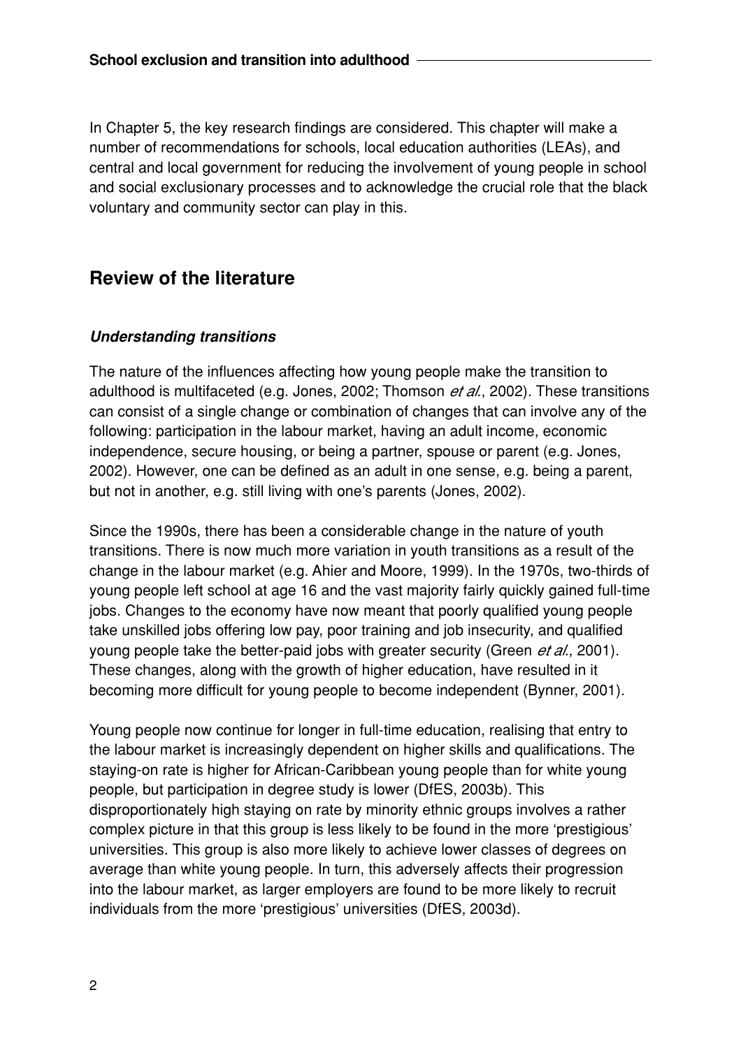In Chapter 5, the key research findings are considered. This chapter will make a number of recommendations for schools, local education authorities (LEAs), and central and local government for reducing the involvement of young people in school and social exclusionary processes and to acknowledge the crucial role that the black voluntary and community sector can play in this.

## Review of the literature

### *Understanding transitions*

The nature of the influences affecting how young people make the transition to adulthood is multifaceted (e.g. Jones, 2002; Thomson *et al.*, 2002). These transitions can consist of a single change or combination of changes that can involve any of the following: participation in the labour market, having an adult income, economic independence, secure housing, or being a partner, spouse or parent (e.g. Jones, 2002). However, one can be defined as an adult in one sense, e.g. being a parent, but not in another, e.g. still living with one's parents (Jones, 2002).

Since the 1990s, there has been a considerable change in the nature of youth transitions. There is now much more variation in youth transitions as a result of the change in the labour market (e.g. Ahier and Moore, 1999). In the 1970s, two-thirds of young people left school at age 16 and the vast majority fairly quickly gained full-time jobs. Changes to the economy have now meant that poorly qualified young people take unskilled jobs offering low pay, poor training and job insecurity, and qualified young people take the better-paid jobs with greater security (Green *et al.*, 2001). These changes, along with the growth of higher education, have resulted in it becoming more difficult for young people to become independent (Bynner, 2001).

Young people now continue for longer in full-time education, realising that entry to the labour market is increasingly dependent on higher skills and qualifications. The staying-on rate is higher for African-Caribbean young people than for white young people, but participation in degree study is lower (DfES, 2003b). This disproportionately high staying on rate by minority ethnic groups involves a rather complex picture in that this group is less likely to be found in the more 'prestigious' universities. This group is also more likely to achieve lower classes of degrees on average than white young people. In turn, this adversely affects their progression into the labour market, as larger employers are found to be more likely to recruit individuals from the more 'prestigious' universities (DfES, 2003d).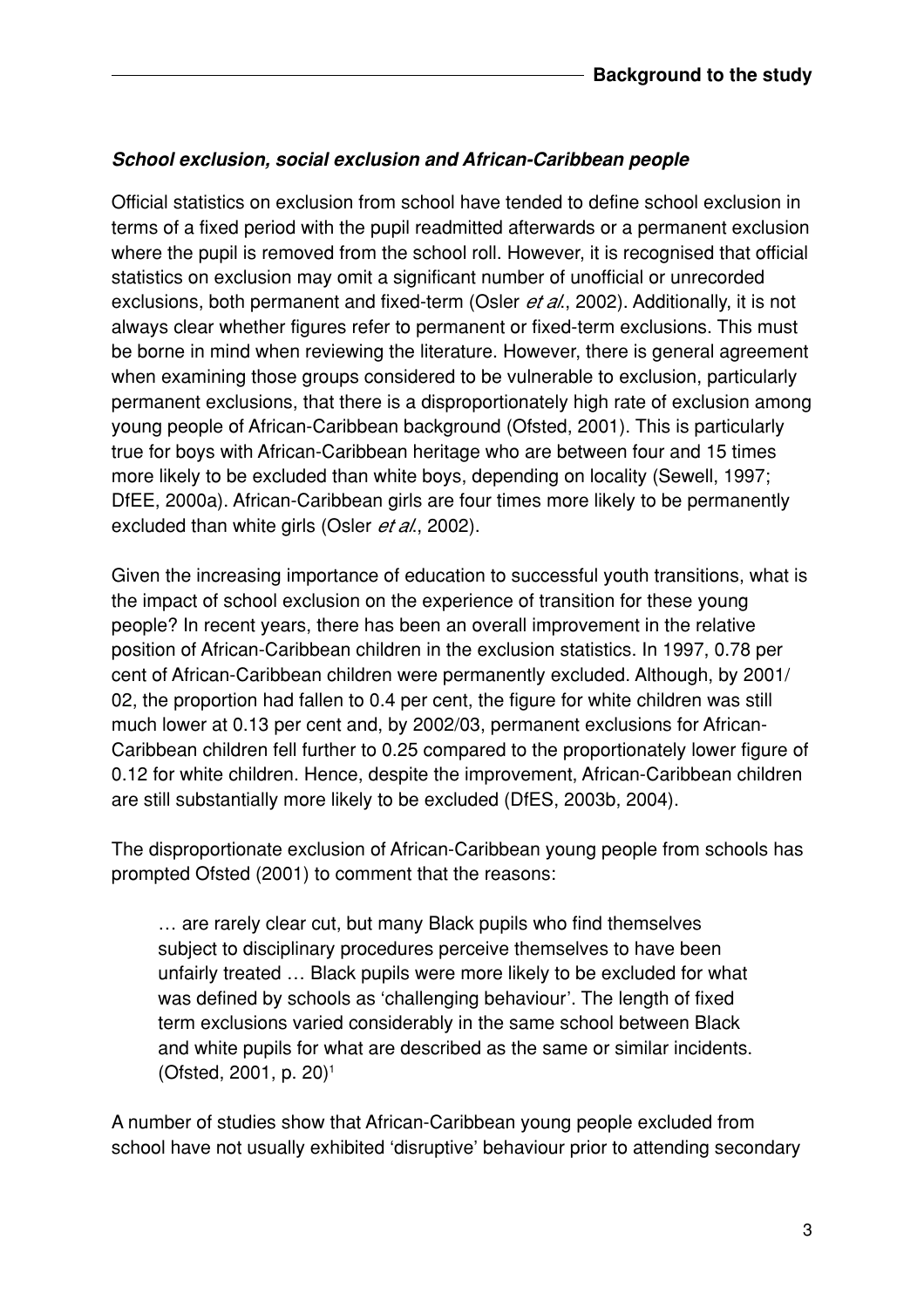### *School exclusion, social exclusion and African-Caribbean people*

Official statistics on exclusion from school have tended to define school exclusion in terms of a fixed period with the pupil readmitted afterwards or a permanent exclusion where the pupil is removed from the school roll. However, it is recognised that official statistics on exclusion may omit a significant number of unofficial or unrecorded exclusions, both permanent and fixed-term (Osler *et al.*, 2002). Additionally, it is not always clear whether figures refer to permanent or fixed-term exclusions. This must be borne in mind when reviewing the literature. However, there is general agreement when examining those groups considered to be vulnerable to exclusion, particularly permanent exclusions, that there is a disproportionately high rate of exclusion among young people of African-Caribbean background (Ofsted, 2001). This is particularly true for boys with African-Caribbean heritage who are between four and 15 times more likely to be excluded than white boys, depending on locality (Sewell, 1997; DfEE, 2000a). African-Caribbean girls are four times more likely to be permanently excluded than white girls (Osler *et al.*, 2002).

Given the increasing importance of education to successful youth transitions, what is the impact of school exclusion on the experience of transition for these young people? In recent years, there has been an overall improvement in the relative position of African-Caribbean children in the exclusion statistics. In 1997, 0.78 per cent of African-Caribbean children were permanently excluded. Although, by 2001/02, the proportion had fallen to 0.4 per cent, the figure for white children was still much lower at 0.13 per cent and, by 2002/03, permanent exclusions for African-Caribbean children fell further to 0.25 compared to the proportionately lower figure of 0.12 for white children. Hence, despite the improvement, African-Caribbean children are still substantially more likely to be excluded (DfES, 2003b, 2004).

The disproportionate exclusion of African-Caribbean young people from schools has prompted Ofsted (2001) to comment that the reasons:

> … are rarely clear cut, but many Black pupils who find themselves subject to disciplinary procedures perceive themselves to have been unfairly treated … Black pupils were more likely to be excluded for what was defined by schools as 'challenging behaviour'. The length of fixed term exclusions varied considerably in the same school between Black and white pupils for what are described as the same or similar incidents. (Ofsted, 2001, p. 20)[1]

A number of studies show that African-Caribbean young people excluded from school have not usually exhibited 'disruptive' behaviour prior to attending secondary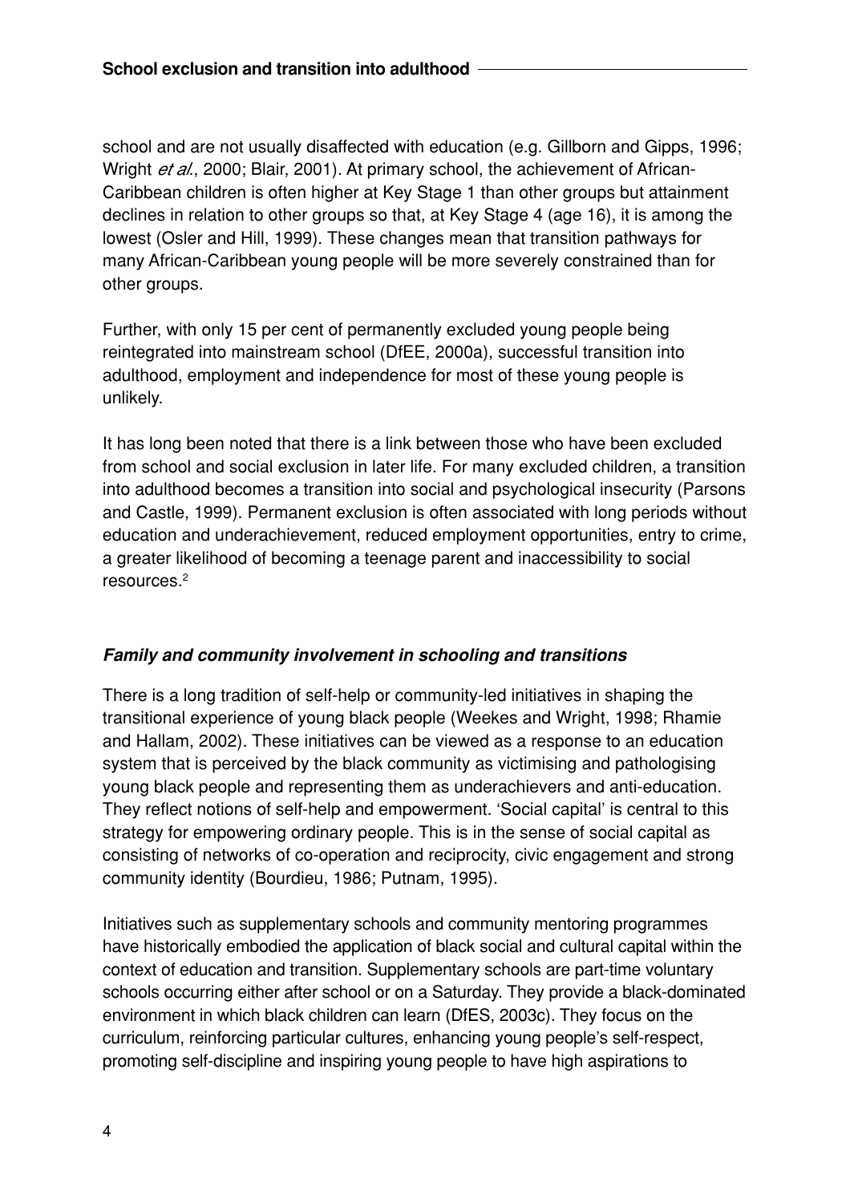school and are not usually disaffected with education (e.g. Gillborn and Gipps, 1996; Wright *et al.*, 2000; Blair, 2001). At primary school, the achievement of African-Caribbean children is often higher at Key Stage 1 than other groups but attainment declines in relation to other groups so that, at Key Stage 4 (age 16), it is among the lowest (Osler and Hill, 1999). These changes mean that transition pathways for many African-Caribbean young people will be more severely constrained than for other groups.

Further, with only 15 per cent of permanently excluded young people being reintegrated into mainstream school (DfEE, 2000a), successful transition into adulthood, employment and independence for most of these young people is unlikely.

It has long been noted that there is a link between those who have been excluded from school and social exclusion in later life. For many excluded children, a transition into adulthood becomes a transition into social and psychological insecurity (Parsons and Castle, 1999). Permanent exclusion is often associated with long periods without education and underachievement, reduced employment opportunities, entry to crime, a greater likelihood of becoming a teenage parent and inaccessibility to social resources.[2]

### *Family and community involvement in schooling and transitions*

There is a long tradition of self-help or community-led initiatives in shaping the transitional experience of young black people (Weekes and Wright, 1998; Rhamie and Hallam, 2002). These initiatives can be viewed as a response to an education system that is perceived by the black community as victimising and pathologising young black people and representing them as underachievers and anti-education. They reflect notions of self-help and empowerment. 'Social capital' is central to this strategy for empowering ordinary people. This is in the sense of social capital as consisting of networks of co-operation and reciprocity, civic engagement and strong community identity (Bourdieu, 1986; Putnam, 1995).

Initiatives such as supplementary schools and community mentoring programmes have historically embodied the application of black social and cultural capital within the context of education and transition. Supplementary schools are part-time voluntary schools occurring either after school or on a Saturday. They provide a black-dominated environment in which black children can learn (DfES, 2003c). They focus on the curriculum, reinforcing particular cultures, enhancing young people's self-respect, promoting self-discipline and inspiring young people to have high aspirations to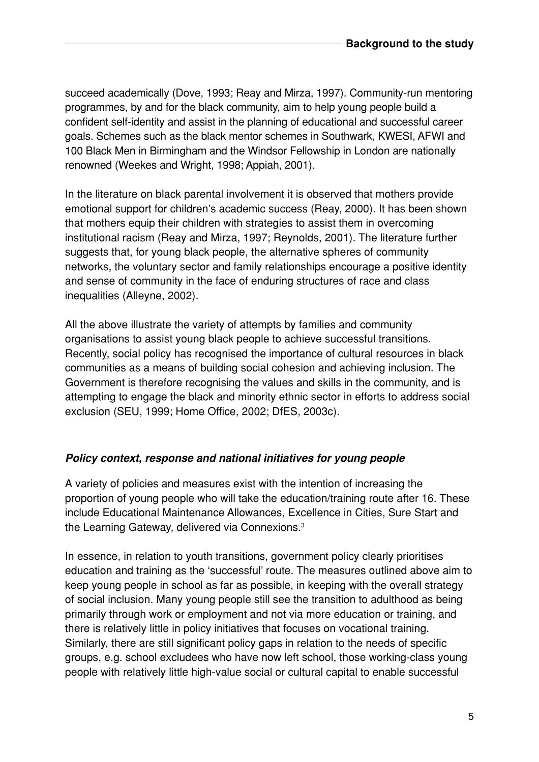succeed academically (Dove, 1993; Reay and Mirza, 1997). Community-run mentoring programmes, by and for the black community, aim to help young people build a confident self-identity and assist in the planning of educational and successful career goals. Schemes such as the black mentor schemes in Southwark, KWESI, AFWI and 100 Black Men in Birmingham and the Windsor Fellowship in London are nationally renowned (Weekes and Wright, 1998; Appiah, 2001).

In the literature on black parental involvement it is observed that mothers provide emotional support for children's academic success (Reay, 2000). It has been shown that mothers equip their children with strategies to assist them in overcoming institutional racism (Reay and Mirza, 1997; Reynolds, 2001). The literature further suggests that, for young black people, the alternative spheres of community networks, the voluntary sector and family relationships encourage a positive identity and sense of community in the face of enduring structures of race and class inequalities (Alleyne, 2002).

All the above illustrate the variety of attempts by families and community organisations to assist young black people to achieve successful transitions. Recently, social policy has recognised the importance of cultural resources in black communities as a means of building social cohesion and achieving inclusion. The Government is therefore recognising the values and skills in the community, and is attempting to engage the black and minority ethnic sector in efforts to address social exclusion (SEU, 1999; Home Office, 2002; DfES, 2003c).

### *Policy context, response and national initiatives for young people*

A variety of policies and measures exist with the intention of increasing the proportion of young people who will take the education/training route after 16. These include Educational Maintenance Allowances, Excellence in Cities, Sure Start and the Learning Gateway, delivered via Connexions.[3]

In essence, in relation to youth transitions, government policy clearly prioritises education and training as the 'successful' route. The measures outlined above aim to keep young people in school as far as possible, in keeping with the overall strategy of social inclusion. Many young people still see the transition to adulthood as being primarily through work or employment and not via more education or training, and there is relatively little in policy initiatives that focuses on vocational training. Similarly, there are still significant policy gaps in relation to the needs of specific groups, e.g. school excludees who have now left school, those working-class young people with relatively little high-value social or cultural capital to enable successful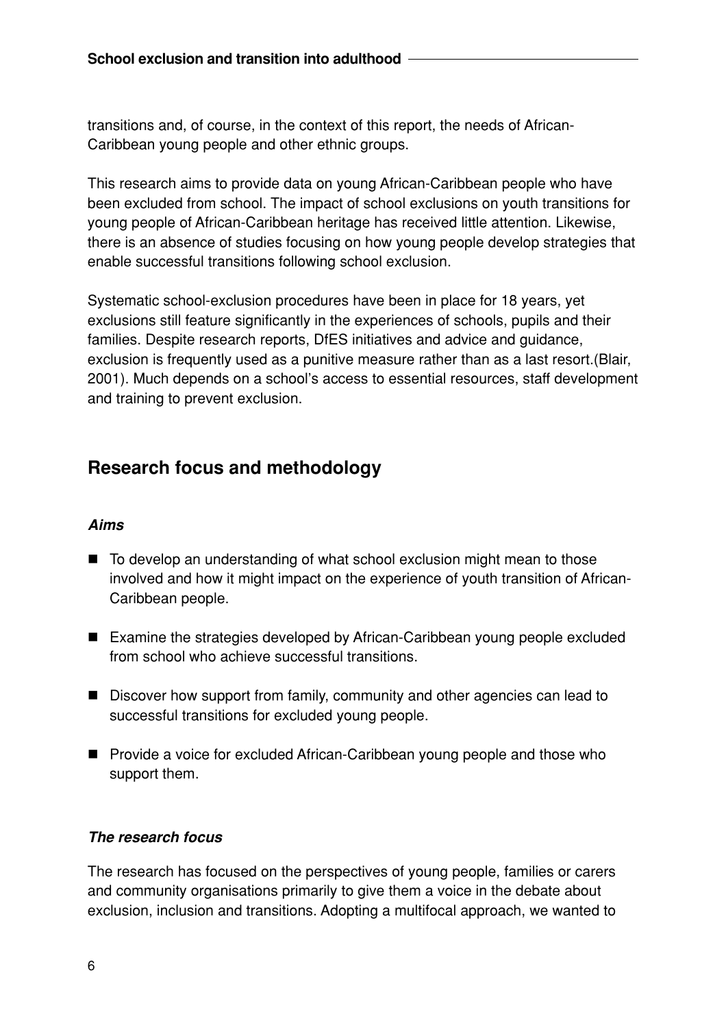transitions and, of course, in the context of this report, the needs of African-Caribbean young people and other ethnic groups.

This research aims to provide data on young African-Caribbean people who have been excluded from school. The impact of school exclusions on youth transitions for young people of African-Caribbean heritage has received little attention. Likewise, there is an absence of studies focusing on how young people develop strategies that enable successful transitions following school exclusion.

Systematic school-exclusion procedures have been in place for 18 years, yet exclusions still feature significantly in the experiences of schools, pupils and their families. Despite research reports, DfES initiatives and advice and guidance, exclusion is frequently used as a punitive measure rather than as a last resort.(Blair, 2001). Much depends on a school's access to essential resources, staff development and training to prevent exclusion.

## Research focus and methodology

### *Aims*

- To develop an understanding of what school exclusion might mean to those involved and how it might impact on the experience of youth transition of African-Caribbean people.
- Examine the strategies developed by African-Caribbean young people excluded from school who achieve successful transitions.
- Discover how support from family, community and other agencies can lead to successful transitions for excluded young people.
- Provide a voice for excluded African-Caribbean young people and those who support them.

### *The research focus*

The research has focused on the perspectives of young people, families or carers and community organisations primarily to give them a voice in the debate about exclusion, inclusion and transitions. Adopting a multifocal approach, we wanted to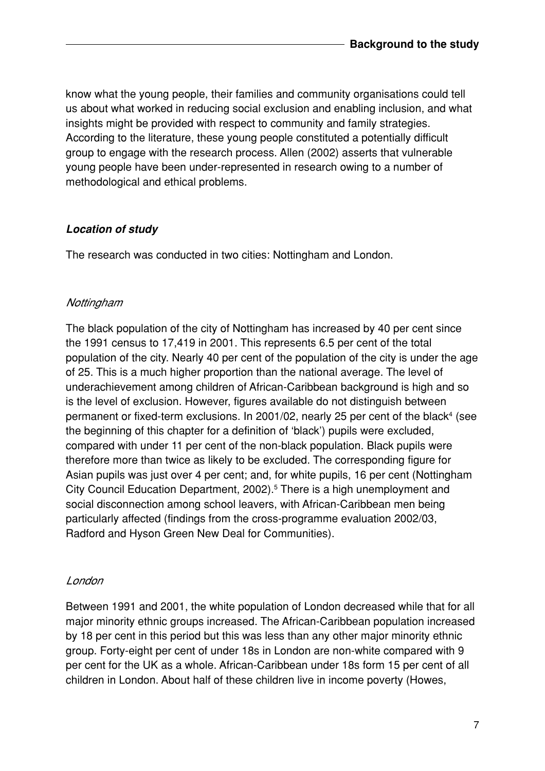know what the young people, their families and community organisations could tell us about what worked in reducing social exclusion and enabling inclusion, and what insights might be provided with respect to community and family strategies. According to the literature, these young people constituted a potentially difficult group to engage with the research process. Allen (2002) asserts that vulnerable young people have been under-represented in research owing to a number of methodological and ethical problems.

### *Location of study*

The research was conducted in two cities: Nottingham and London.

#### *Nottingham*

The black population of the city of Nottingham has increased by 40 per cent since the 1991 census to 17,419 in 2001. This represents 6.5 per cent of the total population of the city. Nearly 40 per cent of the population of the city is under the age of 25. This is a much higher proportion than the national average. The level of underachievement among children of African-Caribbean background is high and so is the level of exclusion. However, figures available do not distinguish between permanent or fixed-term exclusions. In 2001/02, nearly 25 per cent of the black[4] (see the beginning of this chapter for a definition of 'black') pupils were excluded, compared with under 11 per cent of the non-black population. Black pupils were therefore more than twice as likely to be excluded. The corresponding figure for Asian pupils was just over 4 per cent; and, for white pupils, 16 per cent (Nottingham City Council Education Department, 2002).[5] There is a high unemployment and social disconnection among school leavers, with African-Caribbean men being particularly affected (findings from the cross-programme evaluation 2002/03, Radford and Hyson Green New Deal for Communities).

#### *London*

Between 1991 and 2001, the white population of London decreased while that for all major minority ethnic groups increased. The African-Caribbean population increased by 18 per cent in this period but this was less than any other major minority ethnic group. Forty-eight per cent of under 18s in London are non-white compared with 9 per cent for the UK as a whole. African-Caribbean under 18s form 15 per cent of all children in London. About half of these children live in income poverty (Howes,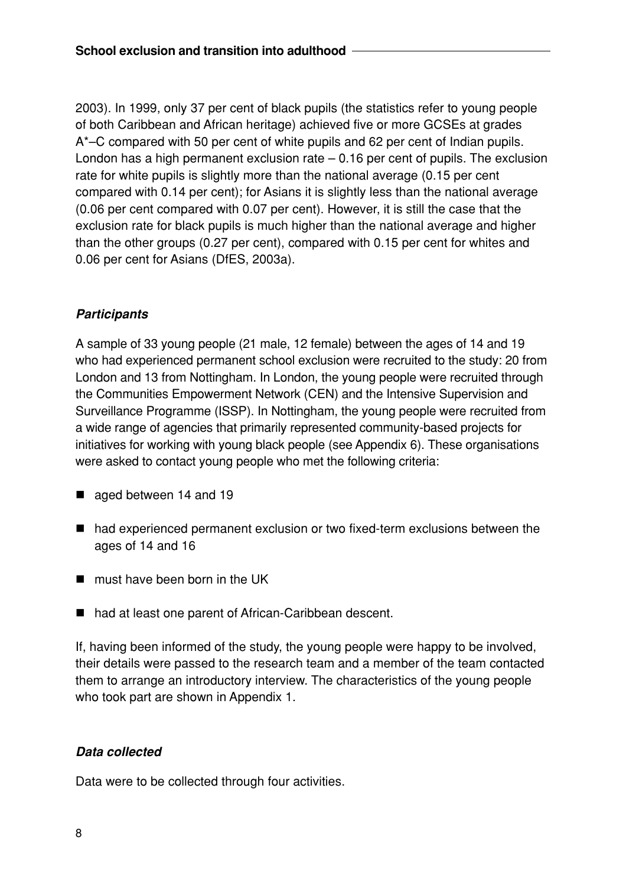2003). In 1999, only 37 per cent of black pupils (the statistics refer to young people of both Caribbean and African heritage) achieved five or more GCSEs at grades A*–C compared with 50 per cent of white pupils and 62 per cent of Indian pupils. London has a high permanent exclusion rate – 0.16 per cent of pupils. The exclusion rate for white pupils is slightly more than the national average (0.15 per cent compared with 0.14 per cent); for Asians it is slightly less than the national average (0.06 per cent compared with 0.07 per cent). However, it is still the case that the exclusion rate for black pupils is much higher than the national average and higher than the other groups (0.27 per cent), compared with 0.15 per cent for whites and 0.06 per cent for Asians (DfES, 2003a).

### *Participants*

A sample of 33 young people (21 male, 12 female) between the ages of 14 and 19 who had experienced permanent school exclusion were recruited to the study: 20 from London and 13 from Nottingham. In London, the young people were recruited through the Communities Empowerment Network (CEN) and the Intensive Supervision and Surveillance Programme (ISSP). In Nottingham, the young people were recruited from a wide range of agencies that primarily represented community-based projects for initiatives for working with young black people (see Appendix 6). These organisations were asked to contact young people who met the following criteria:

- aged between 14 and 19
- had experienced permanent exclusion or two fixed-term exclusions between the ages of 14 and 16
- must have been born in the UK
- had at least one parent of African-Caribbean descent.

If, having been informed of the study, the young people were happy to be involved, their details were passed to the research team and a member of the team contacted them to arrange an introductory interview. The characteristics of the young people who took part are shown in Appendix 1.

### *Data collected*

Data were to be collected through four activities.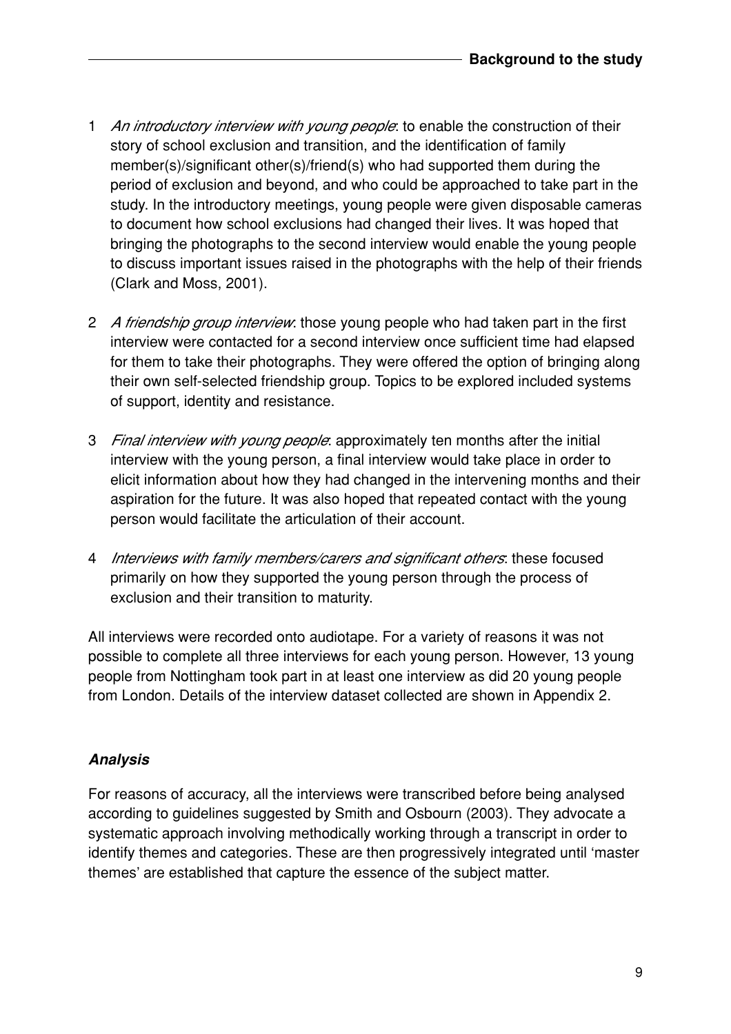1 *An introductory interview with young people*: to enable the construction of their story of school exclusion and transition, and the identification of family member(s)/significant other(s)/friend(s) who had supported them during the period of exclusion and beyond, and who could be approached to take part in the study. In the introductory meetings, young people were given disposable cameras to document how school exclusions had changed their lives. It was hoped that bringing the photographs to the second interview would enable the young people to discuss important issues raised in the photographs with the help of their friends (Clark and Moss, 2001).

2 *A friendship group interview*: those young people who had taken part in the first interview were contacted for a second interview once sufficient time had elapsed for them to take their photographs. They were offered the option of bringing along their own self-selected friendship group. Topics to be explored included systems of support, identity and resistance.

3 *Final interview with young people*: approximately ten months after the initial interview with the young person, a final interview would take place in order to elicit information about how they had changed in the intervening months and their aspiration for the future. It was also hoped that repeated contact with the young person would facilitate the articulation of their account.

4 *Interviews with family members/carers and significant others*: these focused primarily on how they supported the young person through the process of exclusion and their transition to maturity.

All interviews were recorded onto audiotape. For a variety of reasons it was not possible to complete all three interviews for each young person. However, 13 young people from Nottingham took part in at least one interview as did 20 young people from London. Details of the interview dataset collected are shown in Appendix 2.

### *Analysis*

For reasons of accuracy, all the interviews were transcribed before being analysed according to guidelines suggested by Smith and Osbourn (2003). They advocate a systematic approach involving methodically working through a transcript in order to identify themes and categories. These are then progressively integrated until 'master themes' are established that capture the essence of the subject matter.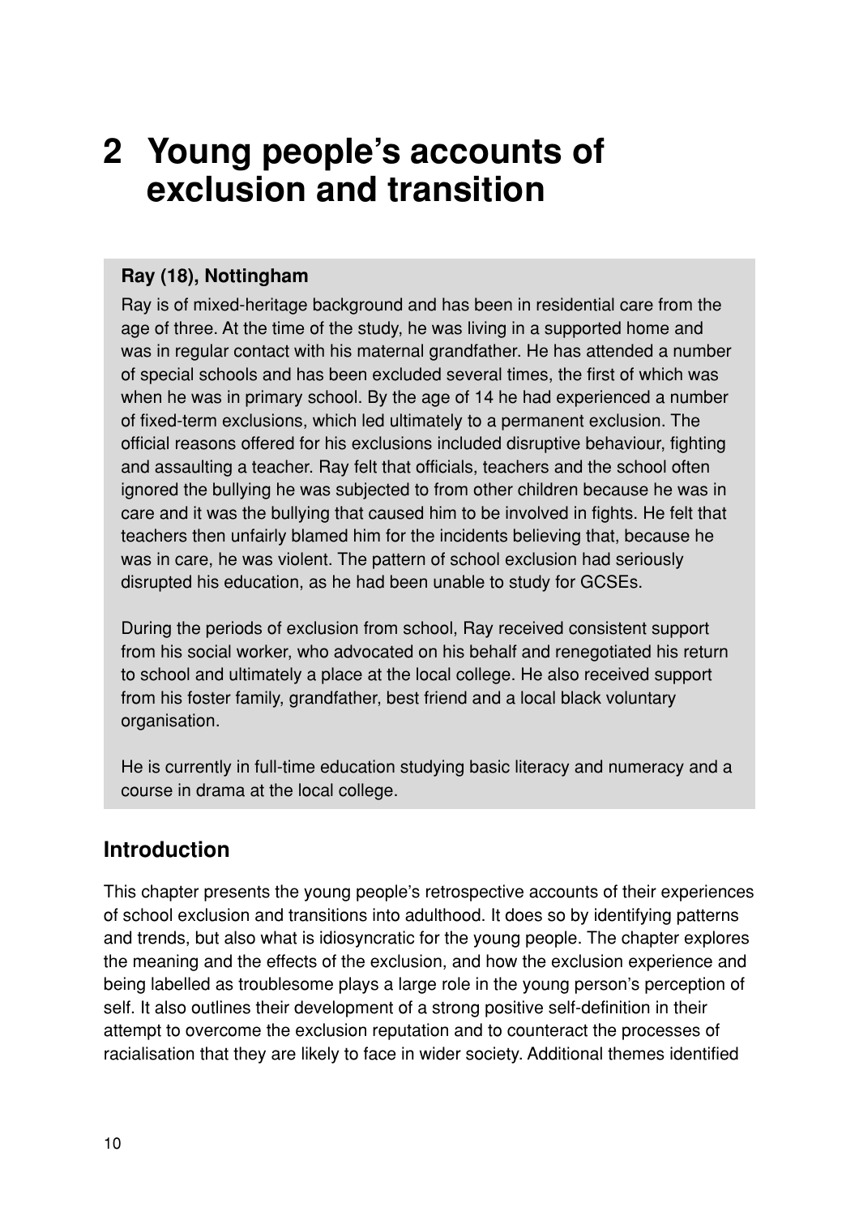# 2 Young people's accounts of exclusion and transition

**Ray (18), Nottingham**

Ray is of mixed-heritage background and has been in residential care from the age of three. At the time of the study, he was living in a supported home and was in regular contact with his maternal grandfather. He has attended a number of special schools and has been excluded several times, the first of which was when he was in primary school. By the age of 14 he had experienced a number of fixed-term exclusions, which led ultimately to a permanent exclusion. The official reasons offered for his exclusions included disruptive behaviour, fighting and assaulting a teacher. Ray felt that officials, teachers and the school often ignored the bullying he was subjected to from other children because he was in care and it was the bullying that caused him to be involved in fights. He felt that teachers then unfairly blamed him for the incidents believing that, because he was in care, he was violent. The pattern of school exclusion had seriously disrupted his education, as he had been unable to study for GCSEs.

During the periods of exclusion from school, Ray received consistent support from his social worker, who advocated on his behalf and renegotiated his return to school and ultimately a place at the local college. He also received support from his foster family, grandfather, best friend and a local black voluntary organisation.

He is currently in full-time education studying basic literacy and numeracy and a course in drama at the local college.

## Introduction

This chapter presents the young people's retrospective accounts of their experiences of school exclusion and transitions into adulthood. It does so by identifying patterns and trends, but also what is idiosyncratic for the young people. The chapter explores the meaning and the effects of the exclusion, and how the exclusion experience and being labelled as troublesome plays a large role in the young person's perception of self. It also outlines their development of a strong positive self-definition in their attempt to overcome the exclusion reputation and to counteract the processes of racialisation that they are likely to face in wider society. Additional themes identified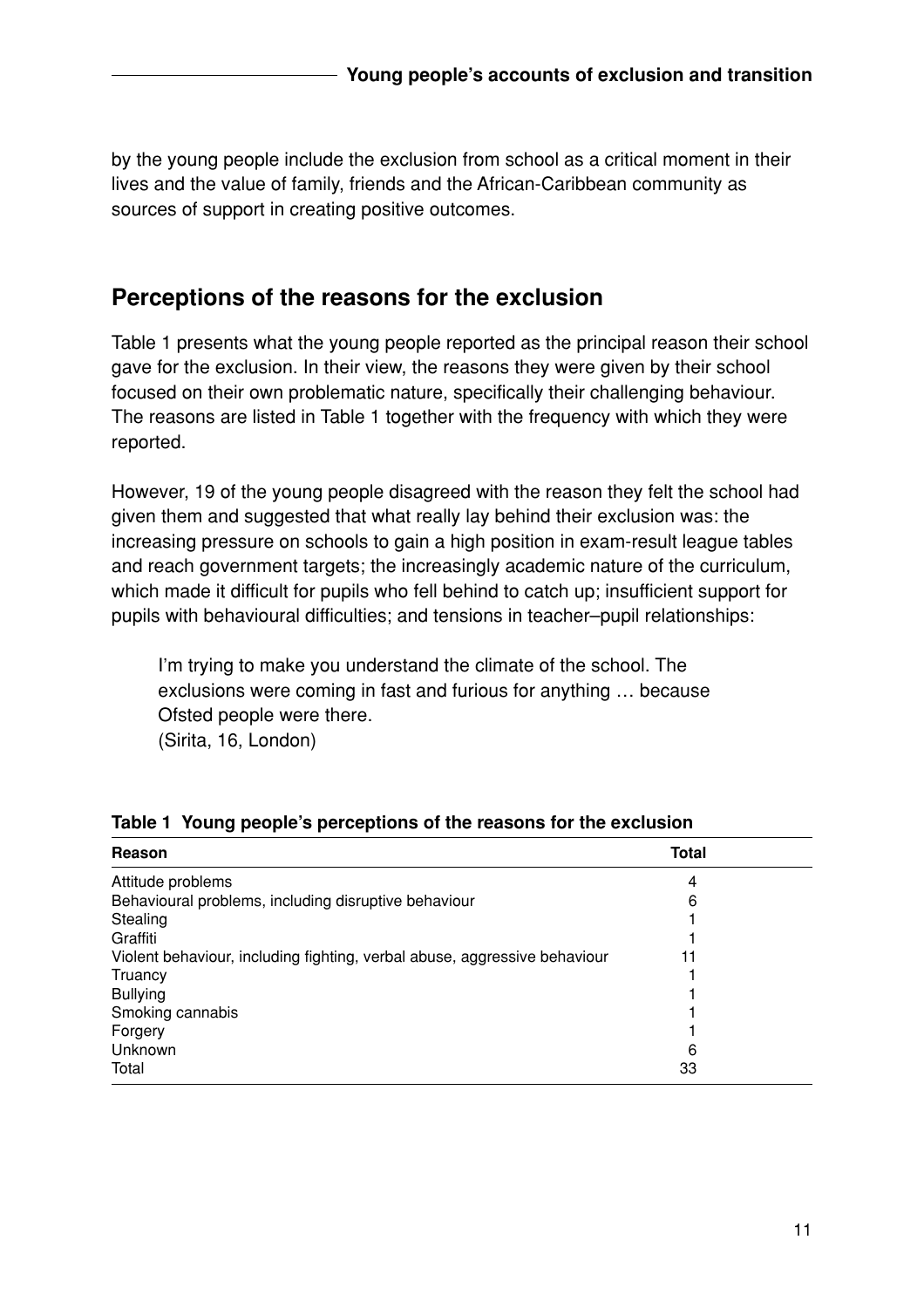by the young people include the exclusion from school as a critical moment in their lives and the value of family, friends and the African-Caribbean community as sources of support in creating positive outcomes.

## Perceptions of the reasons for the exclusion

Table 1 presents what the young people reported as the principal reason their school gave for the exclusion. In their view, the reasons they were given by their school focused on their own problematic nature, specifically their challenging behaviour. The reasons are listed in Table 1 together with the frequency with which they were reported.

However, 19 of the young people disagreed with the reason they felt the school had given them and suggested that what really lay behind their exclusion was: the increasing pressure on schools to gain a high position in exam-result league tables and reach government targets; the increasingly academic nature of the curriculum, which made it difficult for pupils who fell behind to catch up; insufficient support for pupils with behavioural difficulties; and tensions in teacher–pupil relationships:

> I'm trying to make you understand the climate of the school. The exclusions were coming in fast and furious for anything … because Ofsted people were there.
> (Sirita, 16, London)

**Table 1 Young people's perceptions of the reasons for the exclusion**

| Reason | Total |
|---|---|
| Attitude problems | 4 |
| Behavioural problems, including disruptive behaviour | 6 |
| Stealing | 1 |
| Graffiti | 1 |
| Violent behaviour, including fighting, verbal abuse, aggressive behaviour | 11 |
| Truancy | 1 |
| Bullying | 1 |
| Smoking cannabis | 1 |
| Forgery | 1 |
| Unknown | 6 |
| Total | 33 |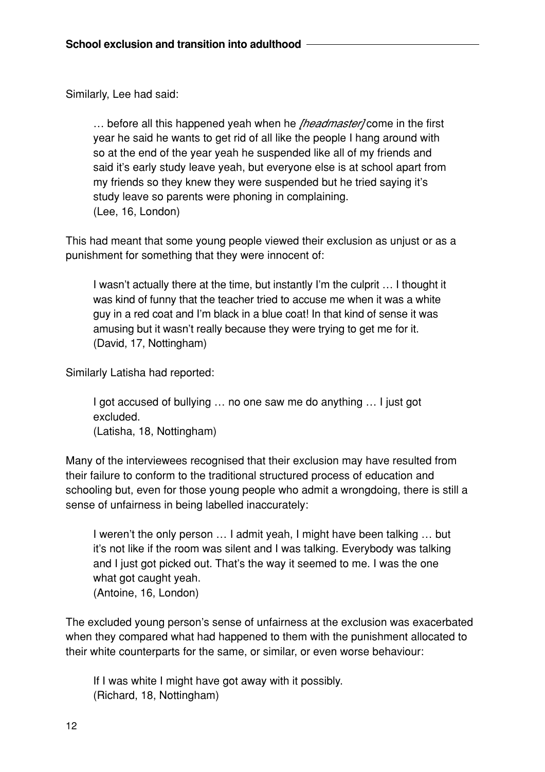Similarly, Lee had said:

> … before all this happened yeah when he *[headmaster]* come in the first year he said he wants to get rid of all like the people I hang around with so at the end of the year yeah he suspended like all of my friends and said it's early study leave yeah, but everyone else is at school apart from my friends so they knew they were suspended but he tried saying it's study leave so parents were phoning in complaining.
> (Lee, 16, London)

This had meant that some young people viewed their exclusion as unjust or as a punishment for something that they were innocent of:

> I wasn't actually there at the time, but instantly I'm the culprit … I thought it was kind of funny that the teacher tried to accuse me when it was a white guy in a red coat and I'm black in a blue coat! In that kind of sense it was amusing but it wasn't really because they were trying to get me for it.
> (David, 17, Nottingham)

Similarly Latisha had reported:

> I got accused of bullying … no one saw me do anything … I just got excluded.
> (Latisha, 18, Nottingham)

Many of the interviewees recognised that their exclusion may have resulted from their failure to conform to the traditional structured process of education and schooling but, even for those young people who admit a wrongdoing, there is still a sense of unfairness in being labelled inaccurately:

> I weren't the only person … I admit yeah, I might have been talking … but it's not like if the room was silent and I was talking. Everybody was talking and I just got picked out. That's the way it seemed to me. I was the one what got caught yeah.
> (Antoine, 16, London)

The excluded young person's sense of unfairness at the exclusion was exacerbated when they compared what had happened to them with the punishment allocated to their white counterparts for the same, or similar, or even worse behaviour:

> If I was white I might have got away with it possibly.
> (Richard, 18, Nottingham)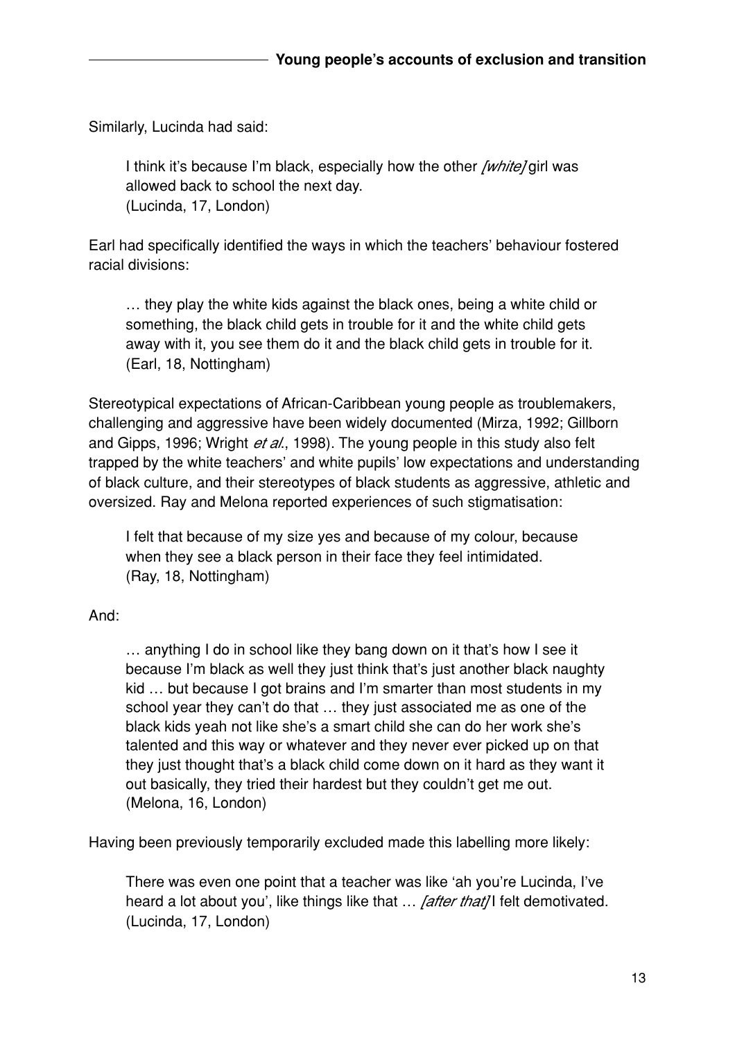Similarly, Lucinda had said:

> I think it's because I'm black, especially how the other *[white]* girl was allowed back to school the next day.
> (Lucinda, 17, London)

Earl had specifically identified the ways in which the teachers' behaviour fostered racial divisions:

> … they play the white kids against the black ones, being a white child or something, the black child gets in trouble for it and the white child gets away with it, you see them do it and the black child gets in trouble for it.
> (Earl, 18, Nottingham)

Stereotypical expectations of African-Caribbean young people as troublemakers, challenging and aggressive have been widely documented (Mirza, 1992; Gillborn and Gipps, 1996; Wright *et al.*, 1998). The young people in this study also felt trapped by the white teachers' and white pupils' low expectations and understanding of black culture, and their stereotypes of black students as aggressive, athletic and oversized. Ray and Melona reported experiences of such stigmatisation:

> I felt that because of my size yes and because of my colour, because when they see a black person in their face they feel intimidated.
> (Ray, 18, Nottingham)

And:

> … anything I do in school like they bang down on it that's how I see it because I'm black as well they just think that's just another black naughty kid … but because I got brains and I'm smarter than most students in my school year they can't do that … they just associated me as one of the black kids yeah not like she's a smart child she can do her work she's talented and this way or whatever and they never ever picked up on that they just thought that's a black child come down on it hard as they want it out basically, they tried their hardest but they couldn't get me out.
> (Melona, 16, London)

Having been previously temporarily excluded made this labelling more likely:

> There was even one point that a teacher was like 'ah you're Lucinda, I've heard a lot about you', like things like that … *[after that]* I felt demotivated.
> (Lucinda, 17, London)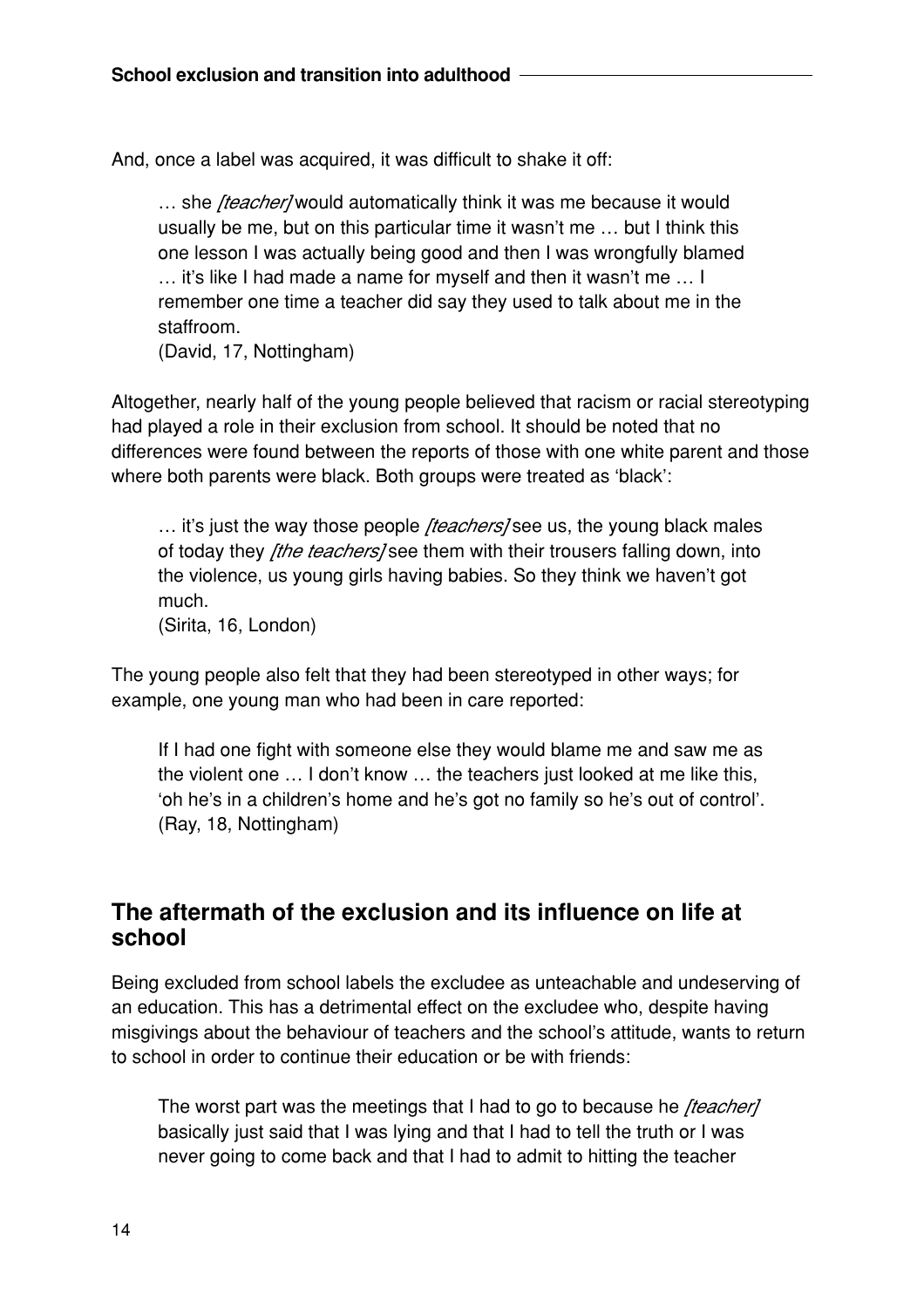And, once a label was acquired, it was difficult to shake it off:

> … she *[teacher]* would automatically think it was me because it would usually be me, but on this particular time it wasn't me … but I think this one lesson I was actually being good and then I was wrongfully blamed … it's like I had made a name for myself and then it wasn't me … I remember one time a teacher did say they used to talk about me in the staffroom.
> (David, 17, Nottingham)

Altogether, nearly half of the young people believed that racism or racial stereotyping had played a role in their exclusion from school. It should be noted that no differences were found between the reports of those with one white parent and those where both parents were black. Both groups were treated as 'black':

> … it's just the way those people *[teachers]* see us, the young black males of today they *[the teachers]* see them with their trousers falling down, into the violence, us young girls having babies. So they think we haven't got much.
> (Sirita, 16, London)

The young people also felt that they had been stereotyped in other ways; for example, one young man who had been in care reported:

> If I had one fight with someone else they would blame me and saw me as the violent one … I don't know … the teachers just looked at me like this, 'oh he's in a children's home and he's got no family so he's out of control'.
> (Ray, 18, Nottingham)

## The aftermath of the exclusion and its influence on life at school

Being excluded from school labels the excludee as unteachable and undeserving of an education. This has a detrimental effect on the excludee who, despite having misgivings about the behaviour of teachers and the school's attitude, wants to return to school in order to continue their education or be with friends:

> The worst part was the meetings that I had to go to because he *[teacher]* basically just said that I was lying and that I had to tell the truth or I was never going to come back and that I had to admit to hitting the teacher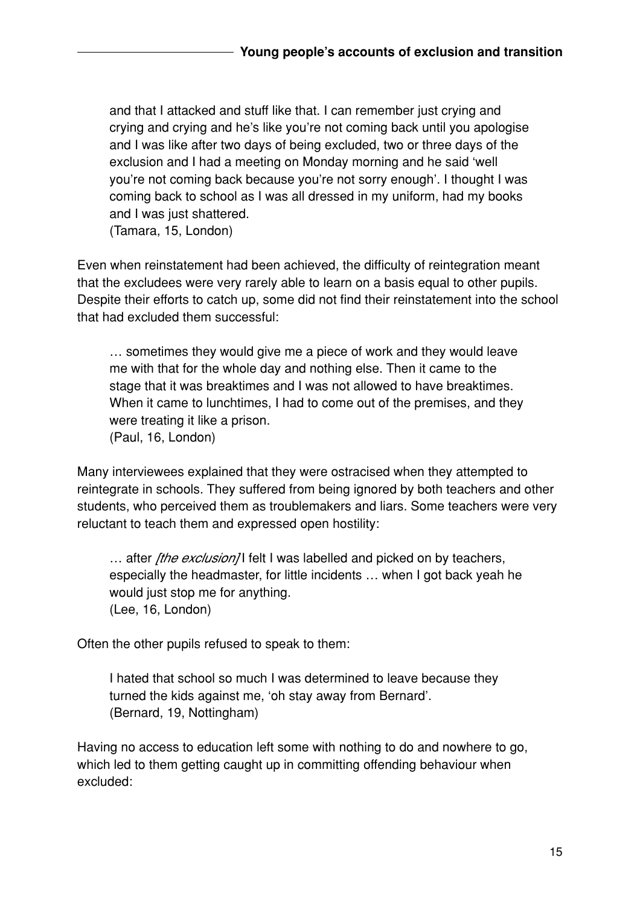> and that I attacked and stuff like that. I can remember just crying and crying and crying and he's like you're not coming back until you apologise and I was like after two days of being excluded, two or three days of the exclusion and I had a meeting on Monday morning and he said 'well you're not coming back because you're not sorry enough'. I thought I was coming back to school as I was all dressed in my uniform, had my books and I was just shattered.
> (Tamara, 15, London)

Even when reinstatement had been achieved, the difficulty of reintegration meant that the excludees were very rarely able to learn on a basis equal to other pupils. Despite their efforts to catch up, some did not find their reinstatement into the school that had excluded them successful:

> … sometimes they would give me a piece of work and they would leave me with that for the whole day and nothing else. Then it came to the stage that it was breaktimes and I was not allowed to have breaktimes. When it came to lunchtimes, I had to come out of the premises, and they were treating it like a prison.
> (Paul, 16, London)

Many interviewees explained that they were ostracised when they attempted to reintegrate in schools. They suffered from being ignored by both teachers and other students, who perceived them as troublemakers and liars. Some teachers were very reluctant to teach them and expressed open hostility:

> … after *[the exclusion]* I felt I was labelled and picked on by teachers, especially the headmaster, for little incidents … when I got back yeah he would just stop me for anything.
> (Lee, 16, London)

Often the other pupils refused to speak to them:

> I hated that school so much I was determined to leave because they turned the kids against me, 'oh stay away from Bernard'.
> (Bernard, 19, Nottingham)

Having no access to education left some with nothing to do and nowhere to go, which led to them getting caught up in committing offending behaviour when excluded: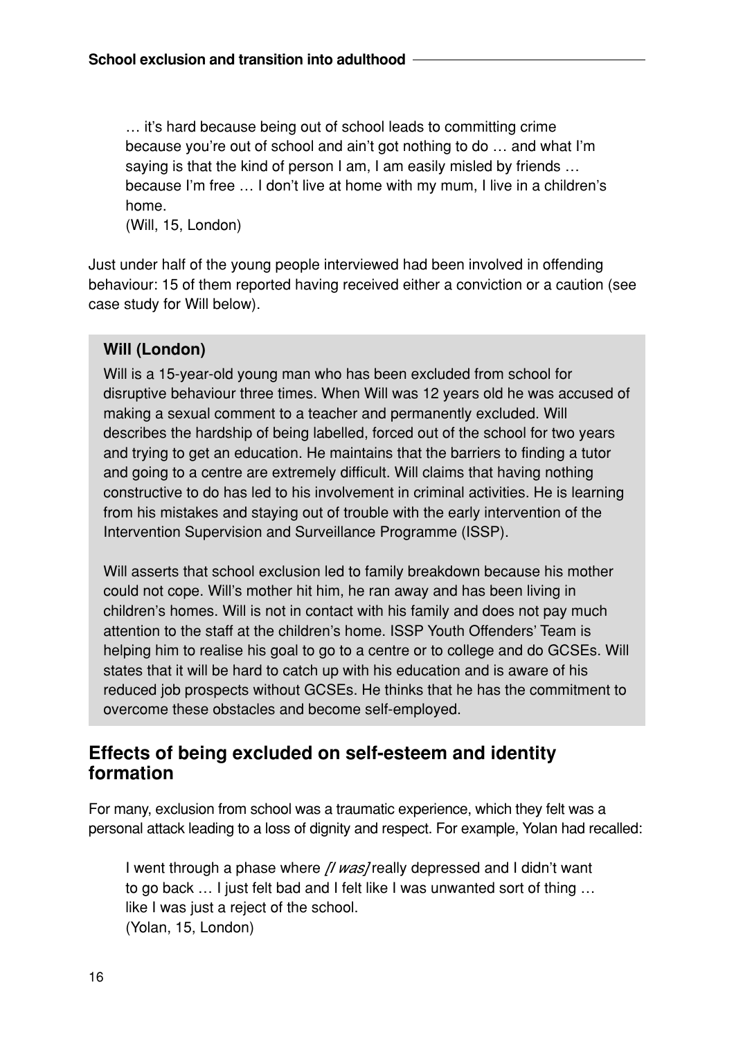> … it's hard because being out of school leads to committing crime because you're out of school and ain't got nothing to do … and what I'm saying is that the kind of person I am, I am easily misled by friends … because I'm free … I don't live at home with my mum, I live in a children's home.
> (Will, 15, London)

Just under half of the young people interviewed had been involved in offending behaviour: 15 of them reported having received either a conviction or a caution (see case study for Will below).

> **Will (London)**
>
> Will is a 15-year-old young man who has been excluded from school for disruptive behaviour three times. When Will was 12 years old he was accused of making a sexual comment to a teacher and permanently excluded. Will describes the hardship of being labelled, forced out of the school for two years and trying to get an education. He maintains that the barriers to finding a tutor and going to a centre are extremely difficult. Will claims that having nothing constructive to do has led to his involvement in criminal activities. He is learning from his mistakes and staying out of trouble with the early intervention of the Intervention Supervision and Surveillance Programme (ISSP).
>
> Will asserts that school exclusion led to family breakdown because his mother could not cope. Will's mother hit him, he ran away and has been living in children's homes. Will is not in contact with his family and does not pay much attention to the staff at the children's home. ISSP Youth Offenders' Team is helping him to realise his goal to go to a centre or to college and do GCSEs. Will states that it will be hard to catch up with his education and is aware of his reduced job prospects without GCSEs. He thinks that he has the commitment to overcome these obstacles and become self-employed.

## Effects of being excluded on self-esteem and identity formation

For many, exclusion from school was a traumatic experience, which they felt was a personal attack leading to a loss of dignity and respect. For example, Yolan had recalled:

> I went through a phase where *[I was]* really depressed and I didn't want to go back … I just felt bad and I felt like I was unwanted sort of thing … like I was just a reject of the school.
> (Yolan, 15, London)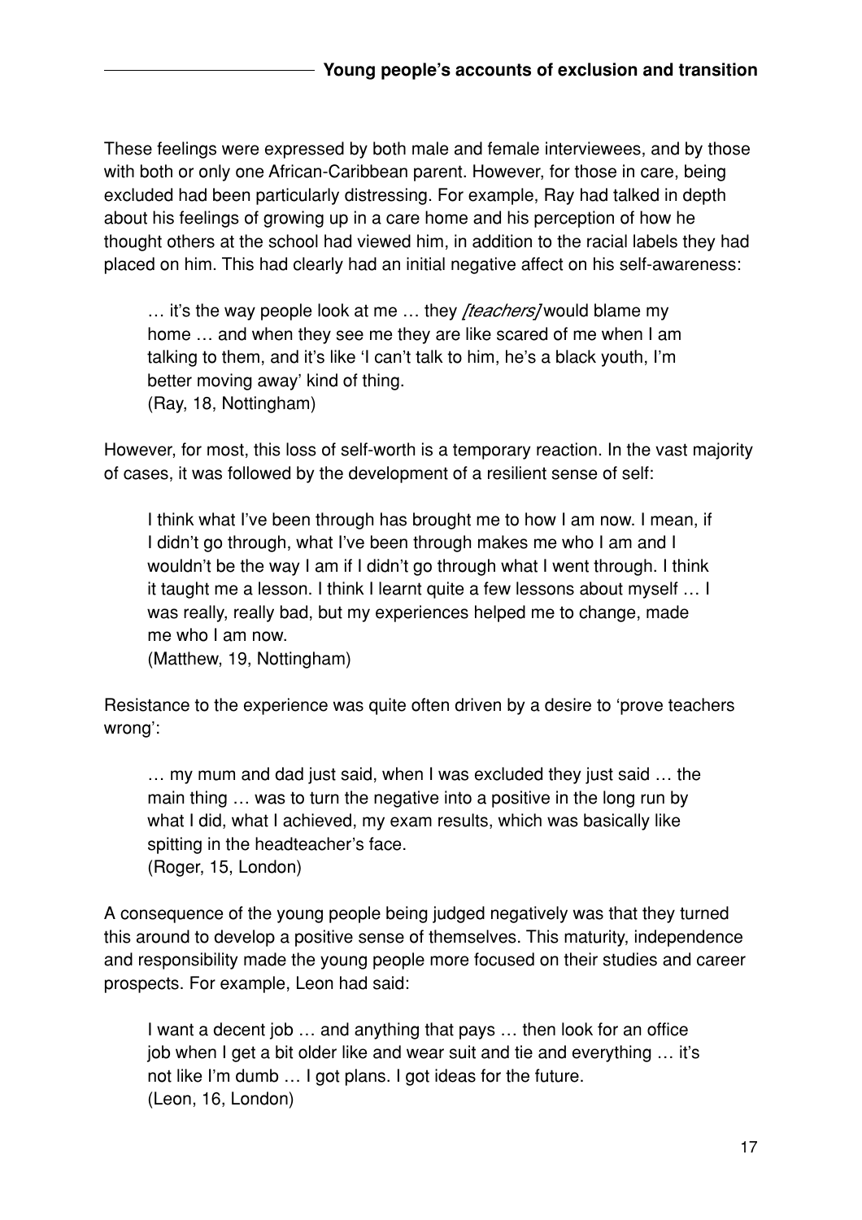These feelings were expressed by both male and female interviewees, and by those with both or only one African-Caribbean parent. However, for those in care, being excluded had been particularly distressing. For example, Ray had talked in depth about his feelings of growing up in a care home and his perception of how he thought others at the school had viewed him, in addition to the racial labels they had placed on him. This had clearly had an initial negative affect on his self-awareness:

> … it's the way people look at me … they *[teachers]* would blame my home … and when they see me they are like scared of me when I am talking to them, and it's like 'I can't talk to him, he's a black youth, I'm better moving away' kind of thing.
> (Ray, 18, Nottingham)

However, for most, this loss of self-worth is a temporary reaction. In the vast majority of cases, it was followed by the development of a resilient sense of self:

> I think what I've been through has brought me to how I am now. I mean, if I didn't go through, what I've been through makes me who I am and I wouldn't be the way I am if I didn't go through what I went through. I think it taught me a lesson. I think I learnt quite a few lessons about myself … I was really, really bad, but my experiences helped me to change, made me who I am now.
> (Matthew, 19, Nottingham)

Resistance to the experience was quite often driven by a desire to 'prove teachers wrong':

> … my mum and dad just said, when I was excluded they just said … the main thing … was to turn the negative into a positive in the long run by what I did, what I achieved, my exam results, which was basically like spitting in the headteacher's face.
> (Roger, 15, London)

A consequence of the young people being judged negatively was that they turned this around to develop a positive sense of themselves. This maturity, independence and responsibility made the young people more focused on their studies and career prospects. For example, Leon had said:

> I want a decent job … and anything that pays … then look for an office job when I get a bit older like and wear suit and tie and everything … it's not like I'm dumb … I got plans. I got ideas for the future.
> (Leon, 16, London)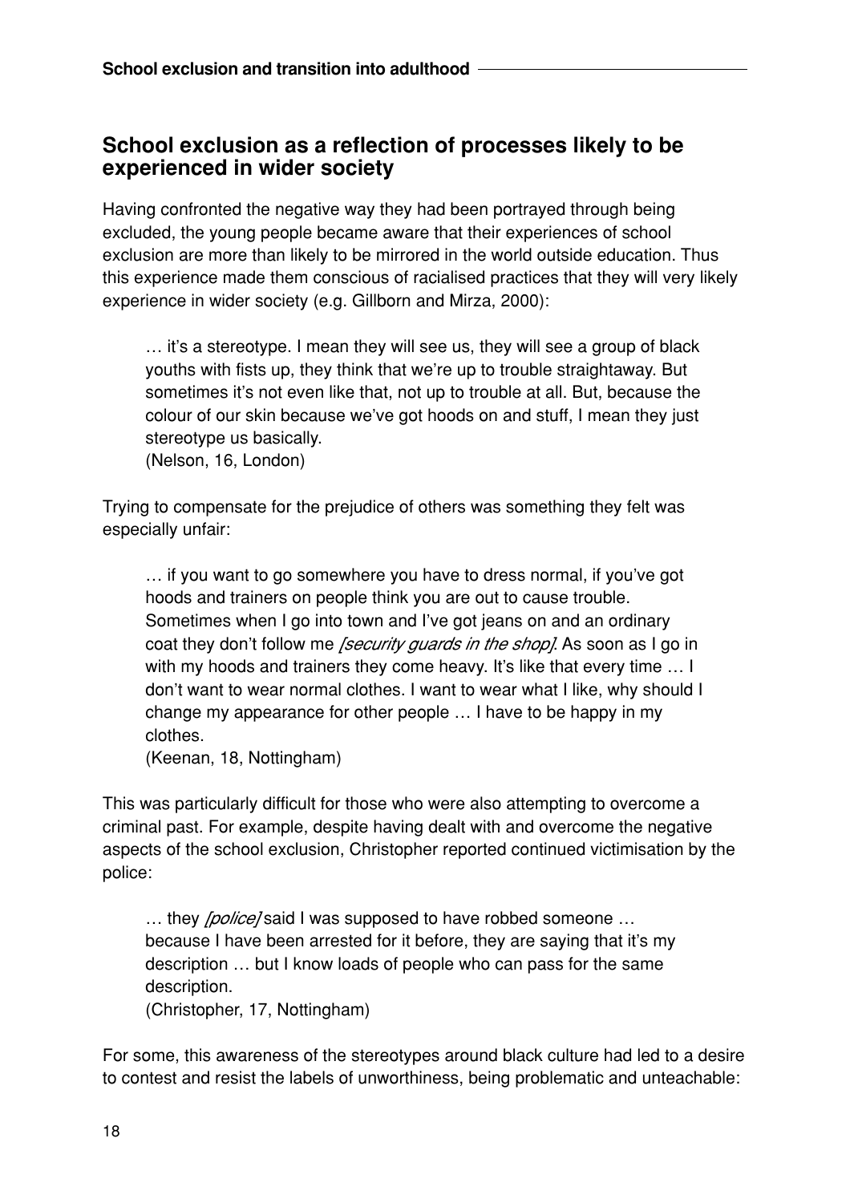## School exclusion as a reflection of processes likely to be experienced in wider society

Having confronted the negative way they had been portrayed through being excluded, the young people became aware that their experiences of school exclusion are more than likely to be mirrored in the world outside education. Thus this experience made them conscious of racialised practices that they will very likely experience in wider society (e.g. Gillborn and Mirza, 2000):

> … it's a stereotype. I mean they will see us, they will see a group of black youths with fists up, they think that we're up to trouble straightaway. But sometimes it's not even like that, not up to trouble at all. But, because the colour of our skin because we've got hoods on and stuff, I mean they just stereotype us basically.
> (Nelson, 16, London)

Trying to compensate for the prejudice of others was something they felt was especially unfair:

> … if you want to go somewhere you have to dress normal, if you've got hoods and trainers on people think you are out to cause trouble. Sometimes when I go into town and I've got jeans on and an ordinary coat they don't follow me *[security guards in the shop]*. As soon as I go in with my hoods and trainers they come heavy. It's like that every time … I don't want to wear normal clothes. I want to wear what I like, why should I change my appearance for other people … I have to be happy in my clothes.
> (Keenan, 18, Nottingham)

This was particularly difficult for those who were also attempting to overcome a criminal past. For example, despite having dealt with and overcome the negative aspects of the school exclusion, Christopher reported continued victimisation by the police:

> … they *[police]* said I was supposed to have robbed someone … because I have been arrested for it before, they are saying that it's my description … but I know loads of people who can pass for the same description.
> (Christopher, 17, Nottingham)

For some, this awareness of the stereotypes around black culture had led to a desire to contest and resist the labels of unworthiness, being problematic and unteachable: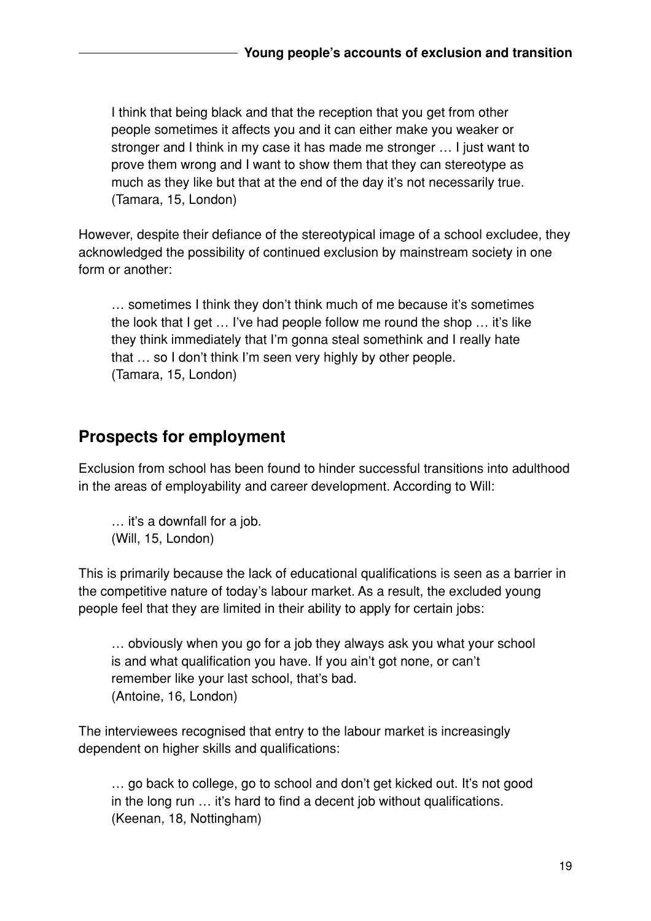> I think that being black and that the reception that you get from other people sometimes it affects you and it can either make you weaker or stronger and I think in my case it has made me stronger … I just want to prove them wrong and I want to show them that they can stereotype as much as they like but that at the end of the day it's not necessarily true.
> (Tamara, 15, London)

However, despite their defiance of the stereotypical image of a school excludee, they acknowledged the possibility of continued exclusion by mainstream society in one form or another:

> … sometimes I think they don't think much of me because it's sometimes the look that I get … I've had people follow me round the shop … it's like they think immediately that I'm gonna steal somethink and I really hate that … so I don't think I'm seen very highly by other people.
> (Tamara, 15, London)

## Prospects for employment

Exclusion from school has been found to hinder successful transitions into adulthood in the areas of employability and career development. According to Will:

> … it's a downfall for a job.
> (Will, 15, London)

This is primarily because the lack of educational qualifications is seen as a barrier in the competitive nature of today's labour market. As a result, the excluded young people feel that they are limited in their ability to apply for certain jobs:

> … obviously when you go for a job they always ask you what your school is and what qualification you have. If you ain't got none, or can't remember like your last school, that's bad.
> (Antoine, 16, London)

The interviewees recognised that entry to the labour market is increasingly dependent on higher skills and qualifications:

> … go back to college, go to school and don't get kicked out. It's not good in the long run … it's hard to find a decent job without qualifications.
> (Keenan, 18, Nottingham)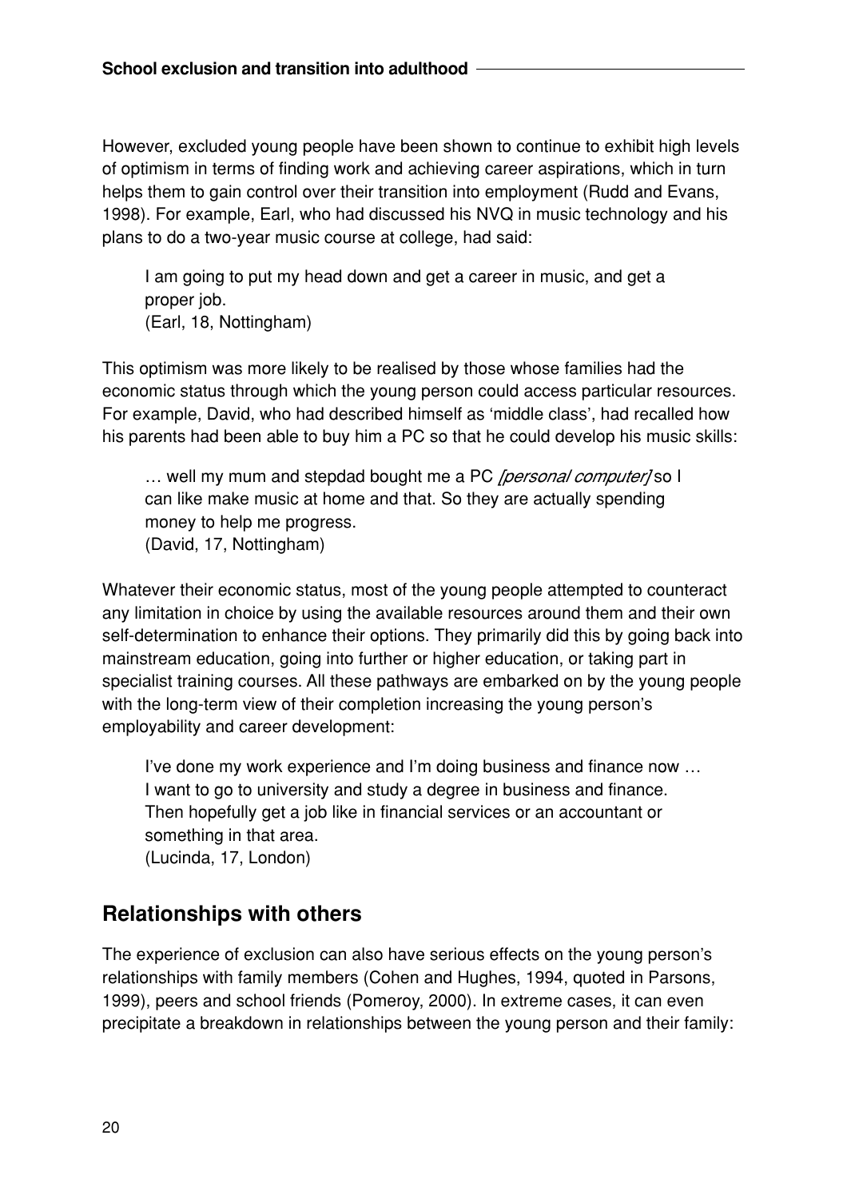However, excluded young people have been shown to continue to exhibit high levels of optimism in terms of finding work and achieving career aspirations, which in turn helps them to gain control over their transition into employment (Rudd and Evans, 1998). For example, Earl, who had discussed his NVQ in music technology and his plans to do a two-year music course at college, had said:

> I am going to put my head down and get a career in music, and get a proper job.
> (Earl, 18, Nottingham)

This optimism was more likely to be realised by those whose families had the economic status through which the young person could access particular resources. For example, David, who had described himself as 'middle class', had recalled how his parents had been able to buy him a PC so that he could develop his music skills:

> … well my mum and stepdad bought me a PC *[personal computer]* so I can like make music at home and that. So they are actually spending money to help me progress.
> (David, 17, Nottingham)

Whatever their economic status, most of the young people attempted to counteract any limitation in choice by using the available resources around them and their own self-determination to enhance their options. They primarily did this by going back into mainstream education, going into further or higher education, or taking part in specialist training courses. All these pathways are embarked on by the young people with the long-term view of their completion increasing the young person's employability and career development:

> I've done my work experience and I'm doing business and finance now … I want to go to university and study a degree in business and finance. Then hopefully get a job like in financial services or an accountant or something in that area.
> (Lucinda, 17, London)

## Relationships with others

The experience of exclusion can also have serious effects on the young person's relationships with family members (Cohen and Hughes, 1994, quoted in Parsons, 1999), peers and school friends (Pomeroy, 2000). In extreme cases, it can even precipitate a breakdown in relationships between the young person and their family: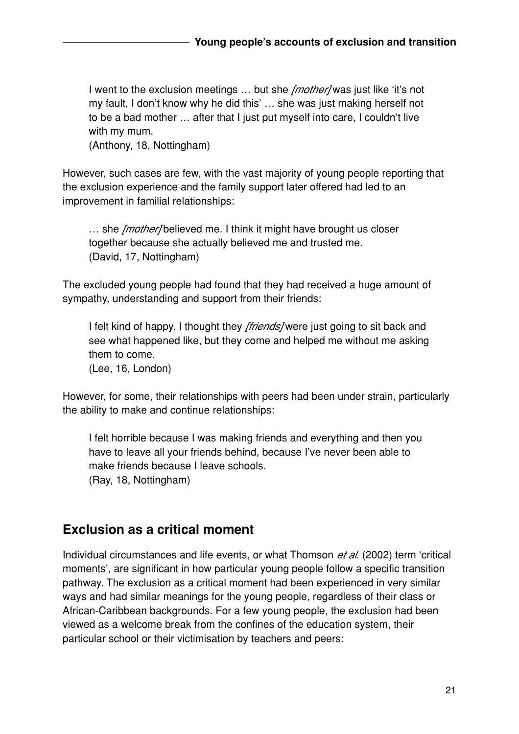> I went to the exclusion meetings … but she *[mother]* was just like 'it's not my fault, I don't know why he did this' … she was just making herself not to be a bad mother … after that I just put myself into care, I couldn't live with my mum.
> (Anthony, 18, Nottingham)

However, such cases are few, with the vast majority of young people reporting that the exclusion experience and the family support later offered had led to an improvement in familial relationships:

> … she *[mother]* believed me. I think it might have brought us closer together because she actually believed me and trusted me.
> (David, 17, Nottingham)

The excluded young people had found that they had received a huge amount of sympathy, understanding and support from their friends:

> I felt kind of happy. I thought they *[friends]* were just going to sit back and see what happened like, but they come and helped me without me asking them to come.
> (Lee, 16, London)

However, for some, their relationships with peers had been under strain, particularly the ability to make and continue relationships:

> I felt horrible because I was making friends and everything and then you have to leave all your friends behind, because I've never been able to make friends because I leave schools.
> (Ray, 18, Nottingham)

## Exclusion as a critical moment

Individual circumstances and life events, or what Thomson *et al*. (2002) term 'critical moments', are significant in how particular young people follow a specific transition pathway. The exclusion as a critical moment had been experienced in very similar ways and had similar meanings for the young people, regardless of their class or African-Caribbean backgrounds. For a few young people, the exclusion had been viewed as a welcome break from the confines of the education system, their particular school or their victimisation by teachers and peers: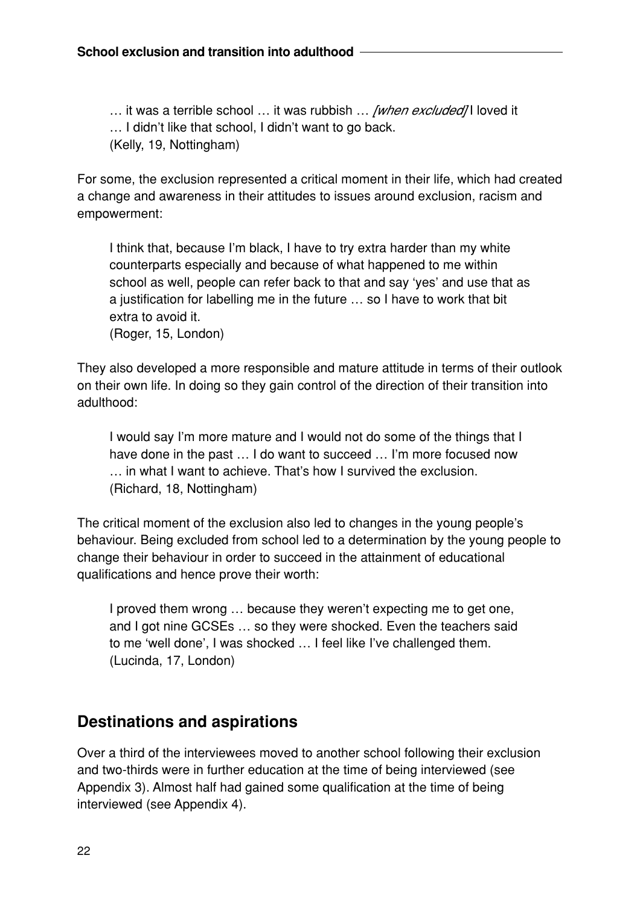… it was a terrible school … it was rubbish … *[when excluded]* I loved it … I didn't like that school, I didn't want to go back.
(Kelly, 19, Nottingham)

For some, the exclusion represented a critical moment in their life, which had created a change and awareness in their attitudes to issues around exclusion, racism and empowerment:

> I think that, because I'm black, I have to try extra harder than my white counterparts especially and because of what happened to me within school as well, people can refer back to that and say 'yes' and use that as a justification for labelling me in the future … so I have to work that bit extra to avoid it.
> (Roger, 15, London)

They also developed a more responsible and mature attitude in terms of their outlook on their own life. In doing so they gain control of the direction of their transition into adulthood:

> I would say I'm more mature and I would not do some of the things that I have done in the past … I do want to succeed … I'm more focused now … in what I want to achieve. That's how I survived the exclusion.
> (Richard, 18, Nottingham)

The critical moment of the exclusion also led to changes in the young people's behaviour. Being excluded from school led to a determination by the young people to change their behaviour in order to succeed in the attainment of educational qualifications and hence prove their worth:

> I proved them wrong … because they weren't expecting me to get one, and I got nine GCSEs … so they were shocked. Even the teachers said to me 'well done', I was shocked … I feel like I've challenged them.
> (Lucinda, 17, London)

## Destinations and aspirations

Over a third of the interviewees moved to another school following their exclusion and two-thirds were in further education at the time of being interviewed (see Appendix 3). Almost half had gained some qualification at the time of being interviewed (see Appendix 4).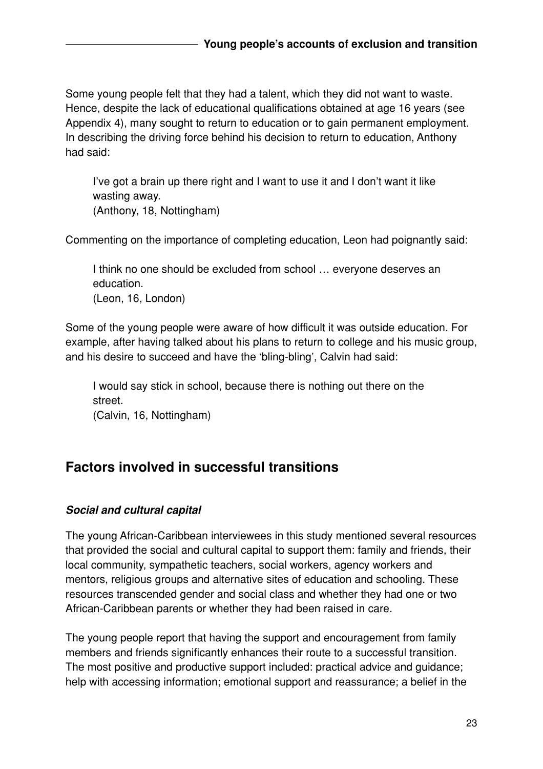Some young people felt that they had a talent, which they did not want to waste. Hence, despite the lack of educational qualifications obtained at age 16 years (see Appendix 4), many sought to return to education or to gain permanent employment. In describing the driving force behind his decision to return to education, Anthony had said:

> I've got a brain up there right and I want to use it and I don't want it like wasting away.
> (Anthony, 18, Nottingham)

Commenting on the importance of completing education, Leon had poignantly said:

> I think no one should be excluded from school … everyone deserves an education.
> (Leon, 16, London)

Some of the young people were aware of how difficult it was outside education. For example, after having talked about his plans to return to college and his music group, and his desire to succeed and have the 'bling-bling', Calvin had said:

> I would say stick in school, because there is nothing out there on the street.
> (Calvin, 16, Nottingham)

## Factors involved in successful transitions

### *Social and cultural capital*

The young African-Caribbean interviewees in this study mentioned several resources that provided the social and cultural capital to support them: family and friends, their local community, sympathetic teachers, social workers, agency workers and mentors, religious groups and alternative sites of education and schooling. These resources transcended gender and social class and whether they had one or two African-Caribbean parents or whether they had been raised in care.

The young people report that having the support and encouragement from family members and friends significantly enhances their route to a successful transition. The most positive and productive support included: practical advice and guidance; help with accessing information; emotional support and reassurance; a belief in the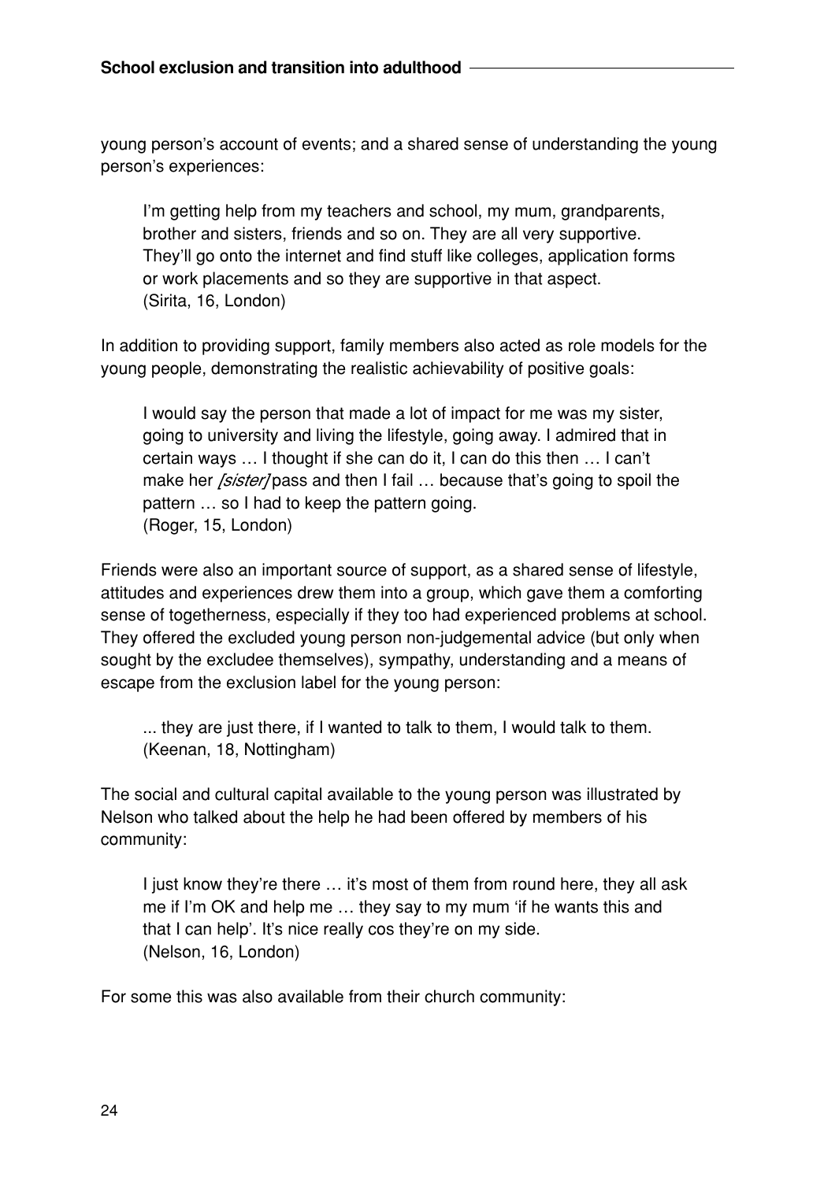young person's account of events; and a shared sense of understanding the young person's experiences:

> I'm getting help from my teachers and school, my mum, grandparents, brother and sisters, friends and so on. They are all very supportive. They'll go onto the internet and find stuff like colleges, application forms or work placements and so they are supportive in that aspect.
> (Sirita, 16, London)

In addition to providing support, family members also acted as role models for the young people, demonstrating the realistic achievability of positive goals:

> I would say the person that made a lot of impact for me was my sister, going to university and living the lifestyle, going away. I admired that in certain ways … I thought if she can do it, I can do this then … I can't make her *[sister]* pass and then I fail … because that's going to spoil the pattern … so I had to keep the pattern going.
> (Roger, 15, London)

Friends were also an important source of support, as a shared sense of lifestyle, attitudes and experiences drew them into a group, which gave them a comforting sense of togetherness, especially if they too had experienced problems at school. They offered the excluded young person non-judgemental advice (but only when sought by the excludee themselves), sympathy, understanding and a means of escape from the exclusion label for the young person:

> ... they are just there, if I wanted to talk to them, I would talk to them.
> (Keenan, 18, Nottingham)

The social and cultural capital available to the young person was illustrated by Nelson who talked about the help he had been offered by members of his community:

> I just know they're there … it's most of them from round here, they all ask me if I'm OK and help me … they say to my mum 'if he wants this and that I can help'. It's nice really cos they're on my side.
> (Nelson, 16, London)

For some this was also available from their church community: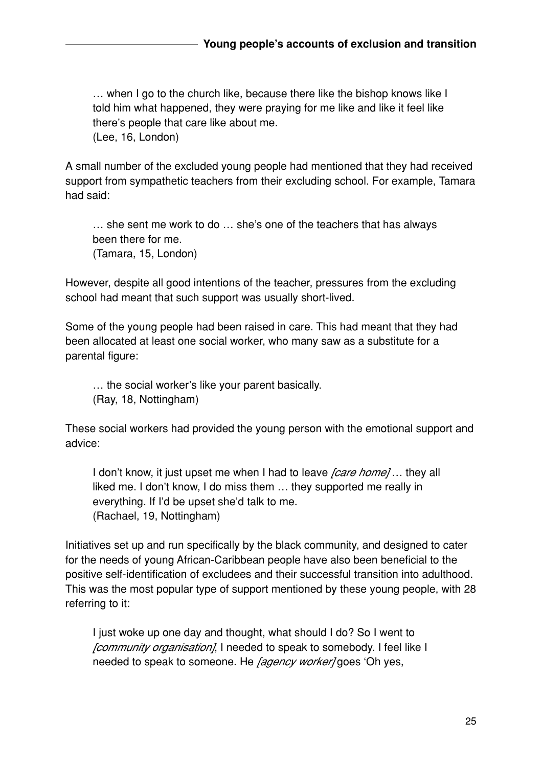> … when I go to the church like, because there like the bishop knows like I told him what happened, they were praying for me like and like it feel like there's people that care like about me.
> (Lee, 16, London)

A small number of the excluded young people had mentioned that they had received support from sympathetic teachers from their excluding school. For example, Tamara had said:

> … she sent me work to do … she's one of the teachers that has always been there for me.
> (Tamara, 15, London)

However, despite all good intentions of the teacher, pressures from the excluding school had meant that such support was usually short-lived.

Some of the young people had been raised in care. This had meant that they had been allocated at least one social worker, who many saw as a substitute for a parental figure:

> … the social worker's like your parent basically.
> (Ray, 18, Nottingham)

These social workers had provided the young person with the emotional support and advice:

> I don't know, it just upset me when I had to leave *[care home]* … they all liked me. I don't know, I do miss them … they supported me really in everything. If I'd be upset she'd talk to me.
> (Rachael, 19, Nottingham)

Initiatives set up and run specifically by the black community, and designed to cater for the needs of young African-Caribbean people have also been beneficial to the positive self-identification of excludees and their successful transition into adulthood. This was the most popular type of support mentioned by these young people, with 28 referring to it:

> I just woke up one day and thought, what should I do? So I went to *[community organisation]*, I needed to speak to somebody. I feel like I needed to speak to someone. He *[agency worker]* goes 'Oh yes,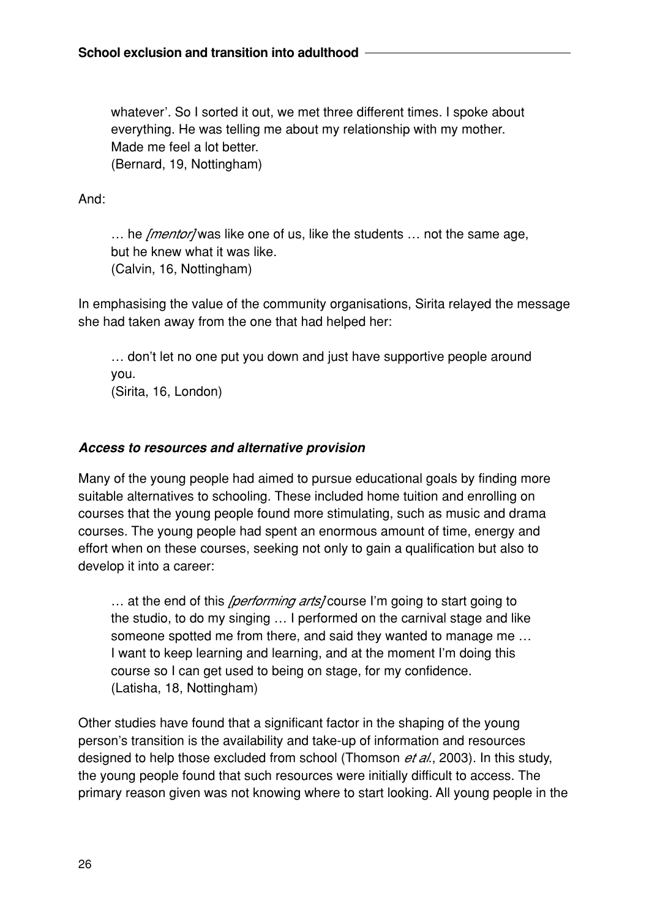whatever'. So I sorted it out, we met three different times. I spoke about everything. He was telling me about my relationship with my mother. Made me feel a lot better.
(Bernard, 19, Nottingham)

And:

… he *[mentor]* was like one of us, like the students … not the same age, but he knew what it was like.
(Calvin, 16, Nottingham)

In emphasising the value of the community organisations, Sirita relayed the message she had taken away from the one that had helped her:

… don't let no one put you down and just have supportive people around you.
(Sirita, 16, London)

### *Access to resources and alternative provision*

Many of the young people had aimed to pursue educational goals by finding more suitable alternatives to schooling. These included home tuition and enrolling on courses that the young people found more stimulating, such as music and drama courses. The young people had spent an enormous amount of time, energy and effort when on these courses, seeking not only to gain a qualification but also to develop it into a career:

… at the end of this *[performing arts]* course I'm going to start going to the studio, to do my singing … I performed on the carnival stage and like someone spotted me from there, and said they wanted to manage me … I want to keep learning and learning, and at the moment I'm doing this course so I can get used to being on stage, for my confidence.
(Latisha, 18, Nottingham)

Other studies have found that a significant factor in the shaping of the young person's transition is the availability and take-up of information and resources designed to help those excluded from school (Thomson *et al.*, 2003). In this study, the young people found that such resources were initially difficult to access. The primary reason given was not knowing where to start looking. All young people in the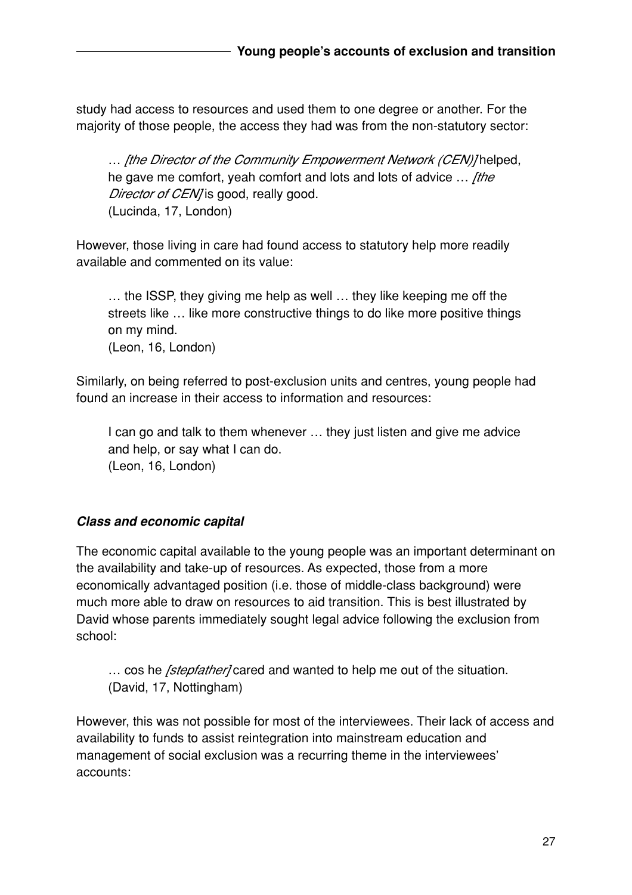study had access to resources and used them to one degree or another. For the majority of those people, the access they had was from the non-statutory sector:

> … *[the Director of the Community Empowerment Network (CEN)]* helped, he gave me comfort, yeah comfort and lots and lots of advice … *[the Director of CEN]* is good, really good.
> (Lucinda, 17, London)

However, those living in care had found access to statutory help more readily available and commented on its value:

> … the ISSP, they giving me help as well … they like keeping me off the streets like … like more constructive things to do like more positive things on my mind.
> (Leon, 16, London)

Similarly, on being referred to post-exclusion units and centres, young people had found an increase in their access to information and resources:

> I can go and talk to them whenever … they just listen and give me advice and help, or say what I can do.
> (Leon, 16, London)

### *Class and economic capital*

The economic capital available to the young people was an important determinant on the availability and take-up of resources. As expected, those from a more economically advantaged position (i.e. those of middle-class background) were much more able to draw on resources to aid transition. This is best illustrated by David whose parents immediately sought legal advice following the exclusion from school:

> … cos he *[stepfather]* cared and wanted to help me out of the situation.
> (David, 17, Nottingham)

However, this was not possible for most of the interviewees. Their lack of access and availability to funds to assist reintegration into mainstream education and management of social exclusion was a recurring theme in the interviewees' accounts: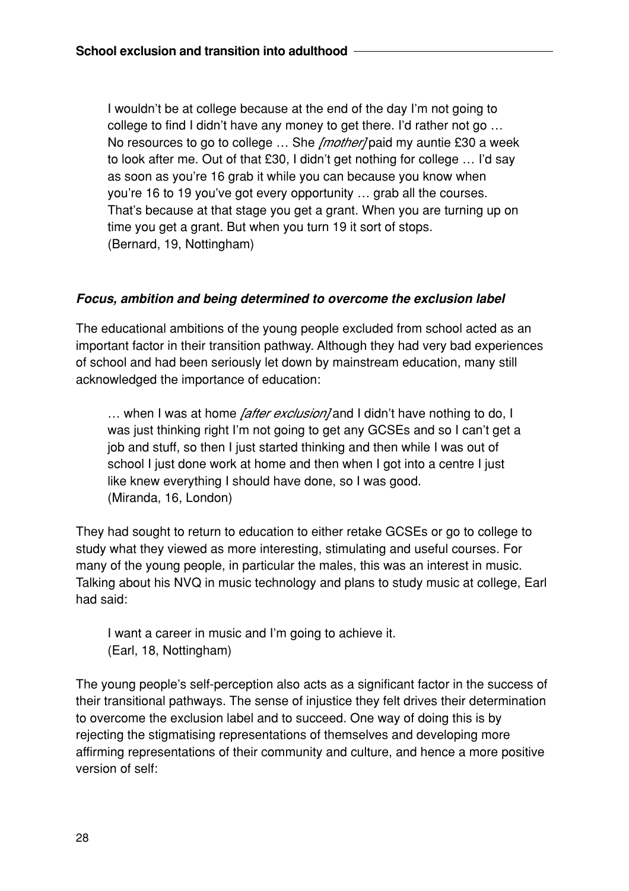> I wouldn't be at college because at the end of the day I'm not going to college to find I didn't have any money to get there. I'd rather not go … No resources to go to college … She *[mother]* paid my auntie £30 a week to look after me. Out of that £30, I didn't get nothing for college … I'd say as soon as you're 16 grab it while you can because you know when you're 16 to 19 you've got every opportunity … grab all the courses. That's because at that stage you get a grant. When you are turning up on time you get a grant. But when you turn 19 it sort of stops.
> (Bernard, 19, Nottingham)

#### *Focus, ambition and being determined to overcome the exclusion label*

The educational ambitions of the young people excluded from school acted as an important factor in their transition pathway. Although they had very bad experiences of school and had been seriously let down by mainstream education, many still acknowledged the importance of education:

> … when I was at home *[after exclusion]* and I didn't have nothing to do, I was just thinking right I'm not going to get any GCSEs and so I can't get a job and stuff, so then I just started thinking and then while I was out of school I just done work at home and then when I got into a centre I just like knew everything I should have done, so I was good.
> (Miranda, 16, London)

They had sought to return to education to either retake GCSEs or go to college to study what they viewed as more interesting, stimulating and useful courses. For many of the young people, in particular the males, this was an interest in music. Talking about his NVQ in music technology and plans to study music at college, Earl had said:

> I want a career in music and I'm going to achieve it.
> (Earl, 18, Nottingham)

The young people's self-perception also acts as a significant factor in the success of their transitional pathways. The sense of injustice they felt drives their determination to overcome the exclusion label and to succeed. One way of doing this is by rejecting the stigmatising representations of themselves and developing more affirming representations of their community and culture, and hence a more positive version of self: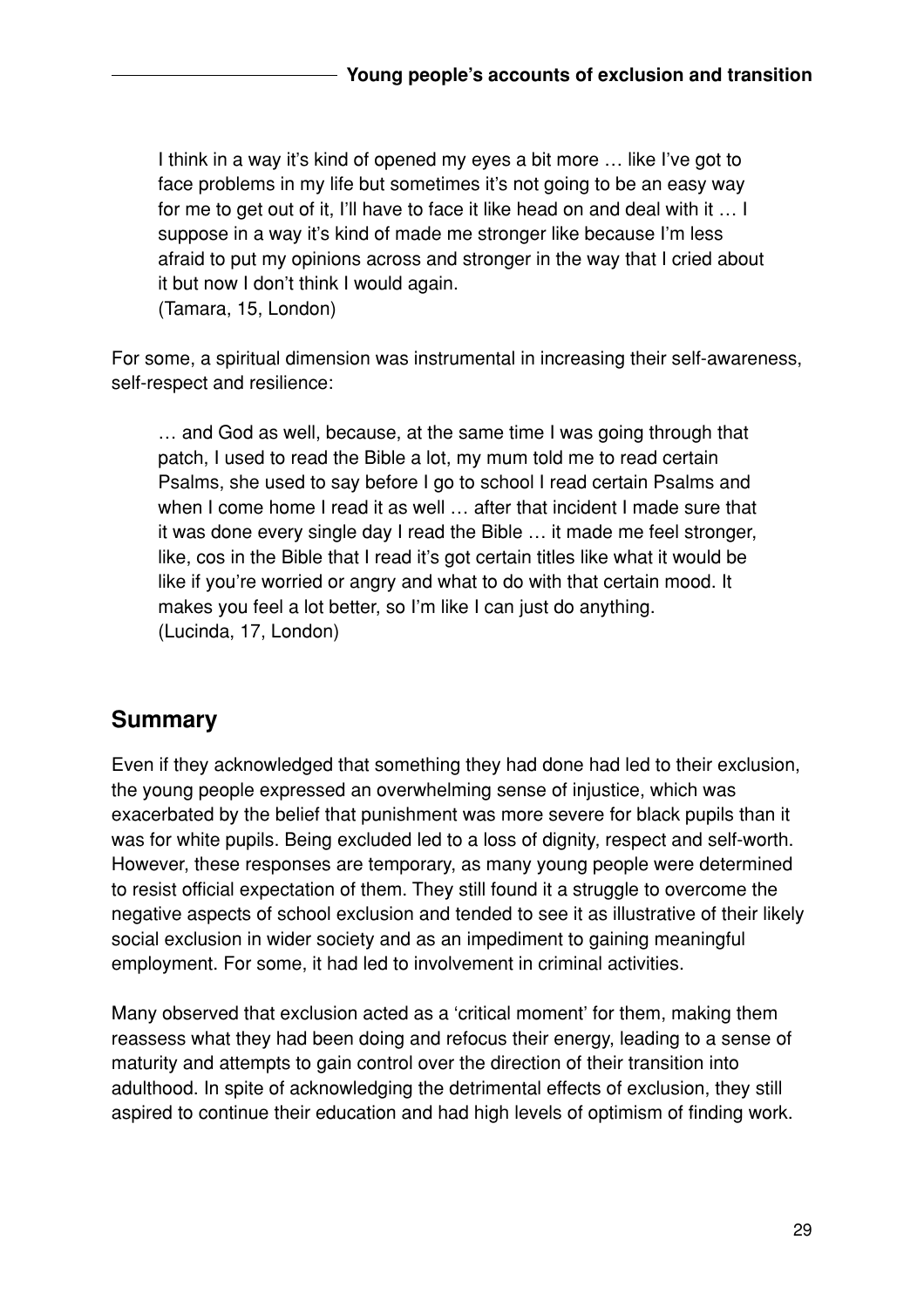> I think in a way it's kind of opened my eyes a bit more … like I've got to face problems in my life but sometimes it's not going to be an easy way for me to get out of it, I'll have to face it like head on and deal with it … I suppose in a way it's kind of made me stronger like because I'm less afraid to put my opinions across and stronger in the way that I cried about it but now I don't think I would again.
> (Tamara, 15, London)

For some, a spiritual dimension was instrumental in increasing their self-awareness, self-respect and resilience:

> … and God as well, because, at the same time I was going through that patch, I used to read the Bible a lot, my mum told me to read certain Psalms, she used to say before I go to school I read certain Psalms and when I come home I read it as well … after that incident I made sure that it was done every single day I read the Bible … it made me feel stronger, like, cos in the Bible that I read it's got certain titles like what it would be like if you're worried or angry and what to do with that certain mood. It makes you feel a lot better, so I'm like I can just do anything.
> (Lucinda, 17, London)

## Summary

Even if they acknowledged that something they had done had led to their exclusion, the young people expressed an overwhelming sense of injustice, which was exacerbated by the belief that punishment was more severe for black pupils than it was for white pupils. Being excluded led to a loss of dignity, respect and self-worth. However, these responses are temporary, as many young people were determined to resist official expectation of them. They still found it a struggle to overcome the negative aspects of school exclusion and tended to see it as illustrative of their likely social exclusion in wider society and as an impediment to gaining meaningful employment. For some, it had led to involvement in criminal activities.

Many observed that exclusion acted as a 'critical moment' for them, making them reassess what they had been doing and refocus their energy, leading to a sense of maturity and attempts to gain control over the direction of their transition into adulthood. In spite of acknowledging the detrimental effects of exclusion, they still aspired to continue their education and had high levels of optimism of finding work.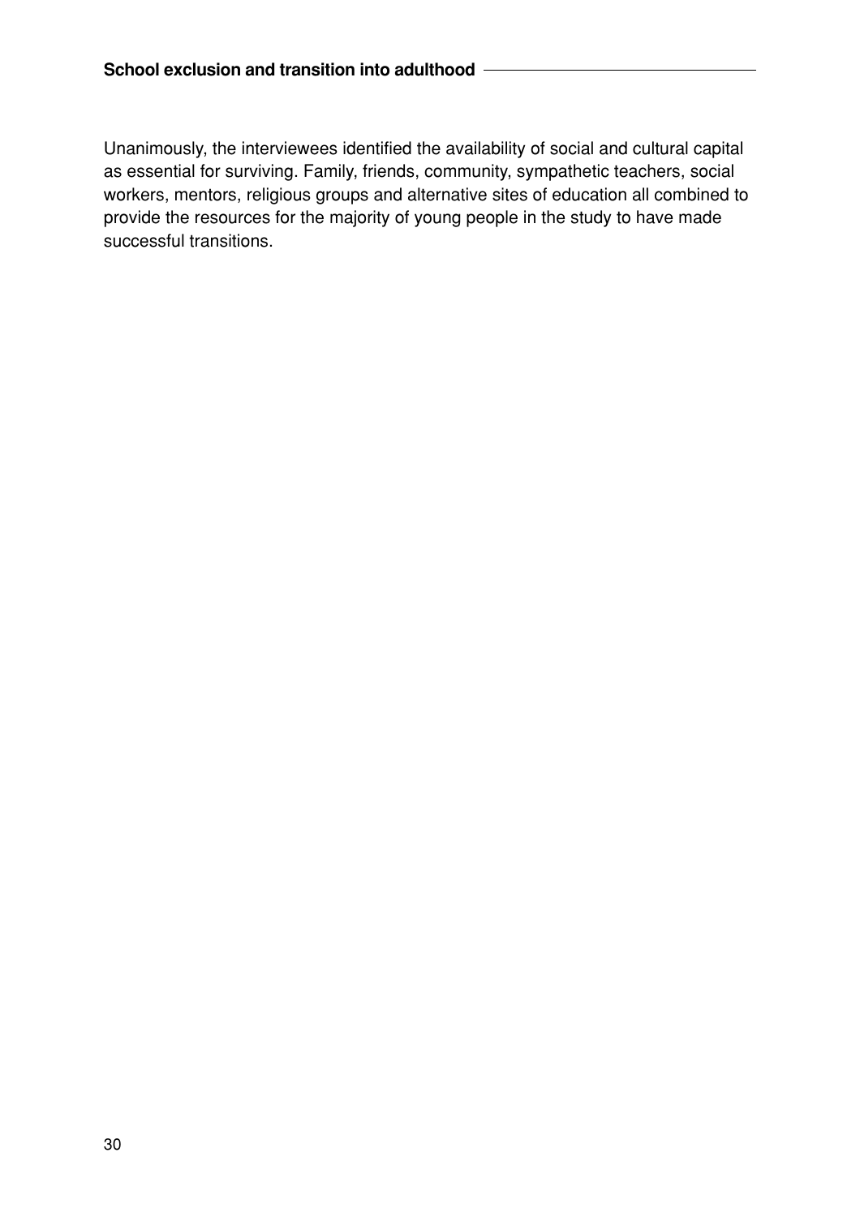Unanimously, the interviewees identified the availability of social and cultural capital as essential for surviving. Family, friends, community, sympathetic teachers, social workers, mentors, religious groups and alternative sites of education all combined to provide the resources for the majority of young people in the study to have made successful transitions.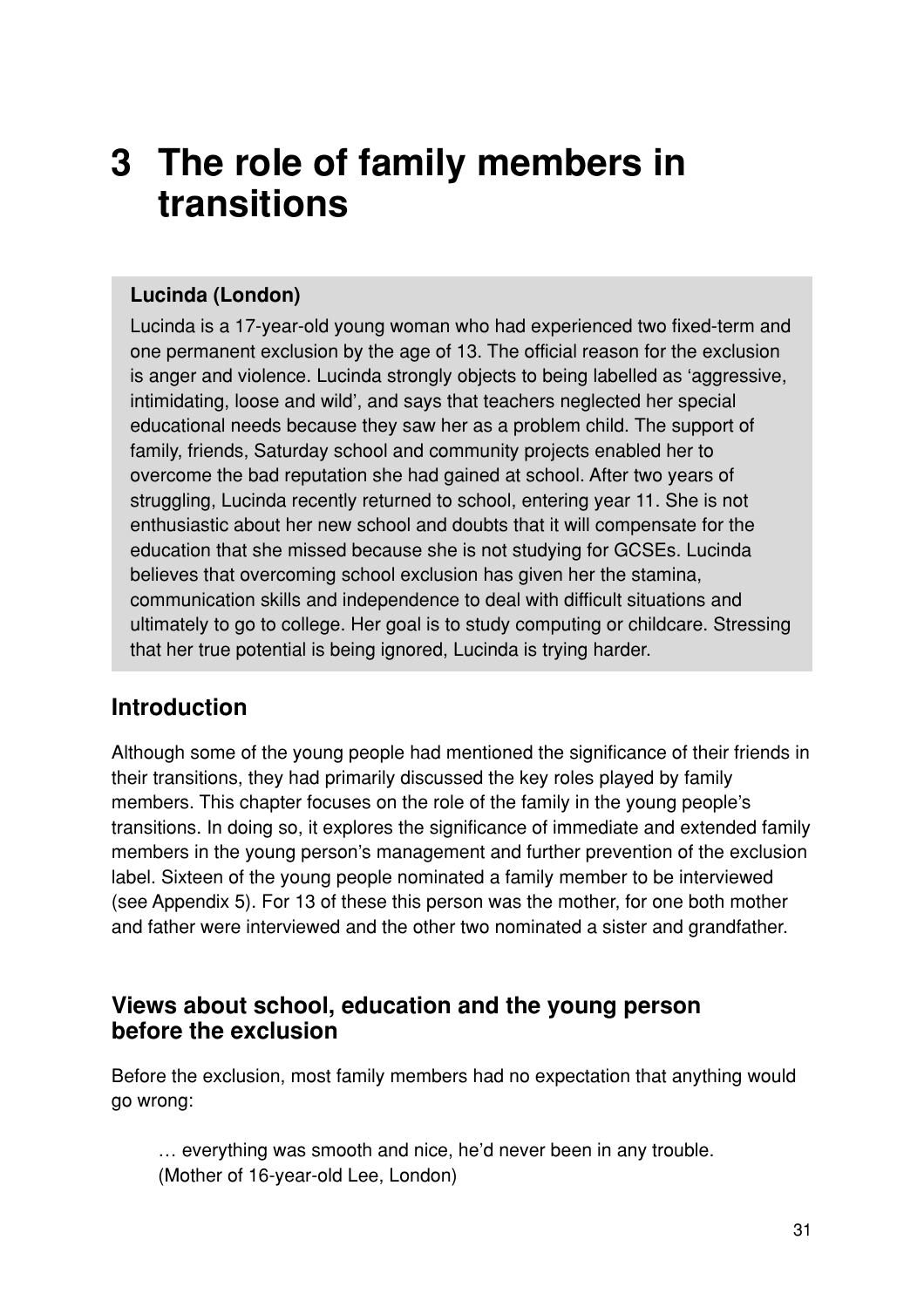# 3 The role of family members in transitions

> **Lucinda (London)**
>
> Lucinda is a 17-year-old young woman who had experienced two fixed-term and one permanent exclusion by the age of 13. The official reason for the exclusion is anger and violence. Lucinda strongly objects to being labelled as 'aggressive, intimidating, loose and wild', and says that teachers neglected her special educational needs because they saw her as a problem child. The support of family, friends, Saturday school and community projects enabled her to overcome the bad reputation she had gained at school. After two years of struggling, Lucinda recently returned to school, entering year 11. She is not enthusiastic about her new school and doubts that it will compensate for the education that she missed because she is not studying for GCSEs. Lucinda believes that overcoming school exclusion has given her the stamina, communication skills and independence to deal with difficult situations and ultimately to go to college. Her goal is to study computing or childcare. Stressing that her true potential is being ignored, Lucinda is trying harder.

## Introduction

Although some of the young people had mentioned the significance of their friends in their transitions, they had primarily discussed the key roles played by family members. This chapter focuses on the role of the family in the young people's transitions. In doing so, it explores the significance of immediate and extended family members in the young person's management and further prevention of the exclusion label. Sixteen of the young people nominated a family member to be interviewed (see Appendix 5). For 13 of these this person was the mother, for one both mother and father were interviewed and the other two nominated a sister and grandfather.

## Views about school, education and the young person before the exclusion

Before the exclusion, most family members had no expectation that anything would go wrong:

> … everything was smooth and nice, he'd never been in any trouble.
> (Mother of 16-year-old Lee, London)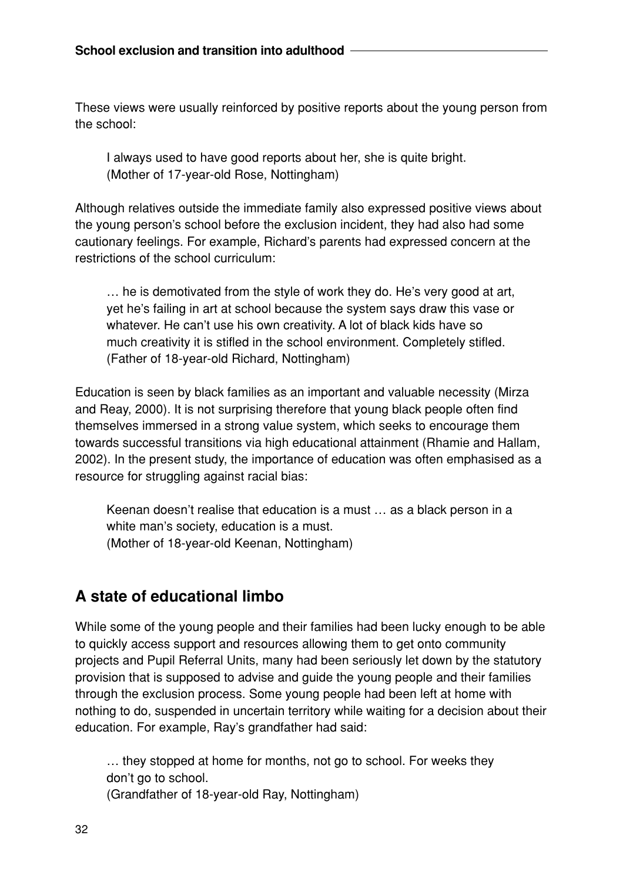These views were usually reinforced by positive reports about the young person from the school:

> I always used to have good reports about her, she is quite bright.
> (Mother of 17-year-old Rose, Nottingham)

Although relatives outside the immediate family also expressed positive views about the young person's school before the exclusion incident, they had also had some cautionary feelings. For example, Richard's parents had expressed concern at the restrictions of the school curriculum:

> … he is demotivated from the style of work they do. He's very good at art, yet he's failing in art at school because the system says draw this vase or whatever. He can't use his own creativity. A lot of black kids have so much creativity it is stifled in the school environment. Completely stifled.
> (Father of 18-year-old Richard, Nottingham)

Education is seen by black families as an important and valuable necessity (Mirza and Reay, 2000). It is not surprising therefore that young black people often find themselves immersed in a strong value system, which seeks to encourage them towards successful transitions via high educational attainment (Rhamie and Hallam, 2002). In the present study, the importance of education was often emphasised as a resource for struggling against racial bias:

> Keenan doesn't realise that education is a must … as a black person in a white man's society, education is a must.
> (Mother of 18-year-old Keenan, Nottingham)

## A state of educational limbo

While some of the young people and their families had been lucky enough to be able to quickly access support and resources allowing them to get onto community projects and Pupil Referral Units, many had been seriously let down by the statutory provision that is supposed to advise and guide the young people and their families through the exclusion process. Some young people had been left at home with nothing to do, suspended in uncertain territory while waiting for a decision about their education. For example, Ray's grandfather had said:

> … they stopped at home for months, not go to school. For weeks they don't go to school.
> (Grandfather of 18-year-old Ray, Nottingham)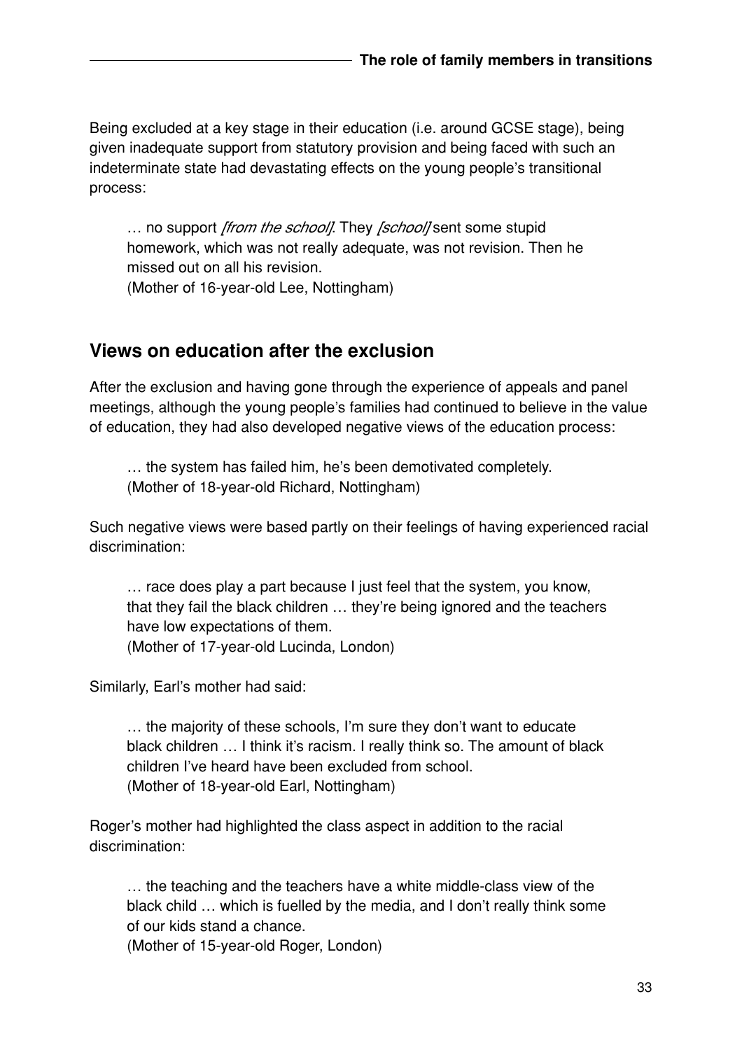Being excluded at a key stage in their education (i.e. around GCSE stage), being given inadequate support from statutory provision and being faced with such an indeterminate state had devastating effects on the young people's transitional process:

> … no support *[from the school]*. They *[school]* sent some stupid homework, which was not really adequate, was not revision. Then he missed out on all his revision.
> (Mother of 16-year-old Lee, Nottingham)

## Views on education after the exclusion

After the exclusion and having gone through the experience of appeals and panel meetings, although the young people's families had continued to believe in the value of education, they had also developed negative views of the education process:

> … the system has failed him, he's been demotivated completely.
> (Mother of 18-year-old Richard, Nottingham)

Such negative views were based partly on their feelings of having experienced racial discrimination:

> … race does play a part because I just feel that the system, you know, that they fail the black children … they're being ignored and the teachers have low expectations of them.
> (Mother of 17-year-old Lucinda, London)

Similarly, Earl's mother had said:

> … the majority of these schools, I'm sure they don't want to educate black children … I think it's racism. I really think so. The amount of black children I've heard have been excluded from school.
> (Mother of 18-year-old Earl, Nottingham)

Roger's mother had highlighted the class aspect in addition to the racial discrimination:

> … the teaching and the teachers have a white middle-class view of the black child … which is fuelled by the media, and I don't really think some of our kids stand a chance.
> (Mother of 15-year-old Roger, London)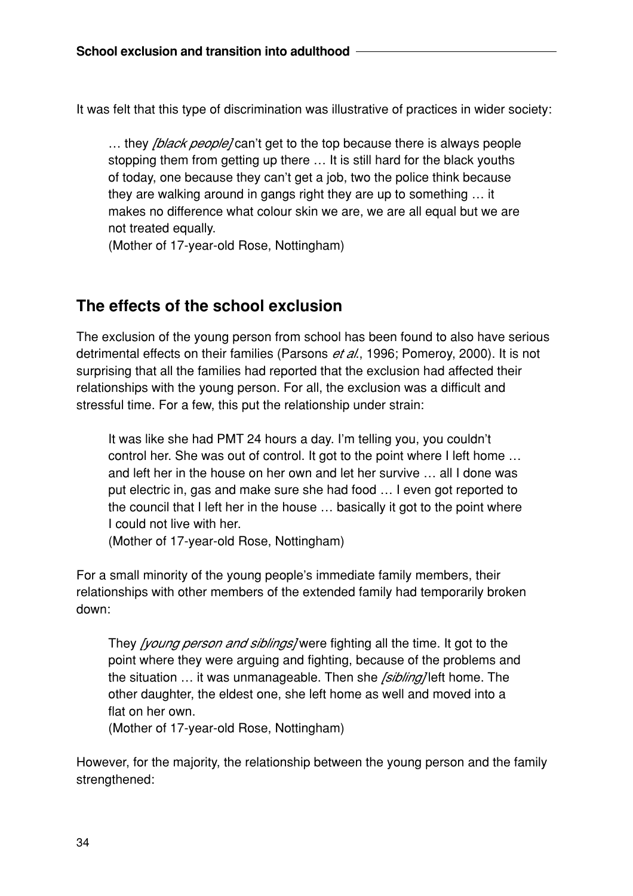It was felt that this type of discrimination was illustrative of practices in wider society:

> … they *[black people]* can't get to the top because there is always people stopping them from getting up there … It is still hard for the black youths of today, one because they can't get a job, two the police think because they are walking around in gangs right they are up to something … it makes no difference what colour skin we are, we are all equal but we are not treated equally.
> (Mother of 17-year-old Rose, Nottingham)

## The effects of the school exclusion

The exclusion of the young person from school has been found to also have serious detrimental effects on their families (Parsons *et al.*, 1996; Pomeroy, 2000). It is not surprising that all the families had reported that the exclusion had affected their relationships with the young person. For all, the exclusion was a difficult and stressful time. For a few, this put the relationship under strain:

> It was like she had PMT 24 hours a day. I'm telling you, you couldn't control her. She was out of control. It got to the point where I left home … and left her in the house on her own and let her survive … all I done was put electric in, gas and make sure she had food … I even got reported to the council that I left her in the house … basically it got to the point where I could not live with her.
> (Mother of 17-year-old Rose, Nottingham)

For a small minority of the young people's immediate family members, their relationships with other members of the extended family had temporarily broken down:

> They *[young person and siblings]* were fighting all the time. It got to the point where they were arguing and fighting, because of the problems and the situation … it was unmanageable. Then she *[sibling]* left home. The other daughter, the eldest one, she left home as well and moved into a flat on her own.
> (Mother of 17-year-old Rose, Nottingham)

However, for the majority, the relationship between the young person and the family strengthened: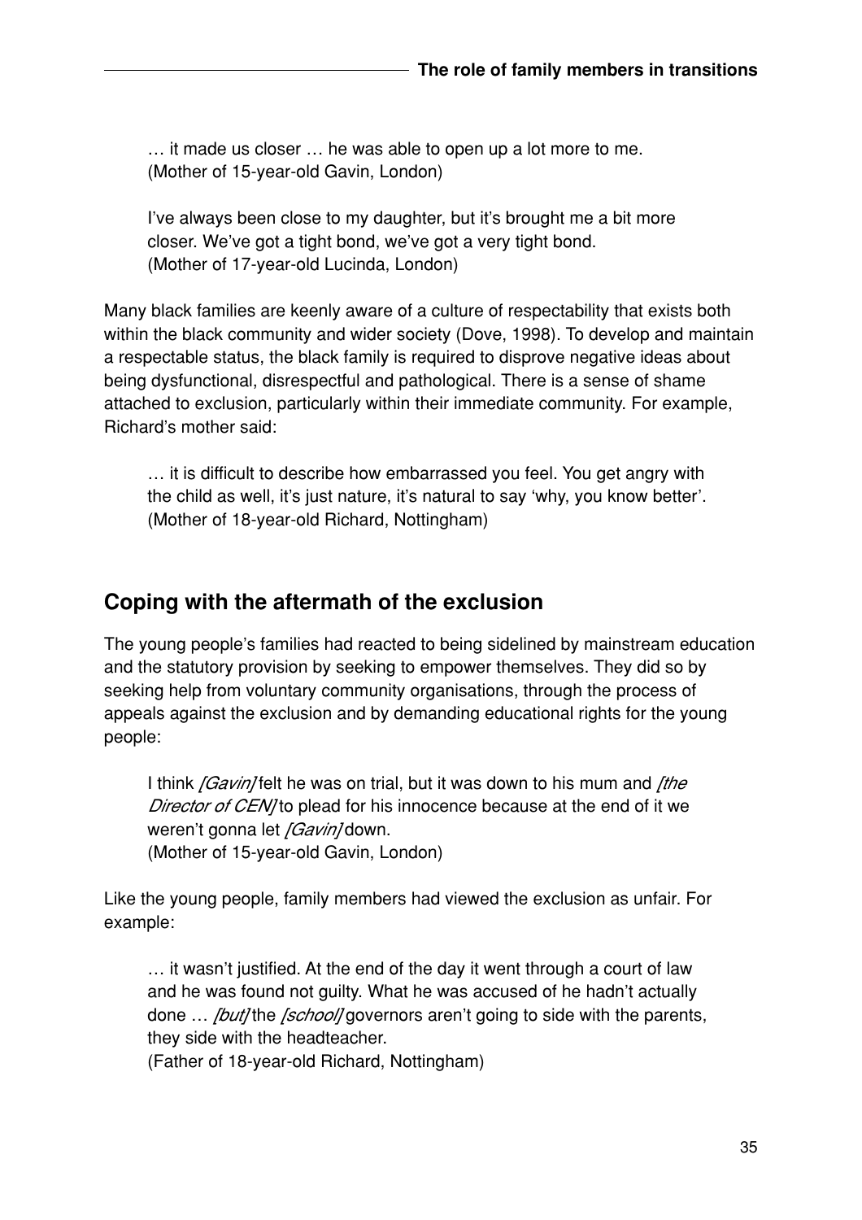> … it made us closer … he was able to open up a lot more to me.
> (Mother of 15-year-old Gavin, London)

> I've always been close to my daughter, but it's brought me a bit more closer. We've got a tight bond, we've got a very tight bond.
> (Mother of 17-year-old Lucinda, London)

Many black families are keenly aware of a culture of respectability that exists both within the black community and wider society (Dove, 1998). To develop and maintain a respectable status, the black family is required to disprove negative ideas about being dysfunctional, disrespectful and pathological. There is a sense of shame attached to exclusion, particularly within their immediate community. For example, Richard's mother said:

> … it is difficult to describe how embarrassed you feel. You get angry with the child as well, it's just nature, it's natural to say 'why, you know better'.
> (Mother of 18-year-old Richard, Nottingham)

## Coping with the aftermath of the exclusion

The young people's families had reacted to being sidelined by mainstream education and the statutory provision by seeking to empower themselves. They did so by seeking help from voluntary community organisations, through the process of appeals against the exclusion and by demanding educational rights for the young people:

> I think *[Gavin]* felt he was on trial, but it was down to his mum and *[the Director of CEN]* to plead for his innocence because at the end of it we weren't gonna let *[Gavin]* down.
> (Mother of 15-year-old Gavin, London)

Like the young people, family members had viewed the exclusion as unfair. For example:

> … it wasn't justified. At the end of the day it went through a court of law and he was found not guilty. What he was accused of he hadn't actually done … *[but]* the *[school]* governors aren't going to side with the parents, they side with the headteacher.
> (Father of 18-year-old Richard, Nottingham)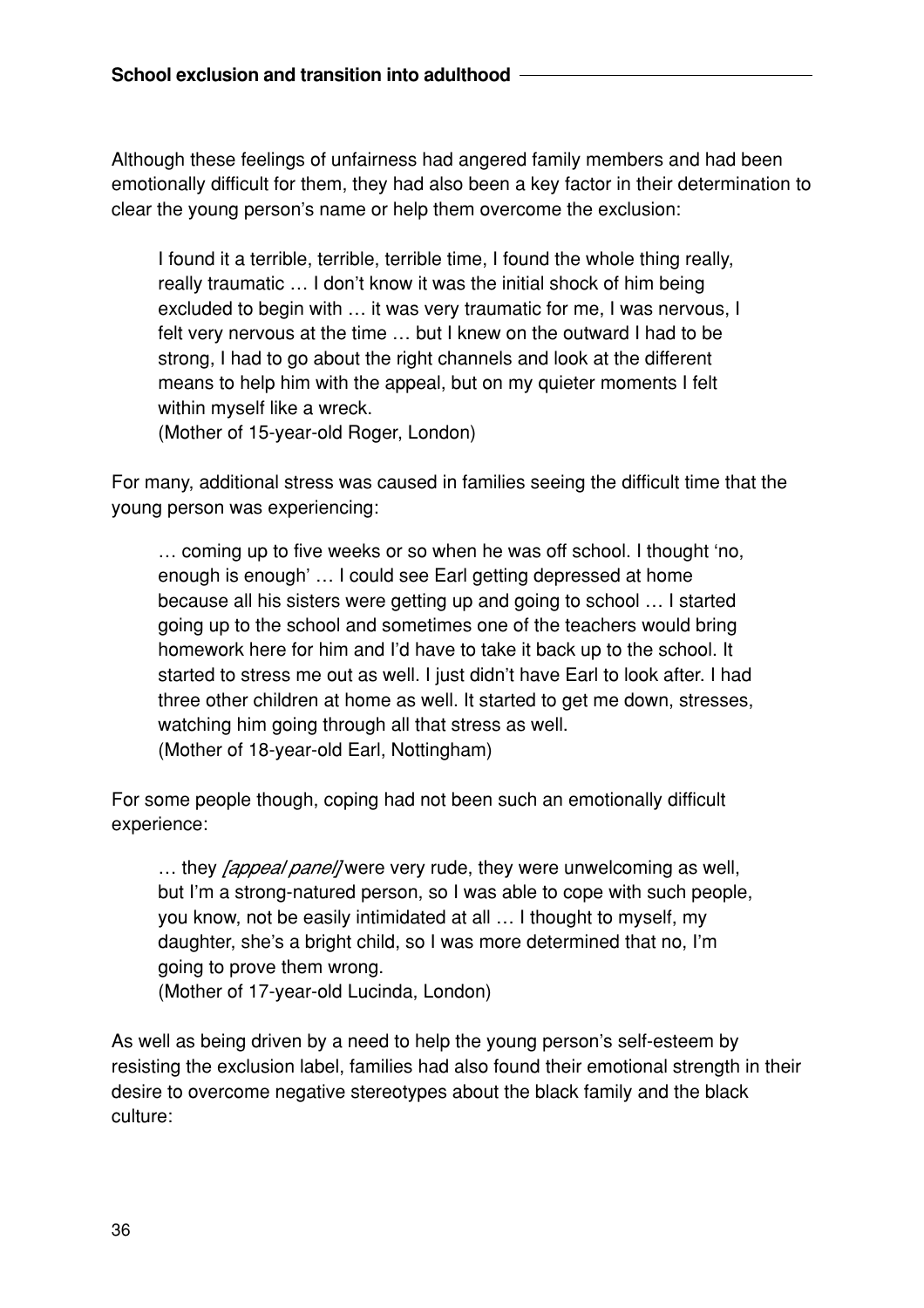Although these feelings of unfairness had angered family members and had been emotionally difficult for them, they had also been a key factor in their determination to clear the young person's name or help them overcome the exclusion:

> I found it a terrible, terrible, terrible time, I found the whole thing really, really traumatic … I don't know it was the initial shock of him being excluded to begin with … it was very traumatic for me, I was nervous, I felt very nervous at the time … but I knew on the outward I had to be strong, I had to go about the right channels and look at the different means to help him with the appeal, but on my quieter moments I felt within myself like a wreck.
> (Mother of 15-year-old Roger, London)

For many, additional stress was caused in families seeing the difficult time that the young person was experiencing:

> … coming up to five weeks or so when he was off school. I thought 'no, enough is enough' … I could see Earl getting depressed at home because all his sisters were getting up and going to school … I started going up to the school and sometimes one of the teachers would bring homework here for him and I'd have to take it back up to the school. It started to stress me out as well. I just didn't have Earl to look after. I had three other children at home as well. It started to get me down, stresses, watching him going through all that stress as well.
> (Mother of 18-year-old Earl, Nottingham)

For some people though, coping had not been such an emotionally difficult experience:

> … they *[appeal panel]* were very rude, they were unwelcoming as well, but I'm a strong-natured person, so I was able to cope with such people, you know, not be easily intimidated at all … I thought to myself, my daughter, she's a bright child, so I was more determined that no, I'm going to prove them wrong.
> (Mother of 17-year-old Lucinda, London)

As well as being driven by a need to help the young person's self-esteem by resisting the exclusion label, families had also found their emotional strength in their desire to overcome negative stereotypes about the black family and the black culture: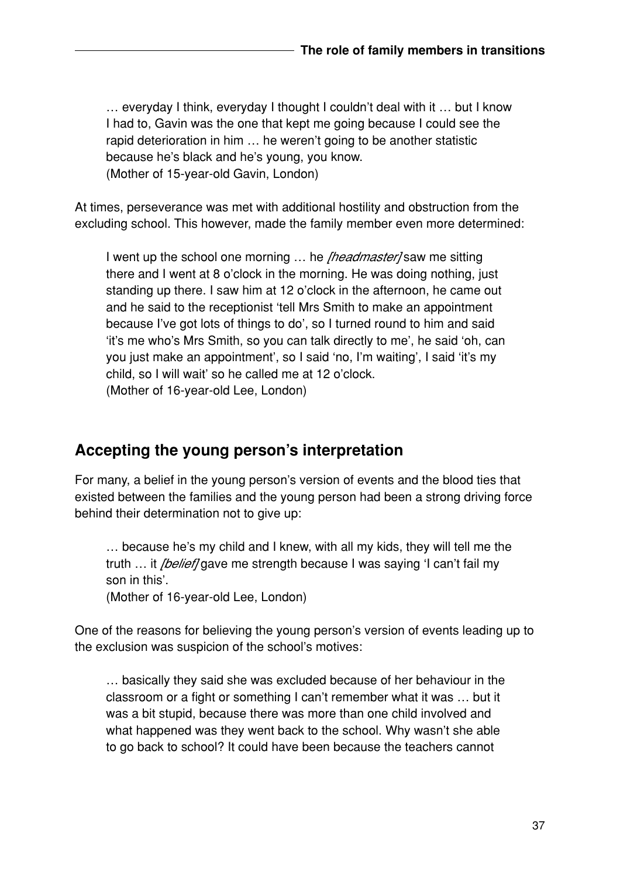… everyday I think, everyday I thought I couldn't deal with it … but I know I had to, Gavin was the one that kept me going because I could see the rapid deterioration in him … he weren't going to be another statistic because he's black and he's young, you know.
(Mother of 15-year-old Gavin, London)

At times, perseverance was met with additional hostility and obstruction from the excluding school. This however, made the family member even more determined:

I went up the school one morning … he *[headmaster]* saw me sitting there and I went at 8 o'clock in the morning. He was doing nothing, just standing up there. I saw him at 12 o'clock in the afternoon, he came out and he said to the receptionist 'tell Mrs Smith to make an appointment because I've got lots of things to do', so I turned round to him and said 'it's me who's Mrs Smith, so you can talk directly to me', he said 'oh, can you just make an appointment', so I said 'no, I'm waiting', I said 'it's my child, so I will wait' so he called me at 12 o'clock.
(Mother of 16-year-old Lee, London)

## Accepting the young person's interpretation

For many, a belief in the young person's version of events and the blood ties that existed between the families and the young person had been a strong driving force behind their determination not to give up:

… because he's my child and I knew, with all my kids, they will tell me the truth … it *[belief]* gave me strength because I was saying 'I can't fail my son in this'.
(Mother of 16-year-old Lee, London)

One of the reasons for believing the young person's version of events leading up to the exclusion was suspicion of the school's motives:

… basically they said she was excluded because of her behaviour in the classroom or a fight or something I can't remember what it was … but it was a bit stupid, because there was more than one child involved and what happened was they went back to the school. Why wasn't she able to go back to school? It could have been because the teachers cannot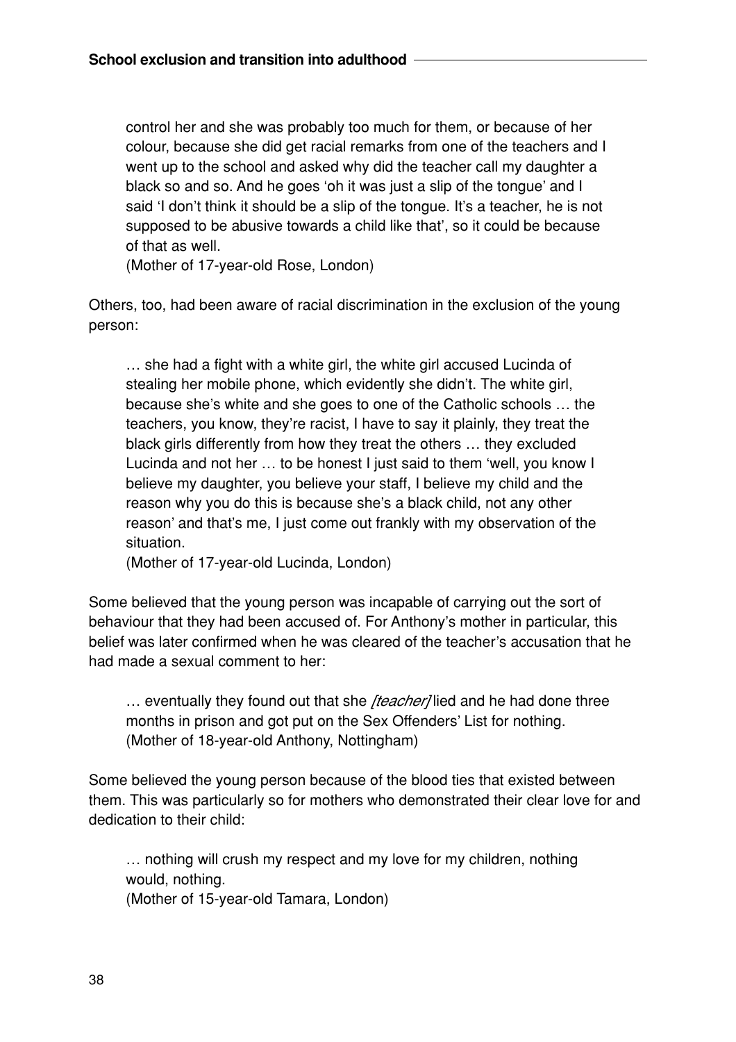control her and she was probably too much for them, or because of her colour, because she did get racial remarks from one of the teachers and I went up to the school and asked why did the teacher call my daughter a black so and so. And he goes 'oh it was just a slip of the tongue' and I said 'I don't think it should be a slip of the tongue. It's a teacher, he is not supposed to be abusive towards a child like that', so it could be because of that as well.
(Mother of 17-year-old Rose, London)

Others, too, had been aware of racial discrimination in the exclusion of the young person:

> … she had a fight with a white girl, the white girl accused Lucinda of stealing her mobile phone, which evidently she didn't. The white girl, because she's white and she goes to one of the Catholic schools … the teachers, you know, they're racist, I have to say it plainly, they treat the black girls differently from how they treat the others … they excluded Lucinda and not her … to be honest I just said to them 'well, you know I believe my daughter, you believe your staff, I believe my child and the reason why you do this is because she's a black child, not any other reason' and that's me, I just come out frankly with my observation of the situation.
> (Mother of 17-year-old Lucinda, London)

Some believed that the young person was incapable of carrying out the sort of behaviour that they had been accused of. For Anthony's mother in particular, this belief was later confirmed when he was cleared of the teacher's accusation that he had made a sexual comment to her:

> … eventually they found out that she *[teacher]* lied and he had done three months in prison and got put on the Sex Offenders' List for nothing.
> (Mother of 18-year-old Anthony, Nottingham)

Some believed the young person because of the blood ties that existed between them. This was particularly so for mothers who demonstrated their clear love for and dedication to their child:

> … nothing will crush my respect and my love for my children, nothing would, nothing.
> (Mother of 15-year-old Tamara, London)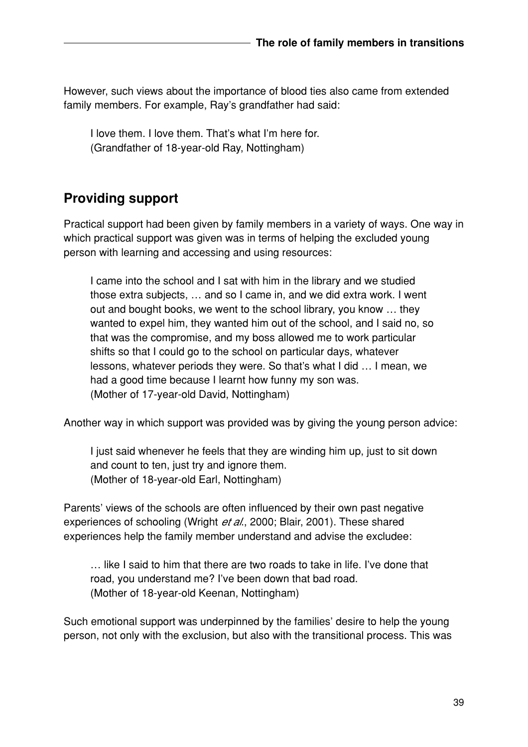However, such views about the importance of blood ties also came from extended family members. For example, Ray's grandfather had said:

> I love them. I love them. That's what I'm here for.
> (Grandfather of 18-year-old Ray, Nottingham)

## Providing support

Practical support had been given by family members in a variety of ways. One way in which practical support was given was in terms of helping the excluded young person with learning and accessing and using resources:

> I came into the school and I sat with him in the library and we studied those extra subjects, … and so I came in, and we did extra work. I went out and bought books, we went to the school library, you know … they wanted to expel him, they wanted him out of the school, and I said no, so that was the compromise, and my boss allowed me to work particular shifts so that I could go to the school on particular days, whatever lessons, whatever periods they were. So that's what I did … I mean, we had a good time because I learnt how funny my son was.
> (Mother of 17-year-old David, Nottingham)

Another way in which support was provided was by giving the young person advice:

> I just said whenever he feels that they are winding him up, just to sit down and count to ten, just try and ignore them.
> (Mother of 18-year-old Earl, Nottingham)

Parents' views of the schools are often influenced by their own past negative experiences of schooling (Wright *et al.*, 2000; Blair, 2001). These shared experiences help the family member understand and advise the excludee:

> … like I said to him that there are two roads to take in life. I've done that road, you understand me? I've been down that bad road.
> (Mother of 18-year-old Keenan, Nottingham)

Such emotional support was underpinned by the families' desire to help the young person, not only with the exclusion, but also with the transitional process. This was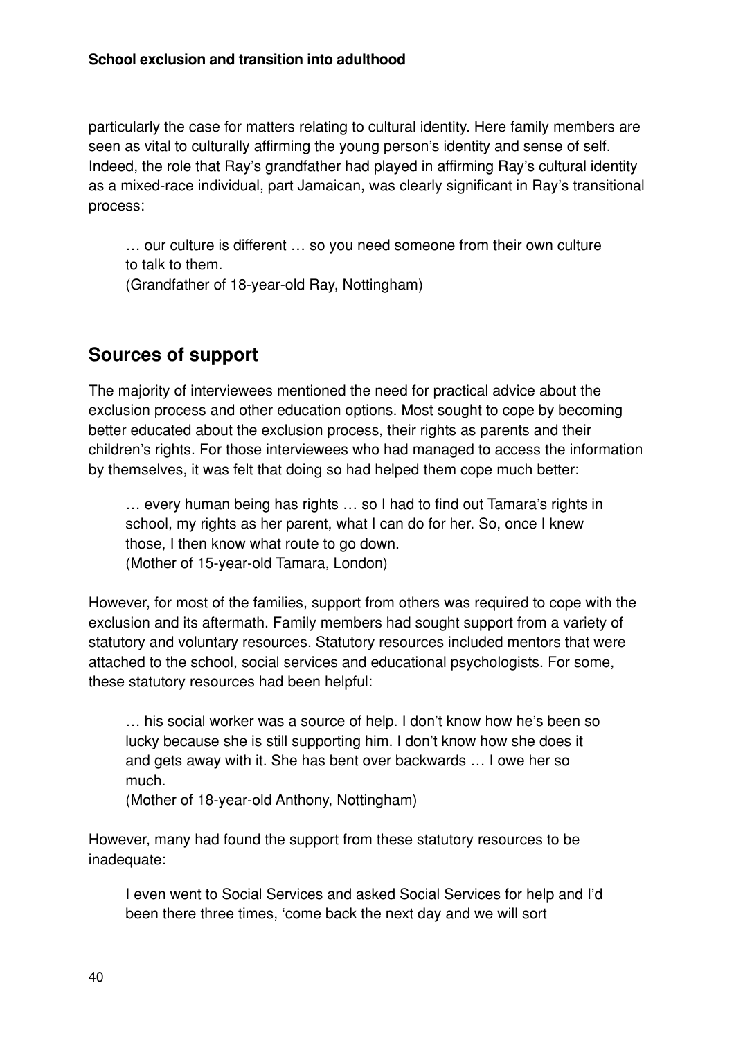particularly the case for matters relating to cultural identity. Here family members are seen as vital to culturally affirming the young person's identity and sense of self. Indeed, the role that Ray's grandfather had played in affirming Ray's cultural identity as a mixed-race individual, part Jamaican, was clearly significant in Ray's transitional process:

> … our culture is different … so you need someone from their own culture to talk to them.
> (Grandfather of 18-year-old Ray, Nottingham)

## Sources of support

The majority of interviewees mentioned the need for practical advice about the exclusion process and other education options. Most sought to cope by becoming better educated about the exclusion process, their rights as parents and their children's rights. For those interviewees who had managed to access the information by themselves, it was felt that doing so had helped them cope much better:

> … every human being has rights … so I had to find out Tamara's rights in school, my rights as her parent, what I can do for her. So, once I knew those, I then know what route to go down.
> (Mother of 15-year-old Tamara, London)

However, for most of the families, support from others was required to cope with the exclusion and its aftermath. Family members had sought support from a variety of statutory and voluntary resources. Statutory resources included mentors that were attached to the school, social services and educational psychologists. For some, these statutory resources had been helpful:

> … his social worker was a source of help. I don't know how he's been so lucky because she is still supporting him. I don't know how she does it and gets away with it. She has bent over backwards … I owe her so much.
> (Mother of 18-year-old Anthony, Nottingham)

However, many had found the support from these statutory resources to be inadequate:

> I even went to Social Services and asked Social Services for help and I'd been there three times, 'come back the next day and we will sort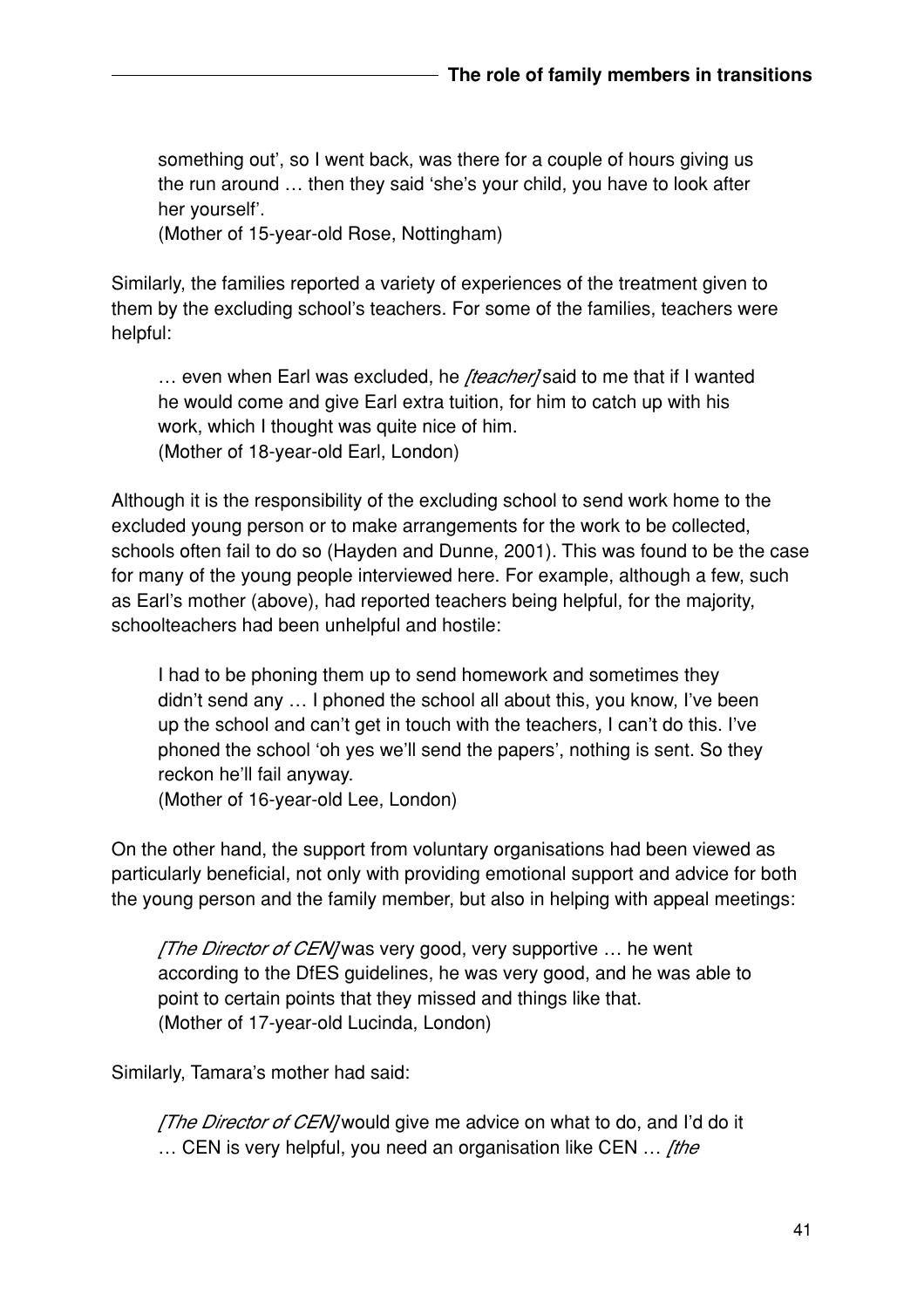> something out', so I went back, was there for a couple of hours giving us the run around … then they said 'she's your child, you have to look after her yourself'.
> (Mother of 15-year-old Rose, Nottingham)

Similarly, the families reported a variety of experiences of the treatment given to them by the excluding school's teachers. For some of the families, teachers were helpful:

> … even when Earl was excluded, he *[teacher]* said to me that if I wanted he would come and give Earl extra tuition, for him to catch up with his work, which I thought was quite nice of him.
> (Mother of 18-year-old Earl, London)

Although it is the responsibility of the excluding school to send work home to the excluded young person or to make arrangements for the work to be collected, schools often fail to do so (Hayden and Dunne, 2001). This was found to be the case for many of the young people interviewed here. For example, although a few, such as Earl's mother (above), had reported teachers being helpful, for the majority, schoolteachers had been unhelpful and hostile:

> I had to be phoning them up to send homework and sometimes they didn't send any … I phoned the school all about this, you know, I've been up the school and can't get in touch with the teachers, I can't do this. I've phoned the school 'oh yes we'll send the papers', nothing is sent. So they reckon he'll fail anyway.
> (Mother of 16-year-old Lee, London)

On the other hand, the support from voluntary organisations had been viewed as particularly beneficial, not only with providing emotional support and advice for both the young person and the family member, but also in helping with appeal meetings:

> *[The Director of CEN]* was very good, very supportive … he went according to the DfES guidelines, he was very good, and he was able to point to certain points that they missed and things like that.
> (Mother of 17-year-old Lucinda, London)

Similarly, Tamara's mother had said:

> *[The Director of CEN]* would give me advice on what to do, and I'd do it … CEN is very helpful, you need an organisation like CEN … *[the*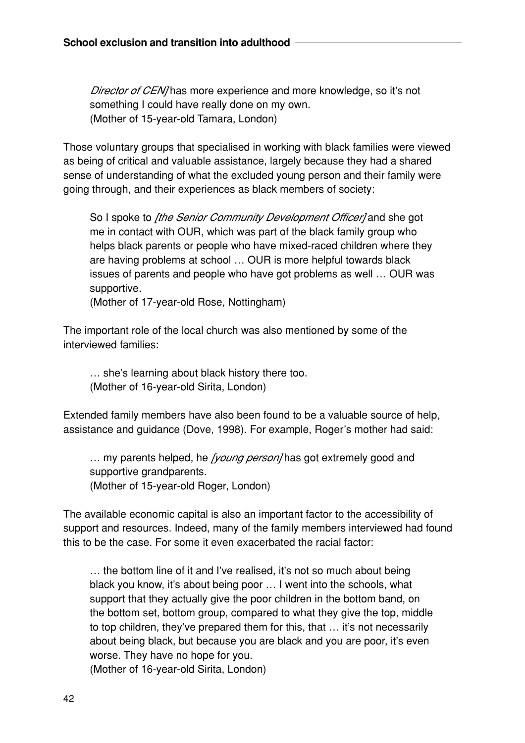> *Director of CEN]* has more experience and more knowledge, so it's not something I could have really done on my own.
> (Mother of 15-year-old Tamara, London)

Those voluntary groups that specialised in working with black families were viewed as being of critical and valuable assistance, largely because they had a shared sense of understanding of what the excluded young person and their family were going through, and their experiences as black members of society:

> So I spoke to *[the Senior Community Development Officer]* and she got me in contact with OUR, which was part of the black family group who helps black parents or people who have mixed-raced children where they are having problems at school … OUR is more helpful towards black issues of parents and people who have got problems as well … OUR was supportive.
> (Mother of 17-year-old Rose, Nottingham)

The important role of the local church was also mentioned by some of the interviewed families:

> … she's learning about black history there too.
> (Mother of 16-year-old Sirita, London)

Extended family members have also been found to be a valuable source of help, assistance and guidance (Dove, 1998). For example, Roger's mother had said:

> … my parents helped, he *[young person]* has got extremely good and supportive grandparents.
> (Mother of 15-year-old Roger, London)

The available economic capital is also an important factor to the accessibility of support and resources. Indeed, many of the family members interviewed had found this to be the case. For some it even exacerbated the racial factor:

> … the bottom line of it and I've realised, it's not so much about being black you know, it's about being poor … I went into the schools, what support that they actually give the poor children in the bottom band, on the bottom set, bottom group, compared to what they give the top, middle to top children, they've prepared them for this, that … it's not necessarily about being black, but because you are black and you are poor, it's even worse. They have no hope for you.
> (Mother of 16-year-old Sirita, London)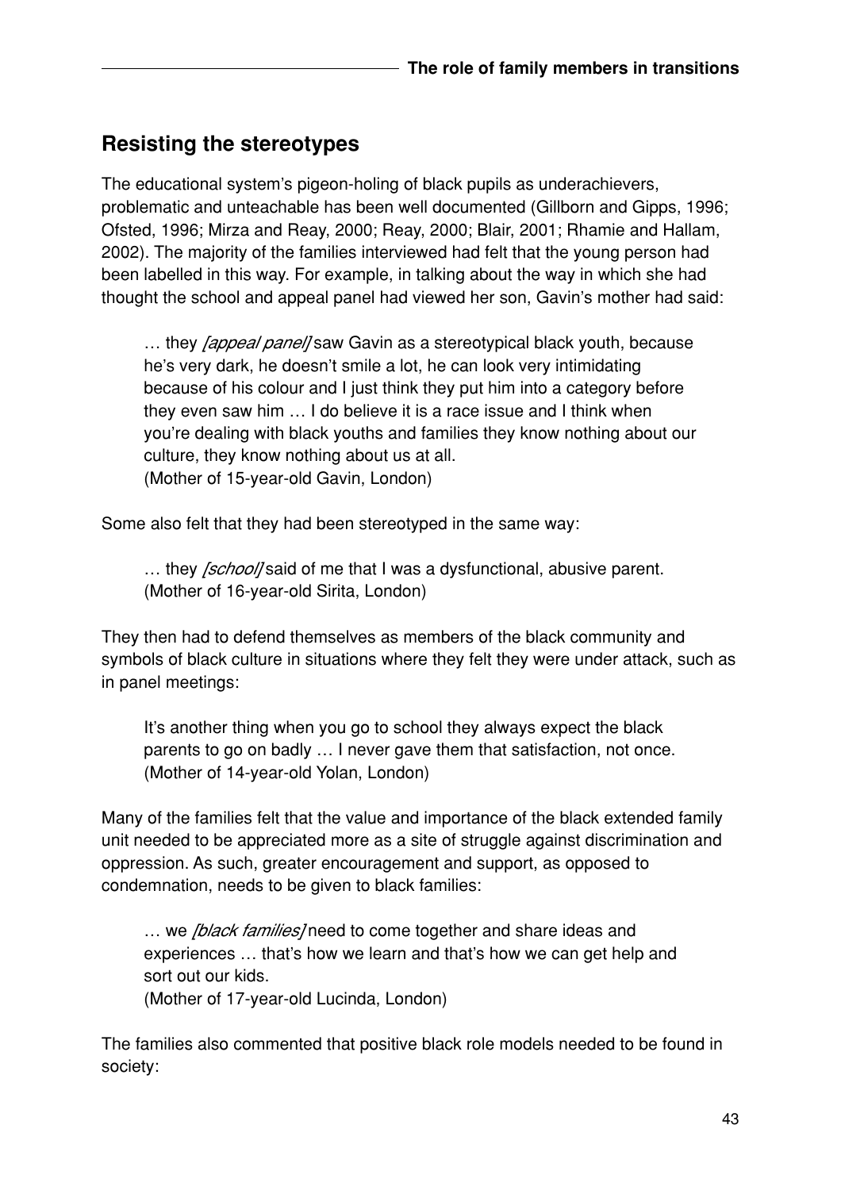## Resisting the stereotypes

The educational system's pigeon-holing of black pupils as underachievers, problematic and unteachable has been well documented (Gillborn and Gipps, 1996; Ofsted, 1996; Mirza and Reay, 2000; Reay, 2000; Blair, 2001; Rhamie and Hallam, 2002). The majority of the families interviewed had felt that the young person had been labelled in this way. For example, in talking about the way in which she had thought the school and appeal panel had viewed her son, Gavin's mother had said:

> … they *[appeal panel]* saw Gavin as a stereotypical black youth, because he's very dark, he doesn't smile a lot, he can look very intimidating because of his colour and I just think they put him into a category before they even saw him … I do believe it is a race issue and I think when you're dealing with black youths and families they know nothing about our culture, they know nothing about us at all.
> (Mother of 15-year-old Gavin, London)

Some also felt that they had been stereotyped in the same way:

> … they *[school]* said of me that I was a dysfunctional, abusive parent.
> (Mother of 16-year-old Sirita, London)

They then had to defend themselves as members of the black community and symbols of black culture in situations where they felt they were under attack, such as in panel meetings:

> It's another thing when you go to school they always expect the black parents to go on badly … I never gave them that satisfaction, not once.
> (Mother of 14-year-old Yolan, London)

Many of the families felt that the value and importance of the black extended family unit needed to be appreciated more as a site of struggle against discrimination and oppression. As such, greater encouragement and support, as opposed to condemnation, needs to be given to black families:

> … we *[black families]* need to come together and share ideas and experiences … that's how we learn and that's how we can get help and sort out our kids.
> (Mother of 17-year-old Lucinda, London)

The families also commented that positive black role models needed to be found in society: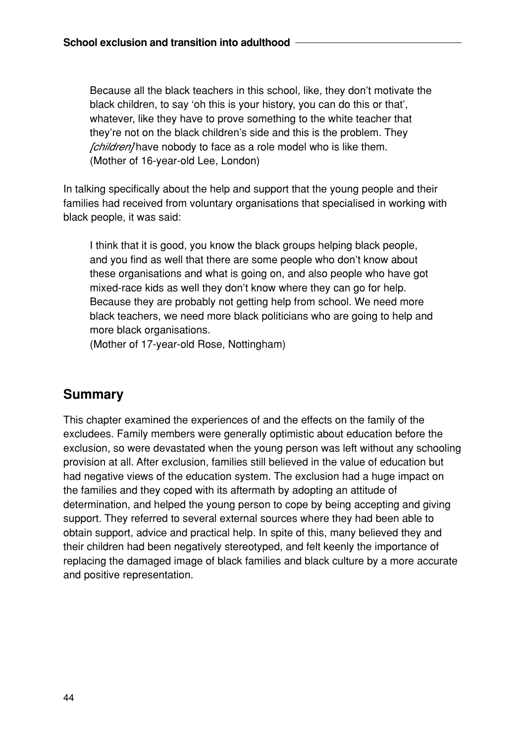> Because all the black teachers in this school, like, they don't motivate the black children, to say 'oh this is your history, you can do this or that', whatever, like they have to prove something to the white teacher that they're not on the black children's side and this is the problem. They *[children]* have nobody to face as a role model who is like them.
> (Mother of 16-year-old Lee, London)

In talking specifically about the help and support that the young people and their families had received from voluntary organisations that specialised in working with black people, it was said:

> I think that it is good, you know the black groups helping black people, and you find as well that there are some people who don't know about these organisations and what is going on, and also people who have got mixed-race kids as well they don't know where they can go for help. Because they are probably not getting help from school. We need more black teachers, we need more black politicians who are going to help and more black organisations.
> (Mother of 17-year-old Rose, Nottingham)

## Summary

This chapter examined the experiences of and the effects on the family of the excludees. Family members were generally optimistic about education before the exclusion, so were devastated when the young person was left without any schooling provision at all. After exclusion, families still believed in the value of education but had negative views of the education system. The exclusion had a huge impact on the families and they coped with its aftermath by adopting an attitude of determination, and helped the young person to cope by being accepting and giving support. They referred to several external sources where they had been able to obtain support, advice and practical help. In spite of this, many believed they and their children had been negatively stereotyped, and felt keenly the importance of replacing the damaged image of black families and black culture by a more accurate and positive representation.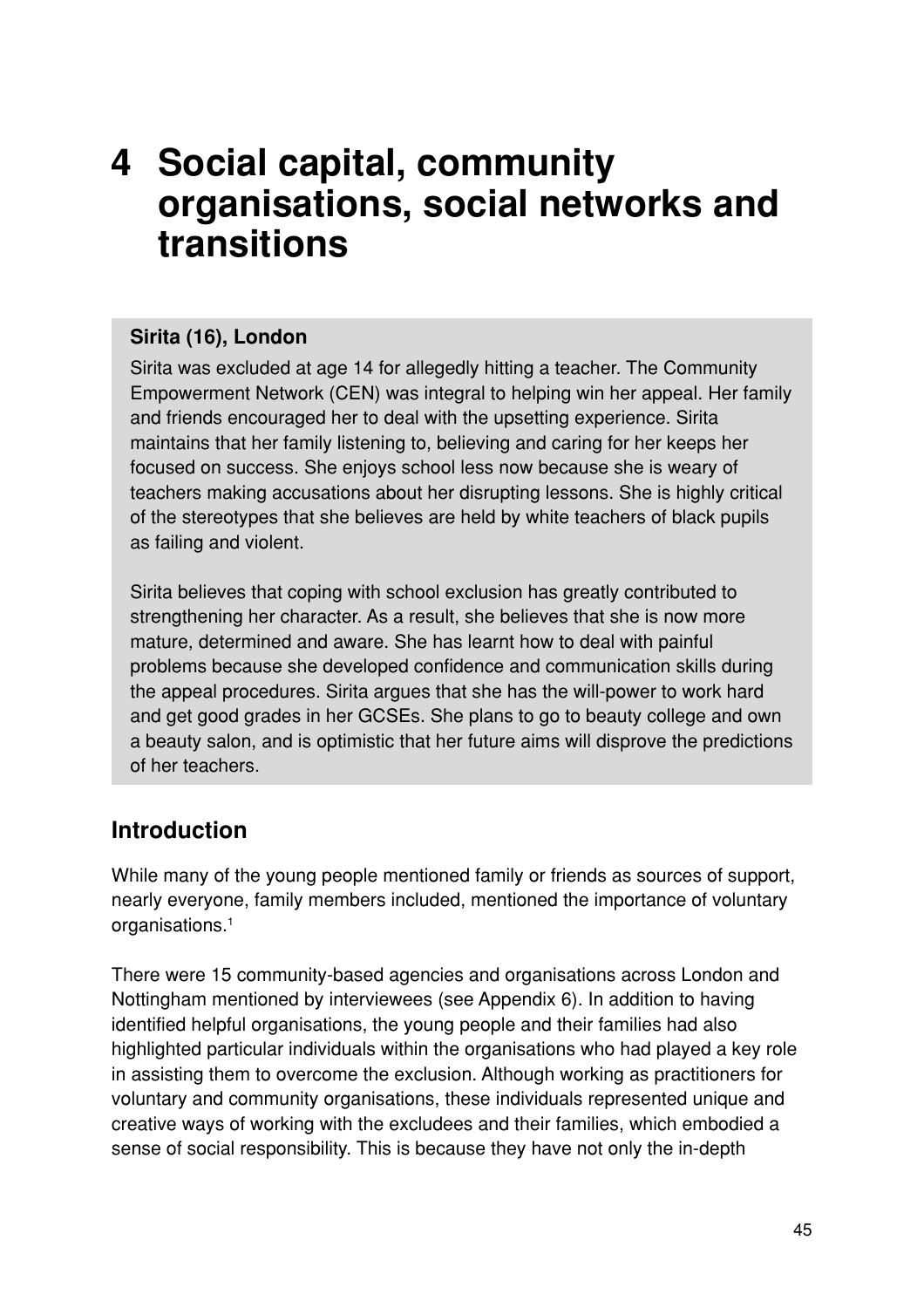# 4 Social capital, community organisations, social networks and transitions

**Sirita (16), London**

Sirita was excluded at age 14 for allegedly hitting a teacher. The Community Empowerment Network (CEN) was integral to helping win her appeal. Her family and friends encouraged her to deal with the upsetting experience. Sirita maintains that her family listening to, believing and caring for her keeps her focused on success. She enjoys school less now because she is weary of teachers making accusations about her disrupting lessons. She is highly critical of the stereotypes that she believes are held by white teachers of black pupils as failing and violent.

Sirita believes that coping with school exclusion has greatly contributed to strengthening her character. As a result, she believes that she is now more mature, determined and aware. She has learnt how to deal with painful problems because she developed confidence and communication skills during the appeal procedures. Sirita argues that she has the will-power to work hard and get good grades in her GCSEs. She plans to go to beauty college and own a beauty salon, and is optimistic that her future aims will disprove the predictions of her teachers.

## Introduction

While many of the young people mentioned family or friends as sources of support, nearly everyone, family members included, mentioned the importance of voluntary organisations.[1]

There were 15 community-based agencies and organisations across London and Nottingham mentioned by interviewees (see Appendix 6). In addition to having identified helpful organisations, the young people and their families had also highlighted particular individuals within the organisations who had played a key role in assisting them to overcome the exclusion. Although working as practitioners for voluntary and community organisations, these individuals represented unique and creative ways of working with the excludees and their families, which embodied a sense of social responsibility. This is because they have not only the in-depth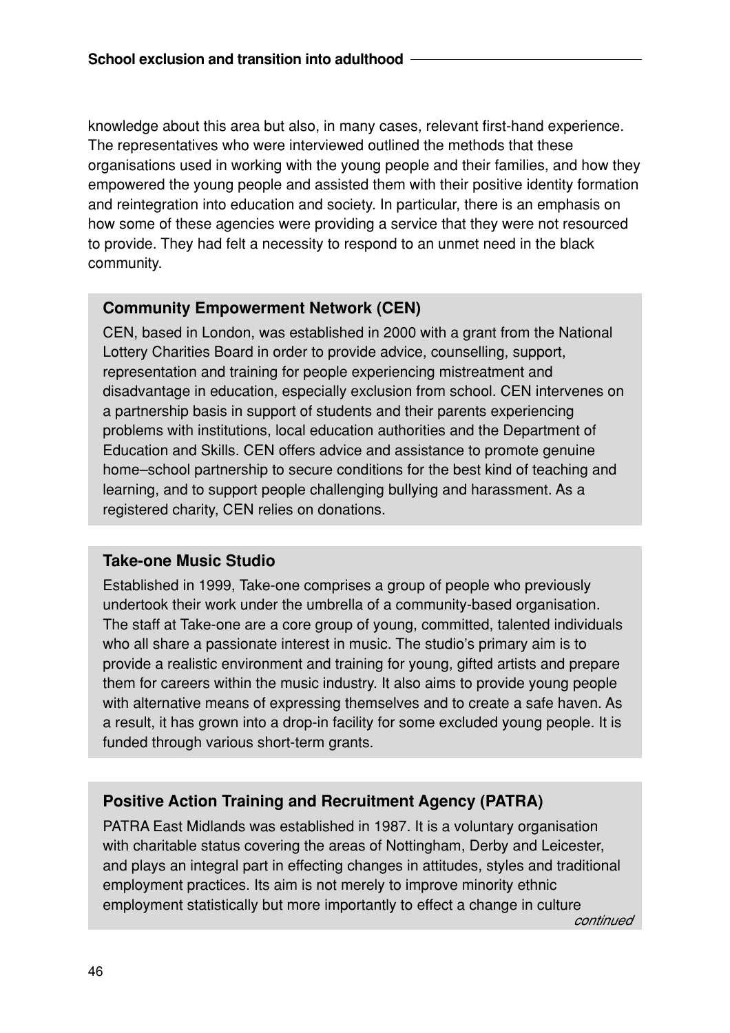knowledge about this area but also, in many cases, relevant first-hand experience. The representatives who were interviewed outlined the methods that these organisations used in working with the young people and their families, and how they empowered the young people and assisted them with their positive identity formation and reintegration into education and society. In particular, there is an emphasis on how some of these agencies were providing a service that they were not resourced to provide. They had felt a necessity to respond to an unmet need in the black community.

**Community Empowerment Network (CEN)**

CEN, based in London, was established in 2000 with a grant from the National Lottery Charities Board in order to provide advice, counselling, support, representation and training for people experiencing mistreatment and disadvantage in education, especially exclusion from school. CEN intervenes on a partnership basis in support of students and their parents experiencing problems with institutions, local education authorities and the Department of Education and Skills. CEN offers advice and assistance to promote genuine home–school partnership to secure conditions for the best kind of teaching and learning, and to support people challenging bullying and harassment. As a registered charity, CEN relies on donations.

**Take-one Music Studio**

Established in 1999, Take-one comprises a group of people who previously undertook their work under the umbrella of a community-based organisation. The staff at Take-one are a core group of young, committed, talented individuals who all share a passionate interest in music. The studio's primary aim is to provide a realistic environment and training for young, gifted artists and prepare them for careers within the music industry. It also aims to provide young people with alternative means of expressing themselves and to create a safe haven. As a result, it has grown into a drop-in facility for some excluded young people. It is funded through various short-term grants.

**Positive Action Training and Recruitment Agency (PATRA)**

PATRA East Midlands was established in 1987. It is a voluntary organisation with charitable status covering the areas of Nottingham, Derby and Leicester, and plays an integral part in effecting changes in attitudes, styles and traditional employment practices. Its aim is not merely to improve minority ethnic employment statistically but more importantly to effect a change in culture

*continued*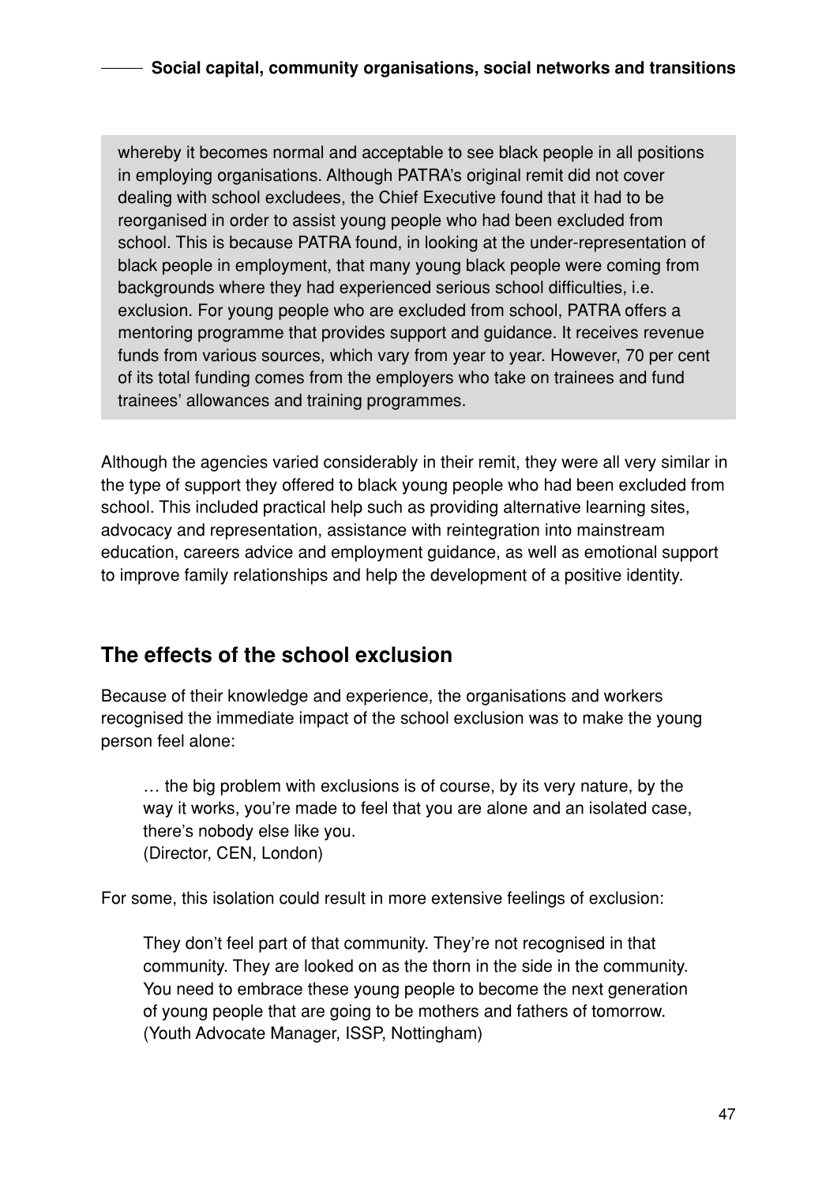whereby it becomes normal and acceptable to see black people in all positions in employing organisations. Although PATRA's original remit did not cover dealing with school excludees, the Chief Executive found that it had to be reorganised in order to assist young people who had been excluded from school. This is because PATRA found, in looking at the under-representation of black people in employment, that many young black people were coming from backgrounds where they had experienced serious school difficulties, i.e. exclusion. For young people who are excluded from school, PATRA offers a mentoring programme that provides support and guidance. It receives revenue funds from various sources, which vary from year to year. However, 70 per cent of its total funding comes from the employers who take on trainees and fund trainees' allowances and training programmes.

Although the agencies varied considerably in their remit, they were all very similar in the type of support they offered to black young people who had been excluded from school. This included practical help such as providing alternative learning sites, advocacy and representation, assistance with reintegration into mainstream education, careers advice and employment guidance, as well as emotional support to improve family relationships and help the development of a positive identity.

## The effects of the school exclusion

Because of their knowledge and experience, the organisations and workers recognised the immediate impact of the school exclusion was to make the young person feel alone:

> … the big problem with exclusions is of course, by its very nature, by the way it works, you're made to feel that you are alone and an isolated case, there's nobody else like you.
> (Director, CEN, London)

For some, this isolation could result in more extensive feelings of exclusion:

> They don't feel part of that community. They're not recognised in that community. They are looked on as the thorn in the side in the community. You need to embrace these young people to become the next generation of young people that are going to be mothers and fathers of tomorrow.
> (Youth Advocate Manager, ISSP, Nottingham)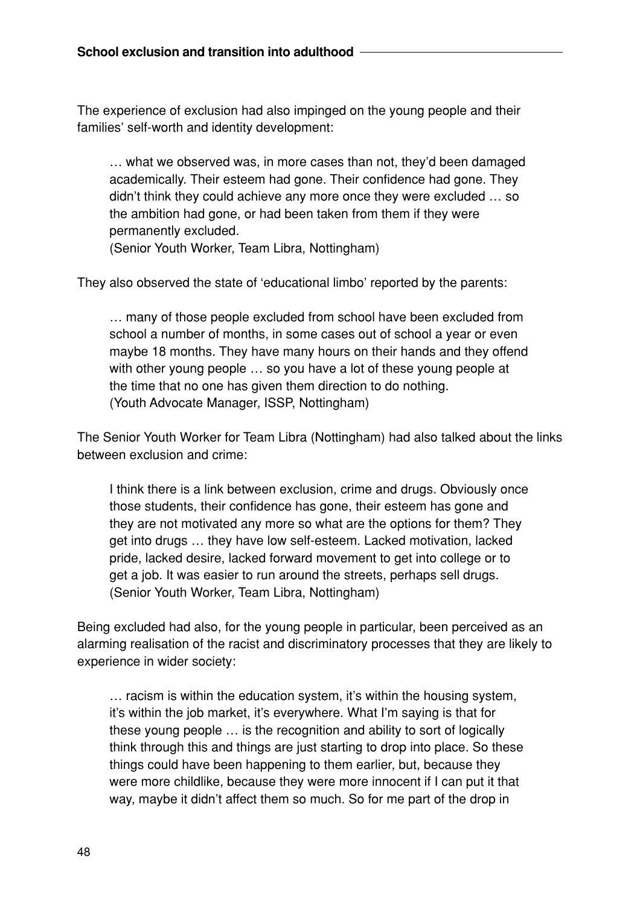The experience of exclusion had also impinged on the young people and their families' self-worth and identity development:

> … what we observed was, in more cases than not, they'd been damaged academically. Their esteem had gone. Their confidence had gone. They didn't think they could achieve any more once they were excluded … so the ambition had gone, or had been taken from them if they were permanently excluded.
> (Senior Youth Worker, Team Libra, Nottingham)

They also observed the state of 'educational limbo' reported by the parents:

> … many of those people excluded from school have been excluded from school a number of months, in some cases out of school a year or even maybe 18 months. They have many hours on their hands and they offend with other young people … so you have a lot of these young people at the time that no one has given them direction to do nothing.
> (Youth Advocate Manager, ISSP, Nottingham)

The Senior Youth Worker for Team Libra (Nottingham) had also talked about the links between exclusion and crime:

> I think there is a link between exclusion, crime and drugs. Obviously once those students, their confidence has gone, their esteem has gone and they are not motivated any more so what are the options for them? They get into drugs … they have low self-esteem. Lacked motivation, lacked pride, lacked desire, lacked forward movement to get into college or to get a job. It was easier to run around the streets, perhaps sell drugs.
> (Senior Youth Worker, Team Libra, Nottingham)

Being excluded had also, for the young people in particular, been perceived as an alarming realisation of the racist and discriminatory processes that they are likely to experience in wider society:

> … racism is within the education system, it's within the housing system, it's within the job market, it's everywhere. What I'm saying is that for these young people … is the recognition and ability to sort of logically think through this and things are just starting to drop into place. So these things could have been happening to them earlier, but, because they were more childlike, because they were more innocent if I can put it that way, maybe it didn't affect them so much. So for me part of the drop in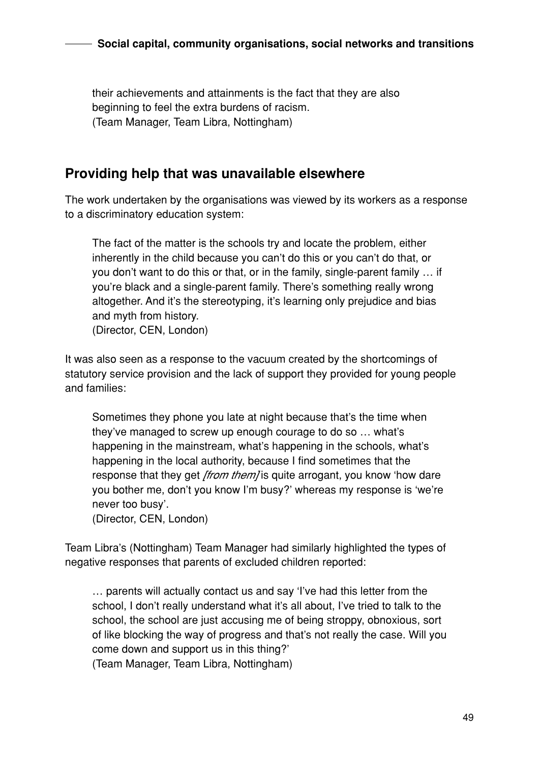their achievements and attainments is the fact that they are also beginning to feel the extra burdens of racism.
(Team Manager, Team Libra, Nottingham)

## Providing help that was unavailable elsewhere

The work undertaken by the organisations was viewed by its workers as a response to a discriminatory education system:

> The fact of the matter is the schools try and locate the problem, either inherently in the child because you can't do this or you can't do that, or you don't want to do this or that, or in the family, single-parent family … if you're black and a single-parent family. There's something really wrong altogether. And it's the stereotyping, it's learning only prejudice and bias and myth from history.
> (Director, CEN, London)

It was also seen as a response to the vacuum created by the shortcomings of statutory service provision and the lack of support they provided for young people and families:

> Sometimes they phone you late at night because that's the time when they've managed to screw up enough courage to do so … what's happening in the mainstream, what's happening in the schools, what's happening in the local authority, because I find sometimes that the response that they get *[from them]* is quite arrogant, you know 'how dare you bother me, don't you know I'm busy?' whereas my response is 'we're never too busy'.
> (Director, CEN, London)

Team Libra's (Nottingham) Team Manager had similarly highlighted the types of negative responses that parents of excluded children reported:

> … parents will actually contact us and say 'I've had this letter from the school, I don't really understand what it's all about, I've tried to talk to the school, the school are just accusing me of being stroppy, obnoxious, sort of like blocking the way of progress and that's not really the case. Will you come down and support us in this thing?'
> (Team Manager, Team Libra, Nottingham)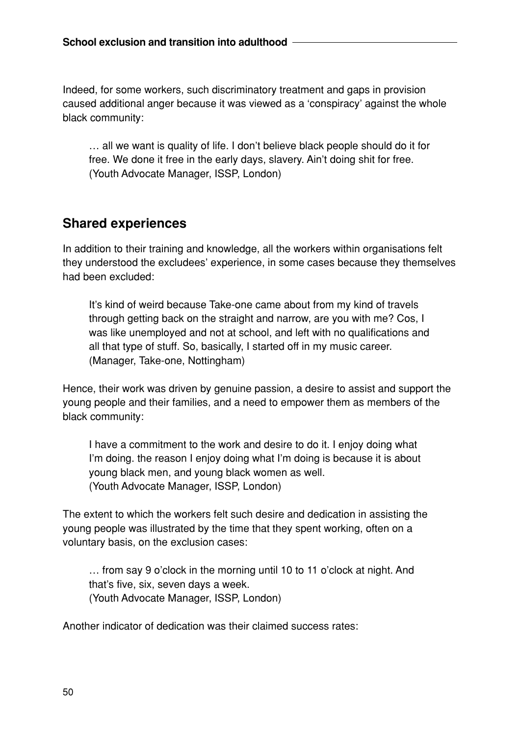Indeed, for some workers, such discriminatory treatment and gaps in provision caused additional anger because it was viewed as a 'conspiracy' against the whole black community:

> … all we want is quality of life. I don't believe black people should do it for free. We done it free in the early days, slavery. Ain't doing shit for free.
> (Youth Advocate Manager, ISSP, London)

## Shared experiences

In addition to their training and knowledge, all the workers within organisations felt they understood the excludees' experience, in some cases because they themselves had been excluded:

> It's kind of weird because Take-one came about from my kind of travels through getting back on the straight and narrow, are you with me? Cos, I was like unemployed and not at school, and left with no qualifications and all that type of stuff. So, basically, I started off in my music career.
> (Manager, Take-one, Nottingham)

Hence, their work was driven by genuine passion, a desire to assist and support the young people and their families, and a need to empower them as members of the black community:

> I have a commitment to the work and desire to do it. I enjoy doing what I'm doing. the reason I enjoy doing what I'm doing is because it is about young black men, and young black women as well.
> (Youth Advocate Manager, ISSP, London)

The extent to which the workers felt such desire and dedication in assisting the young people was illustrated by the time that they spent working, often on a voluntary basis, on the exclusion cases:

> … from say 9 o'clock in the morning until 10 to 11 o'clock at night. And that's five, six, seven days a week.
> (Youth Advocate Manager, ISSP, London)

Another indicator of dedication was their claimed success rates: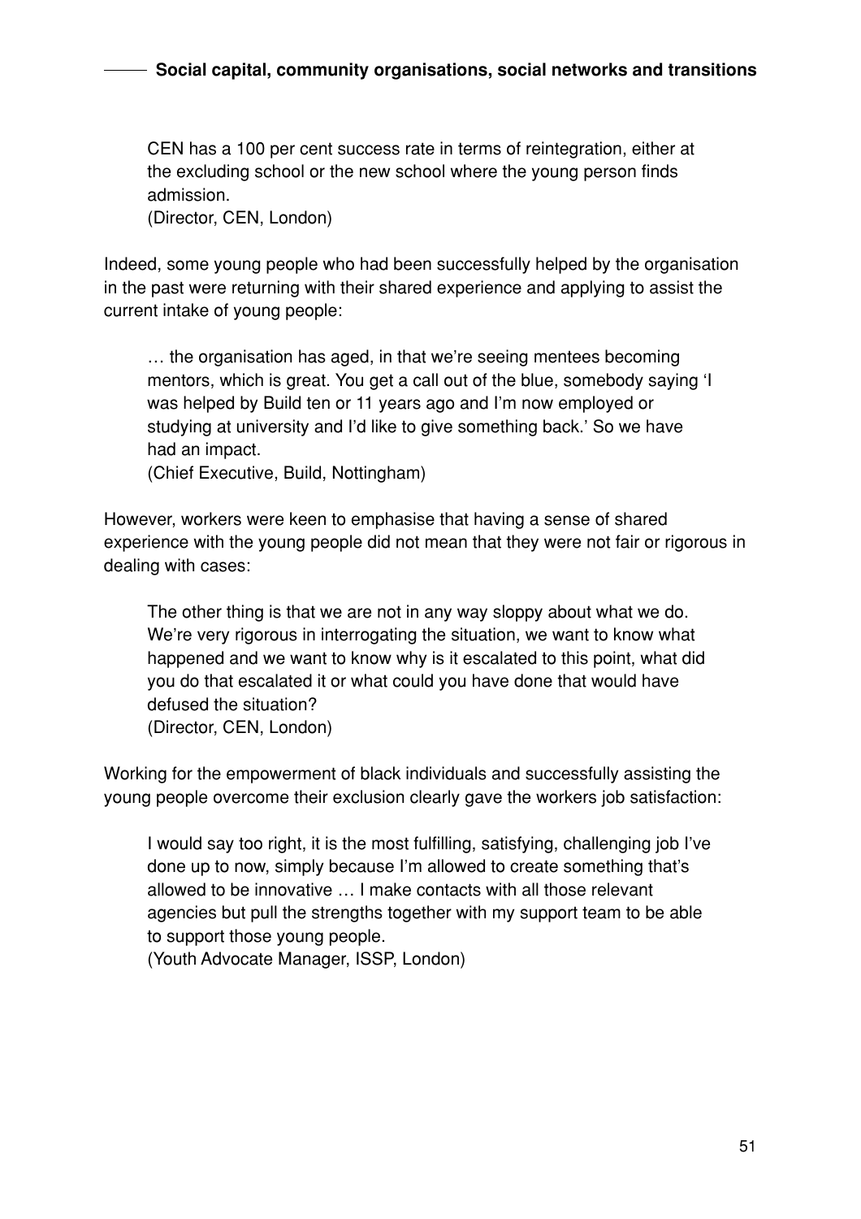> CEN has a 100 per cent success rate in terms of reintegration, either at the excluding school or the new school where the young person finds admission.
> (Director, CEN, London)

Indeed, some young people who had been successfully helped by the organisation in the past were returning with their shared experience and applying to assist the current intake of young people:

> … the organisation has aged, in that we're seeing mentees becoming mentors, which is great. You get a call out of the blue, somebody saying 'I was helped by Build ten or 11 years ago and I'm now employed or studying at university and I'd like to give something back.' So we have had an impact.
> (Chief Executive, Build, Nottingham)

However, workers were keen to emphasise that having a sense of shared experience with the young people did not mean that they were not fair or rigorous in dealing with cases:

> The other thing is that we are not in any way sloppy about what we do. We're very rigorous in interrogating the situation, we want to know what happened and we want to know why is it escalated to this point, what did you do that escalated it or what could you have done that would have defused the situation?
> (Director, CEN, London)

Working for the empowerment of black individuals and successfully assisting the young people overcome their exclusion clearly gave the workers job satisfaction:

> I would say too right, it is the most fulfilling, satisfying, challenging job I've done up to now, simply because I'm allowed to create something that's allowed to be innovative … I make contacts with all those relevant agencies but pull the strengths together with my support team to be able to support those young people.
> (Youth Advocate Manager, ISSP, London)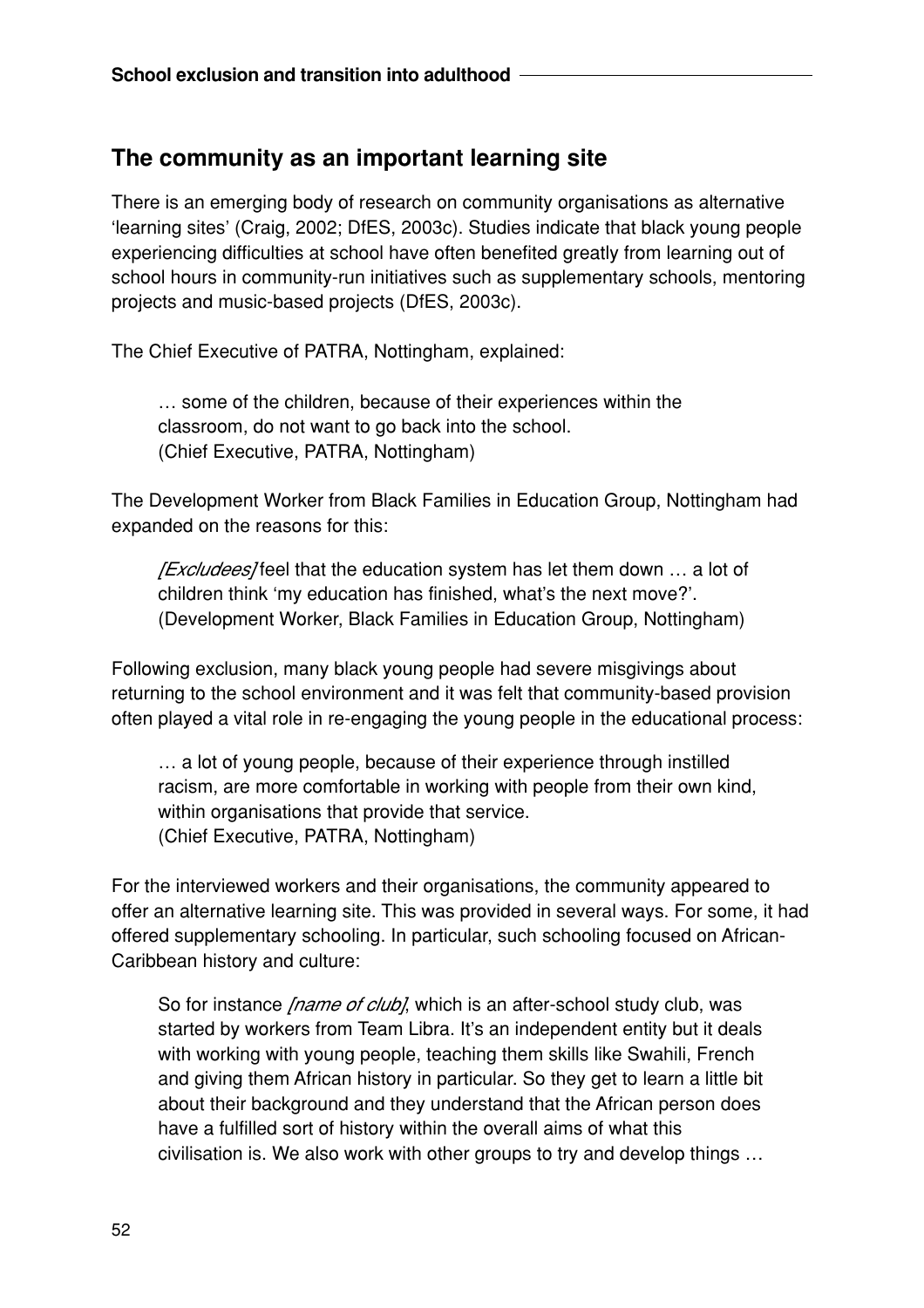## The community as an important learning site

There is an emerging body of research on community organisations as alternative 'learning sites' (Craig, 2002; DfES, 2003c). Studies indicate that black young people experiencing difficulties at school have often benefited greatly from learning out of school hours in community-run initiatives such as supplementary schools, mentoring projects and music-based projects (DfES, 2003c).

The Chief Executive of PATRA, Nottingham, explained:

> … some of the children, because of their experiences within the classroom, do not want to go back into the school.
> (Chief Executive, PATRA, Nottingham)

The Development Worker from Black Families in Education Group, Nottingham had expanded on the reasons for this:

> *[Excludees]* feel that the education system has let them down … a lot of children think 'my education has finished, what's the next move?'.
> (Development Worker, Black Families in Education Group, Nottingham)

Following exclusion, many black young people had severe misgivings about returning to the school environment and it was felt that community-based provision often played a vital role in re-engaging the young people in the educational process:

> … a lot of young people, because of their experience through instilled racism, are more comfortable in working with people from their own kind, within organisations that provide that service.
> (Chief Executive, PATRA, Nottingham)

For the interviewed workers and their organisations, the community appeared to offer an alternative learning site. This was provided in several ways. For some, it had offered supplementary schooling. In particular, such schooling focused on African-Caribbean history and culture:

> So for instance *[name of club]*, which is an after-school study club, was started by workers from Team Libra. It's an independent entity but it deals with working with young people, teaching them skills like Swahili, French and giving them African history in particular. So they get to learn a little bit about their background and they understand that the African person does have a fulfilled sort of history within the overall aims of what this civilisation is. We also work with other groups to try and develop things …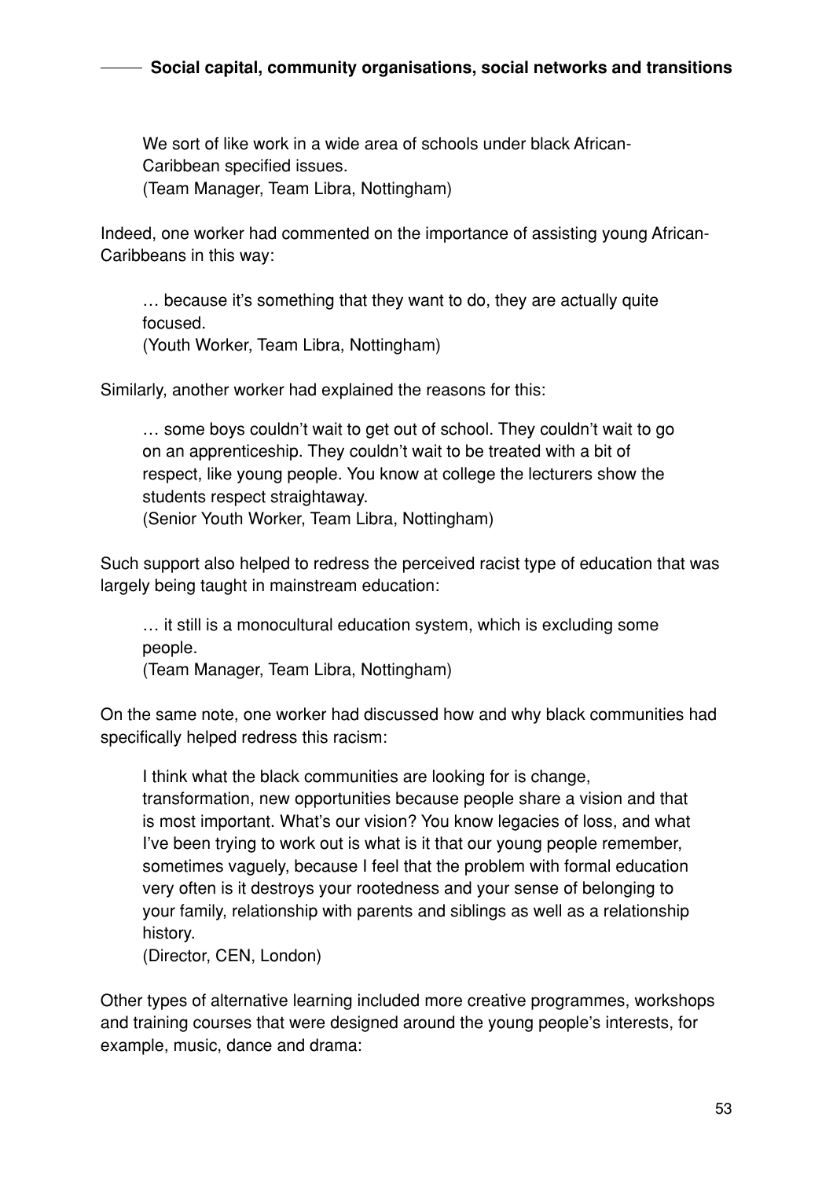> We sort of like work in a wide area of schools under black African-Caribbean specified issues.
> (Team Manager, Team Libra, Nottingham)

Indeed, one worker had commented on the importance of assisting young African-Caribbeans in this way:

> … because it's something that they want to do, they are actually quite focused.
> (Youth Worker, Team Libra, Nottingham)

Similarly, another worker had explained the reasons for this:

> … some boys couldn't wait to get out of school. They couldn't wait to go on an apprenticeship. They couldn't wait to be treated with a bit of respect, like young people. You know at college the lecturers show the students respect straightaway.
> (Senior Youth Worker, Team Libra, Nottingham)

Such support also helped to redress the perceived racist type of education that was largely being taught in mainstream education:

> … it still is a monocultural education system, which is excluding some people.
> (Team Manager, Team Libra, Nottingham)

On the same note, one worker had discussed how and why black communities had specifically helped redress this racism:

> I think what the black communities are looking for is change, transformation, new opportunities because people share a vision and that is most important. What's our vision? You know legacies of loss, and what I've been trying to work out is what is it that our young people remember, sometimes vaguely, because I feel that the problem with formal education very often is it destroys your rootedness and your sense of belonging to your family, relationship with parents and siblings as well as a relationship history.
> (Director, CEN, London)

Other types of alternative learning included more creative programmes, workshops and training courses that were designed around the young people's interests, for example, music, dance and drama: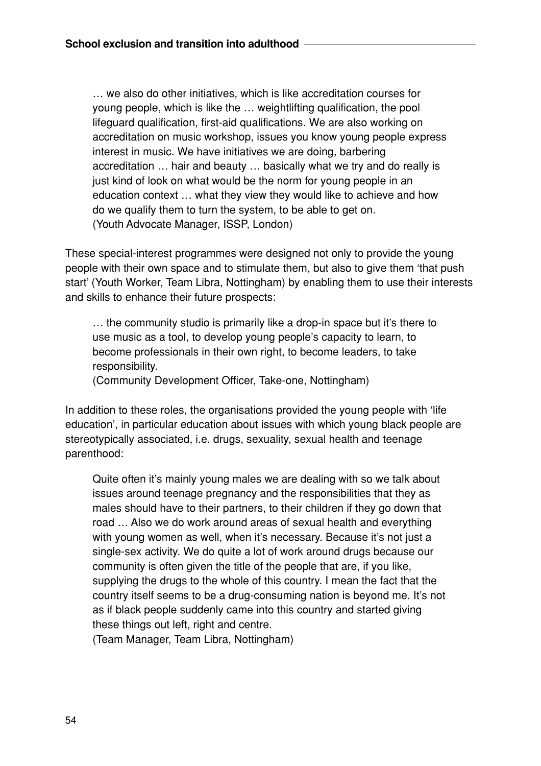> … we also do other initiatives, which is like accreditation courses for young people, which is like the … weightlifting qualification, the pool lifeguard qualification, first-aid qualifications. We are also working on accreditation on music workshop, issues you know young people express interest in music. We have initiatives we are doing, barbering accreditation … hair and beauty … basically what we try and do really is just kind of look on what would be the norm for young people in an education context … what they view they would like to achieve and how do we qualify them to turn the system, to be able to get on.
> (Youth Advocate Manager, ISSP, London)

These special-interest programmes were designed not only to provide the young people with their own space and to stimulate them, but also to give them 'that push start' (Youth Worker, Team Libra, Nottingham) by enabling them to use their interests and skills to enhance their future prospects:

> … the community studio is primarily like a drop-in space but it's there to use music as a tool, to develop young people's capacity to learn, to become professionals in their own right, to become leaders, to take responsibility.
> (Community Development Officer, Take-one, Nottingham)

In addition to these roles, the organisations provided the young people with 'life education', in particular education about issues with which young black people are stereotypically associated, i.e. drugs, sexuality, sexual health and teenage parenthood:

> Quite often it's mainly young males we are dealing with so we talk about issues around teenage pregnancy and the responsibilities that they as males should have to their partners, to their children if they go down that road … Also we do work around areas of sexual health and everything with young women as well, when it's necessary. Because it's not just a single-sex activity. We do quite a lot of work around drugs because our community is often given the title of the people that are, if you like, supplying the drugs to the whole of this country. I mean the fact that the country itself seems to be a drug-consuming nation is beyond me. It's not as if black people suddenly came into this country and started giving these things out left, right and centre.
> (Team Manager, Team Libra, Nottingham)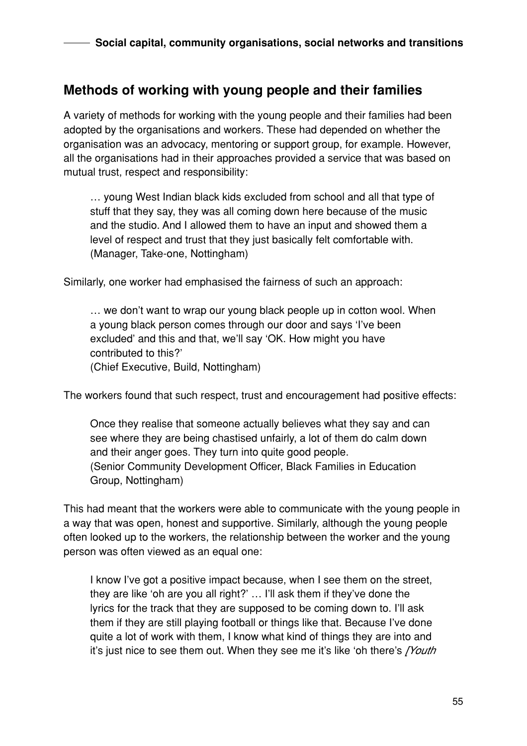## Methods of working with young people and their families

A variety of methods for working with the young people and their families had been adopted by the organisations and workers. These had depended on whether the organisation was an advocacy, mentoring or support group, for example. However, all the organisations had in their approaches provided a service that was based on mutual trust, respect and responsibility:

> … young West Indian black kids excluded from school and all that type of stuff that they say, they was all coming down here because of the music and the studio. And I allowed them to have an input and showed them a level of respect and trust that they just basically felt comfortable with.
> (Manager, Take-one, Nottingham)

Similarly, one worker had emphasised the fairness of such an approach:

> … we don't want to wrap our young black people up in cotton wool. When a young black person comes through our door and says 'I've been excluded' and this and that, we'll say 'OK. How might you have contributed to this?'
> (Chief Executive, Build, Nottingham)

The workers found that such respect, trust and encouragement had positive effects:

> Once they realise that someone actually believes what they say and can see where they are being chastised unfairly, a lot of them do calm down and their anger goes. They turn into quite good people.
> (Senior Community Development Officer, Black Families in Education Group, Nottingham)

This had meant that the workers were able to communicate with the young people in a way that was open, honest and supportive. Similarly, although the young people often looked up to the workers, the relationship between the worker and the young person was often viewed as an equal one:

> I know I've got a positive impact because, when I see them on the street, they are like 'oh are you all right?' … I'll ask them if they've done the lyrics for the track that they are supposed to be coming down to. I'll ask them if they are still playing football or things like that. Because I've done quite a lot of work with them, I know what kind of things they are into and it's just nice to see them out. When they see me it's like 'oh there's *[Youth*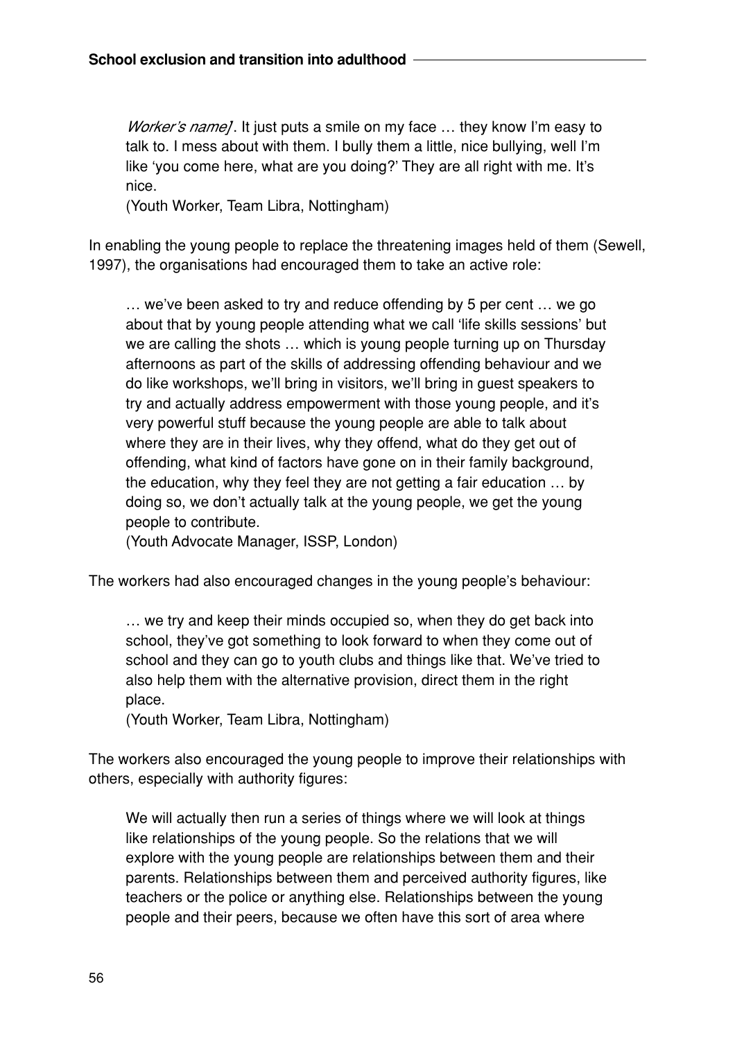*Worker's name]*. It just puts a smile on my face … they know I'm easy to talk to. I mess about with them. I bully them a little, nice bullying, well I'm like 'you come here, what are you doing?' They are all right with me. It's nice.
(Youth Worker, Team Libra, Nottingham)

In enabling the young people to replace the threatening images held of them (Sewell, 1997), the organisations had encouraged them to take an active role:

> … we've been asked to try and reduce offending by 5 per cent … we go about that by young people attending what we call 'life skills sessions' but we are calling the shots … which is young people turning up on Thursday afternoons as part of the skills of addressing offending behaviour and we do like workshops, we'll bring in visitors, we'll bring in guest speakers to try and actually address empowerment with those young people, and it's very powerful stuff because the young people are able to talk about where they are in their lives, why they offend, what do they get out of offending, what kind of factors have gone on in their family background, the education, why they feel they are not getting a fair education … by doing so, we don't actually talk at the young people, we get the young people to contribute.
> (Youth Advocate Manager, ISSP, London)

The workers had also encouraged changes in the young people's behaviour:

> … we try and keep their minds occupied so, when they do get back into school, they've got something to look forward to when they come out of school and they can go to youth clubs and things like that. We've tried to also help them with the alternative provision, direct them in the right place.
> (Youth Worker, Team Libra, Nottingham)

The workers also encouraged the young people to improve their relationships with others, especially with authority figures:

> We will actually then run a series of things where we will look at things like relationships of the young people. So the relations that we will explore with the young people are relationships between them and their parents. Relationships between them and perceived authority figures, like teachers or the police or anything else. Relationships between the young people and their peers, because we often have this sort of area where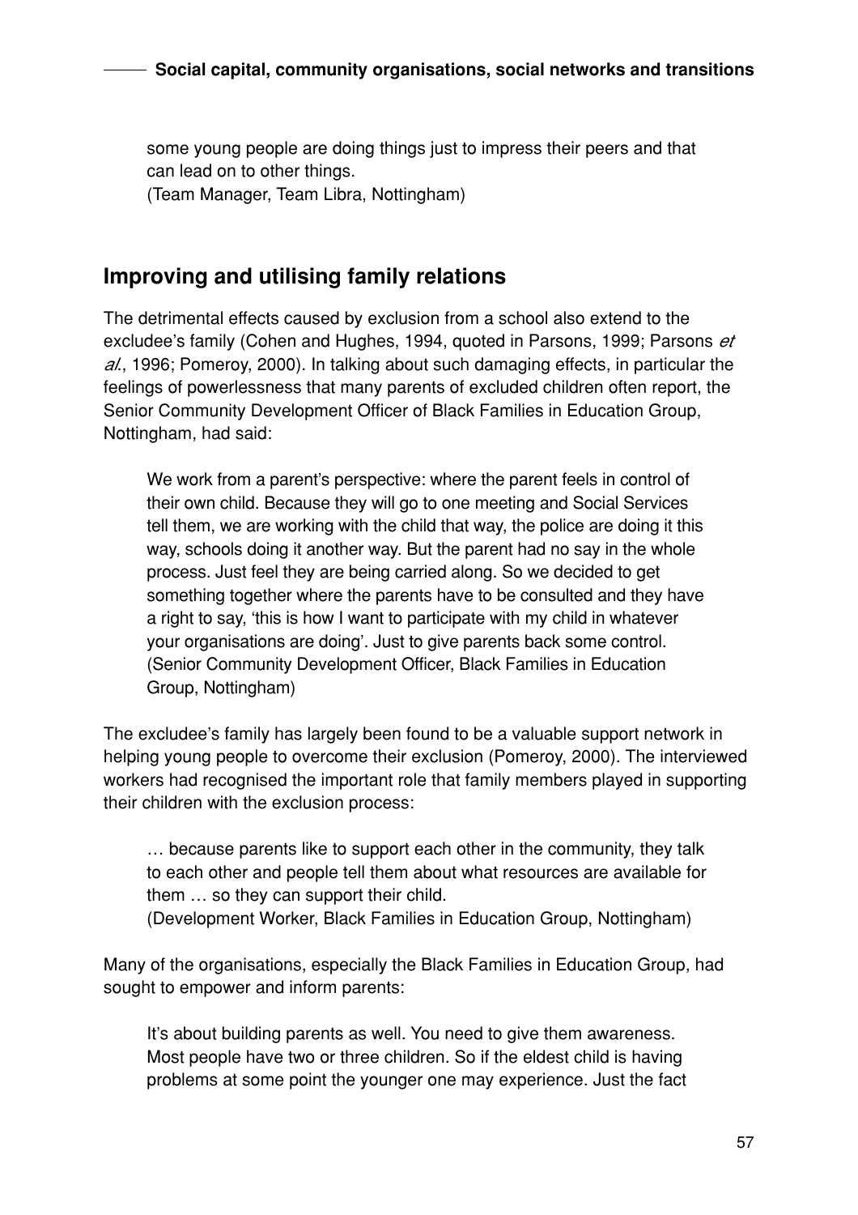some young people are doing things just to impress their peers and that can lead on to other things.
(Team Manager, Team Libra, Nottingham)

## Improving and utilising family relations

The detrimental effects caused by exclusion from a school also extend to the excludee's family (Cohen and Hughes, 1994, quoted in Parsons, 1999; Parsons *et al.*, 1996; Pomeroy, 2000). In talking about such damaging effects, in particular the feelings of powerlessness that many parents of excluded children often report, the Senior Community Development Officer of Black Families in Education Group, Nottingham, had said:

> We work from a parent's perspective: where the parent feels in control of their own child. Because they will go to one meeting and Social Services tell them, we are working with the child that way, the police are doing it this way, schools doing it another way. But the parent had no say in the whole process. Just feel they are being carried along. So we decided to get something together where the parents have to be consulted and they have a right to say, 'this is how I want to participate with my child in whatever your organisations are doing'. Just to give parents back some control.
> (Senior Community Development Officer, Black Families in Education Group, Nottingham)

The excludee's family has largely been found to be a valuable support network in helping young people to overcome their exclusion (Pomeroy, 2000). The interviewed workers had recognised the important role that family members played in supporting their children with the exclusion process:

> … because parents like to support each other in the community, they talk to each other and people tell them about what resources are available for them … so they can support their child.
> (Development Worker, Black Families in Education Group, Nottingham)

Many of the organisations, especially the Black Families in Education Group, had sought to empower and inform parents:

> It's about building parents as well. You need to give them awareness. Most people have two or three children. So if the eldest child is having problems at some point the younger one may experience. Just the fact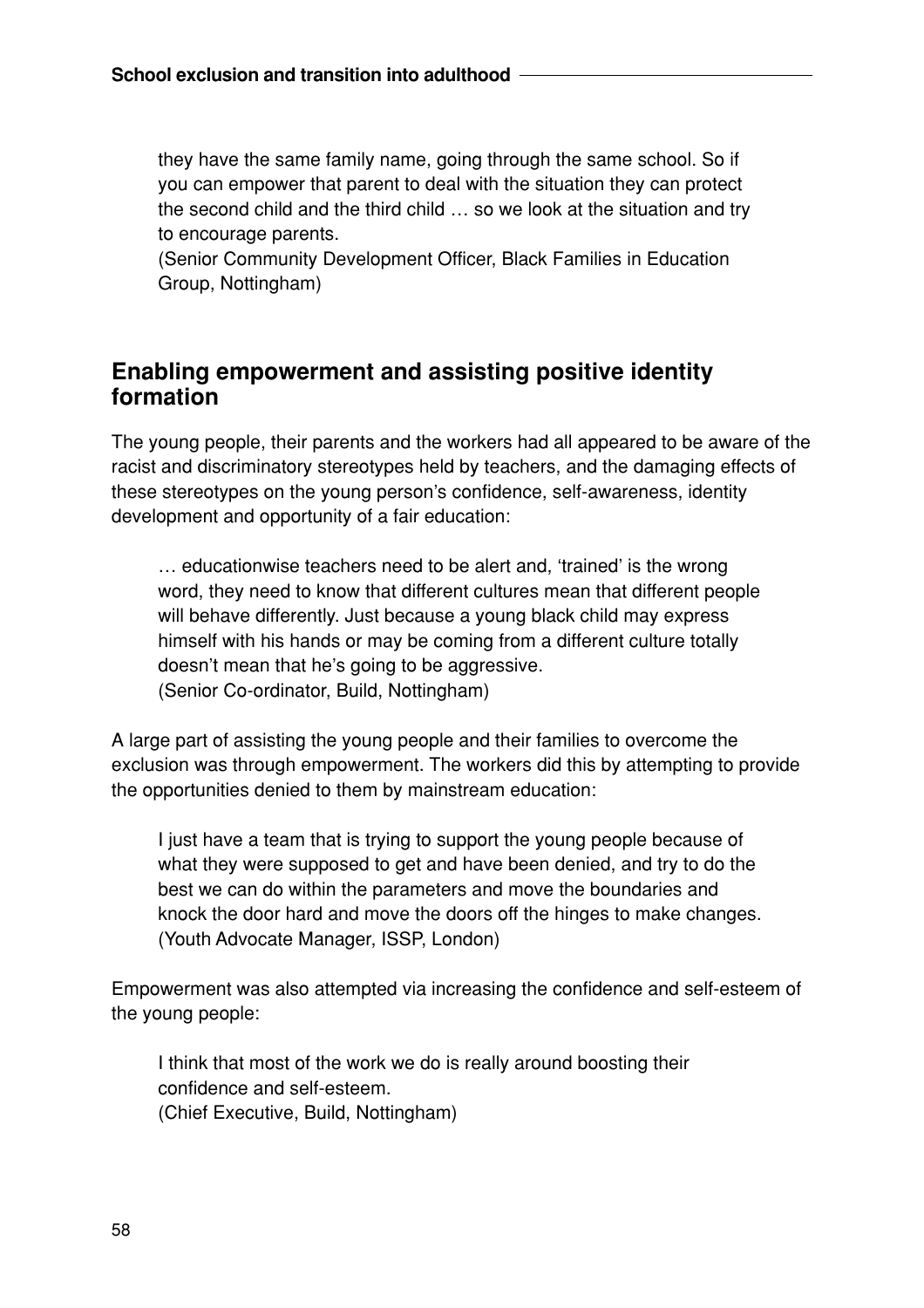> they have the same family name, going through the same school. So if you can empower that parent to deal with the situation they can protect the second child and the third child … so we look at the situation and try to encourage parents.
> (Senior Community Development Officer, Black Families in Education Group, Nottingham)

## Enabling empowerment and assisting positive identity formation

The young people, their parents and the workers had all appeared to be aware of the racist and discriminatory stereotypes held by teachers, and the damaging effects of these stereotypes on the young person's confidence, self-awareness, identity development and opportunity of a fair education:

> … educationwise teachers need to be alert and, 'trained' is the wrong word, they need to know that different cultures mean that different people will behave differently. Just because a young black child may express himself with his hands or may be coming from a different culture totally doesn't mean that he's going to be aggressive.
> (Senior Co-ordinator, Build, Nottingham)

A large part of assisting the young people and their families to overcome the exclusion was through empowerment. The workers did this by attempting to provide the opportunities denied to them by mainstream education:

> I just have a team that is trying to support the young people because of what they were supposed to get and have been denied, and try to do the best we can do within the parameters and move the boundaries and knock the door hard and move the doors off the hinges to make changes.
> (Youth Advocate Manager, ISSP, London)

Empowerment was also attempted via increasing the confidence and self-esteem of the young people:

> I think that most of the work we do is really around boosting their confidence and self-esteem.
> (Chief Executive, Build, Nottingham)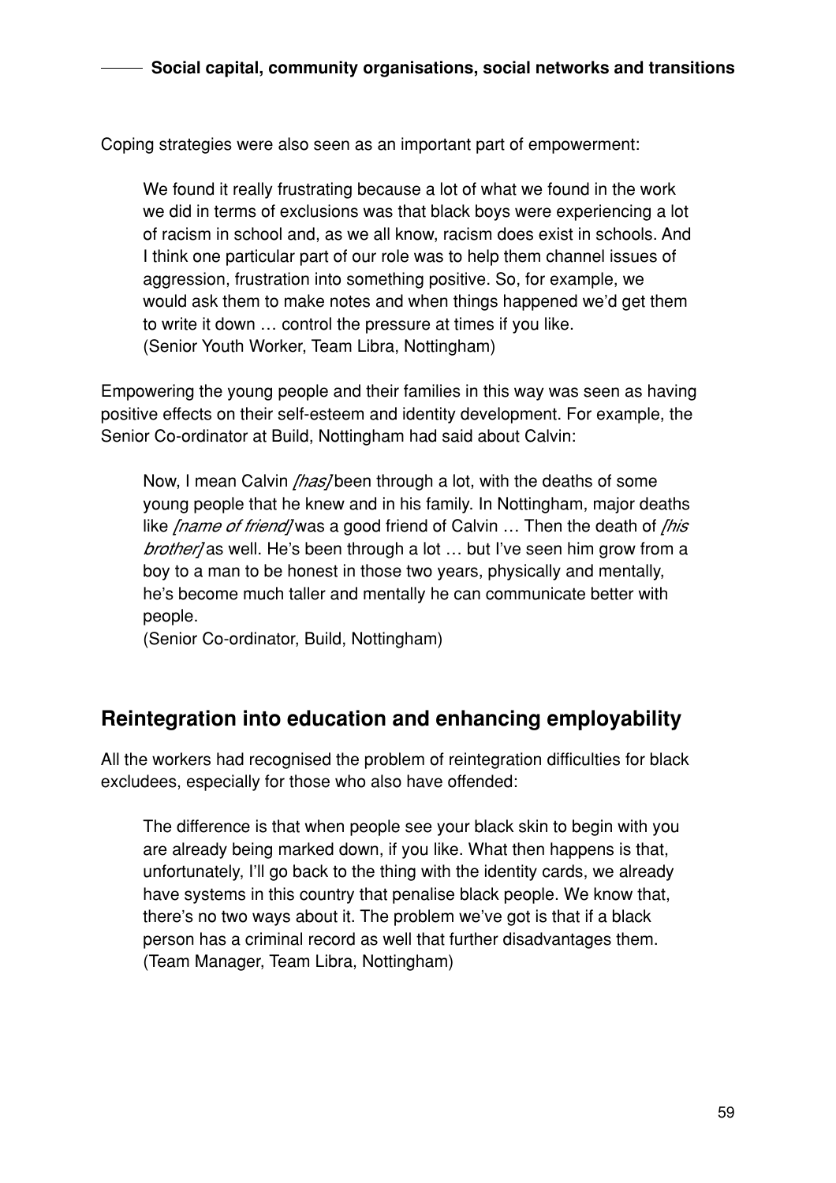Coping strategies were also seen as an important part of empowerment:

> We found it really frustrating because a lot of what we found in the work we did in terms of exclusions was that black boys were experiencing a lot of racism in school and, as we all know, racism does exist in schools. And I think one particular part of our role was to help them channel issues of aggression, frustration into something positive. So, for example, we would ask them to make notes and when things happened we'd get them to write it down … control the pressure at times if you like.
> (Senior Youth Worker, Team Libra, Nottingham)

Empowering the young people and their families in this way was seen as having positive effects on their self-esteem and identity development. For example, the Senior Co-ordinator at Build, Nottingham had said about Calvin:

> Now, I mean Calvin *[has]* been through a lot, with the deaths of some young people that he knew and in his family. In Nottingham, major deaths like *[name of friend]* was a good friend of Calvin … Then the death of *[his brother]* as well. He's been through a lot … but I've seen him grow from a boy to a man to be honest in those two years, physically and mentally, he's become much taller and mentally he can communicate better with people.
> (Senior Co-ordinator, Build, Nottingham)

## Reintegration into education and enhancing employability

All the workers had recognised the problem of reintegration difficulties for black excludees, especially for those who also have offended:

> The difference is that when people see your black skin to begin with you are already being marked down, if you like. What then happens is that, unfortunately, I'll go back to the thing with the identity cards, we already have systems in this country that penalise black people. We know that, there's no two ways about it. The problem we've got is that if a black person has a criminal record as well that further disadvantages them.
> (Team Manager, Team Libra, Nottingham)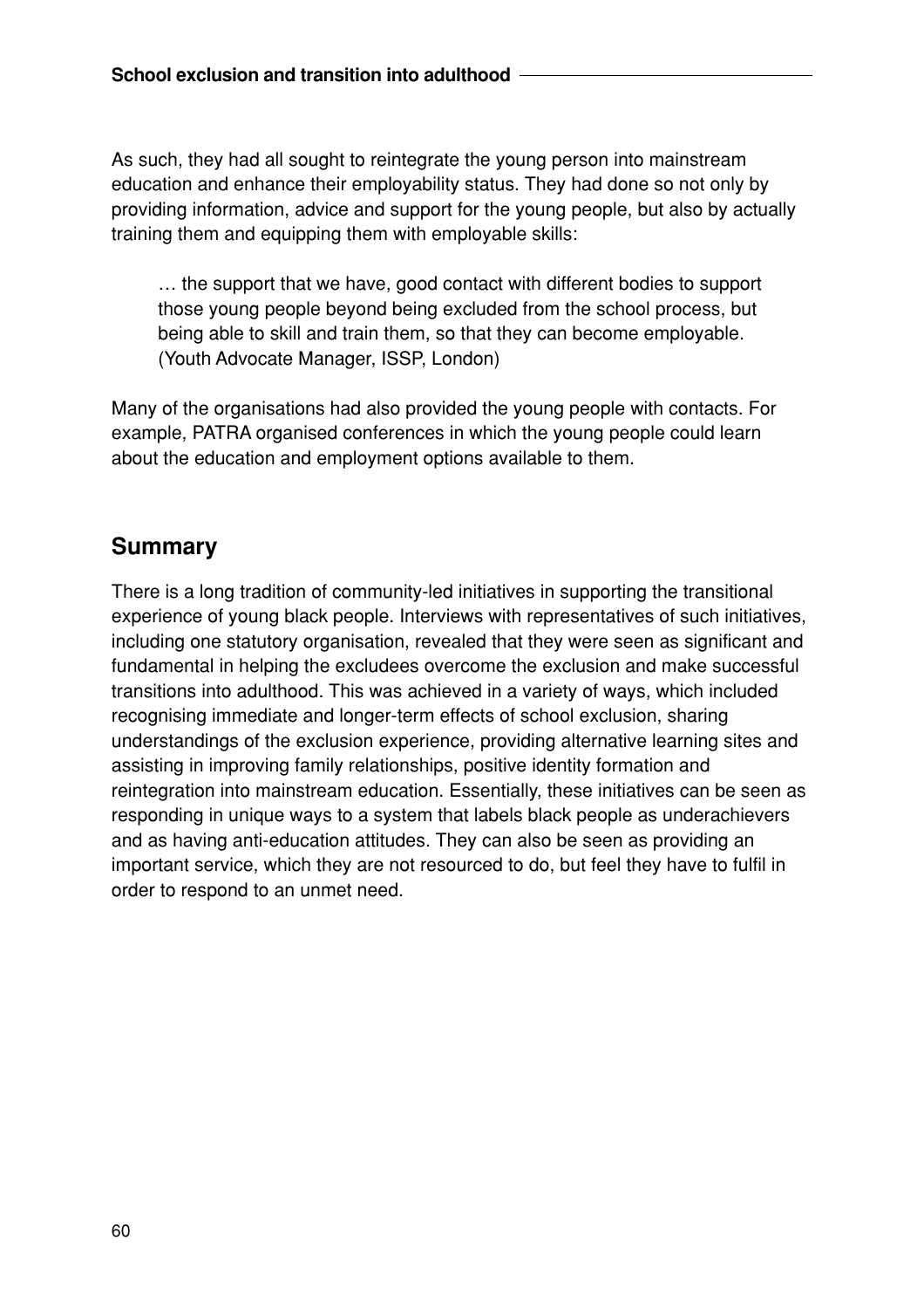As such, they had all sought to reintegrate the young person into mainstream education and enhance their employability status. They had done so not only by providing information, advice and support for the young people, but also by actually training them and equipping them with employable skills:

> … the support that we have, good contact with different bodies to support those young people beyond being excluded from the school process, but being able to skill and train them, so that they can become employable. (Youth Advocate Manager, ISSP, London)

Many of the organisations had also provided the young people with contacts. For example, PATRA organised conferences in which the young people could learn about the education and employment options available to them.

## Summary

There is a long tradition of community-led initiatives in supporting the transitional experience of young black people. Interviews with representatives of such initiatives, including one statutory organisation, revealed that they were seen as significant and fundamental in helping the excludees overcome the exclusion and make successful transitions into adulthood. This was achieved in a variety of ways, which included recognising immediate and longer-term effects of school exclusion, sharing understandings of the exclusion experience, providing alternative learning sites and assisting in improving family relationships, positive identity formation and reintegration into mainstream education. Essentially, these initiatives can be seen as responding in unique ways to a system that labels black people as underachievers and as having anti-education attitudes. They can also be seen as providing an important service, which they are not resourced to do, but feel they have to fulfil in order to respond to an unmet need.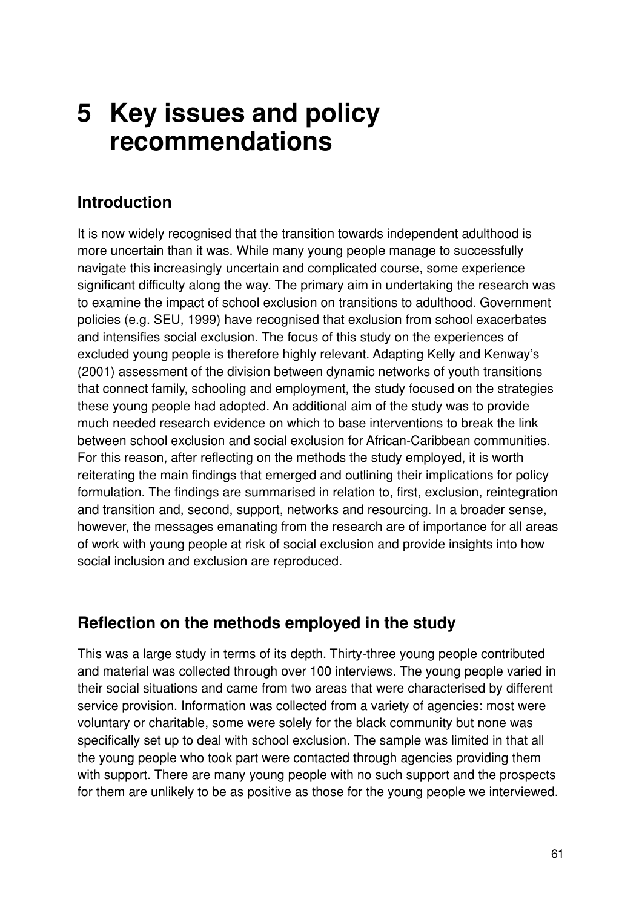# 5 Key issues and policy recommendations

## Introduction

It is now widely recognised that the transition towards independent adulthood is more uncertain than it was. While many young people manage to successfully navigate this increasingly uncertain and complicated course, some experience significant difficulty along the way. The primary aim in undertaking the research was to examine the impact of school exclusion on transitions to adulthood. Government policies (e.g. SEU, 1999) have recognised that exclusion from school exacerbates and intensifies social exclusion. The focus of this study on the experiences of excluded young people is therefore highly relevant. Adapting Kelly and Kenway's (2001) assessment of the division between dynamic networks of youth transitions that connect family, schooling and employment, the study focused on the strategies these young people had adopted. An additional aim of the study was to provide much needed research evidence on which to base interventions to break the link between school exclusion and social exclusion for African-Caribbean communities. For this reason, after reflecting on the methods the study employed, it is worth reiterating the main findings that emerged and outlining their implications for policy formulation. The findings are summarised in relation to, first, exclusion, reintegration and transition and, second, support, networks and resourcing. In a broader sense, however, the messages emanating from the research are of importance for all areas of work with young people at risk of social exclusion and provide insights into how social inclusion and exclusion are reproduced.

## Reflection on the methods employed in the study

This was a large study in terms of its depth. Thirty-three young people contributed and material was collected through over 100 interviews. The young people varied in their social situations and came from two areas that were characterised by different service provision. Information was collected from a variety of agencies: most were voluntary or charitable, some were solely for the black community but none was specifically set up to deal with school exclusion. The sample was limited in that all the young people who took part were contacted through agencies providing them with support. There are many young people with no such support and the prospects for them are unlikely to be as positive as those for the young people we interviewed.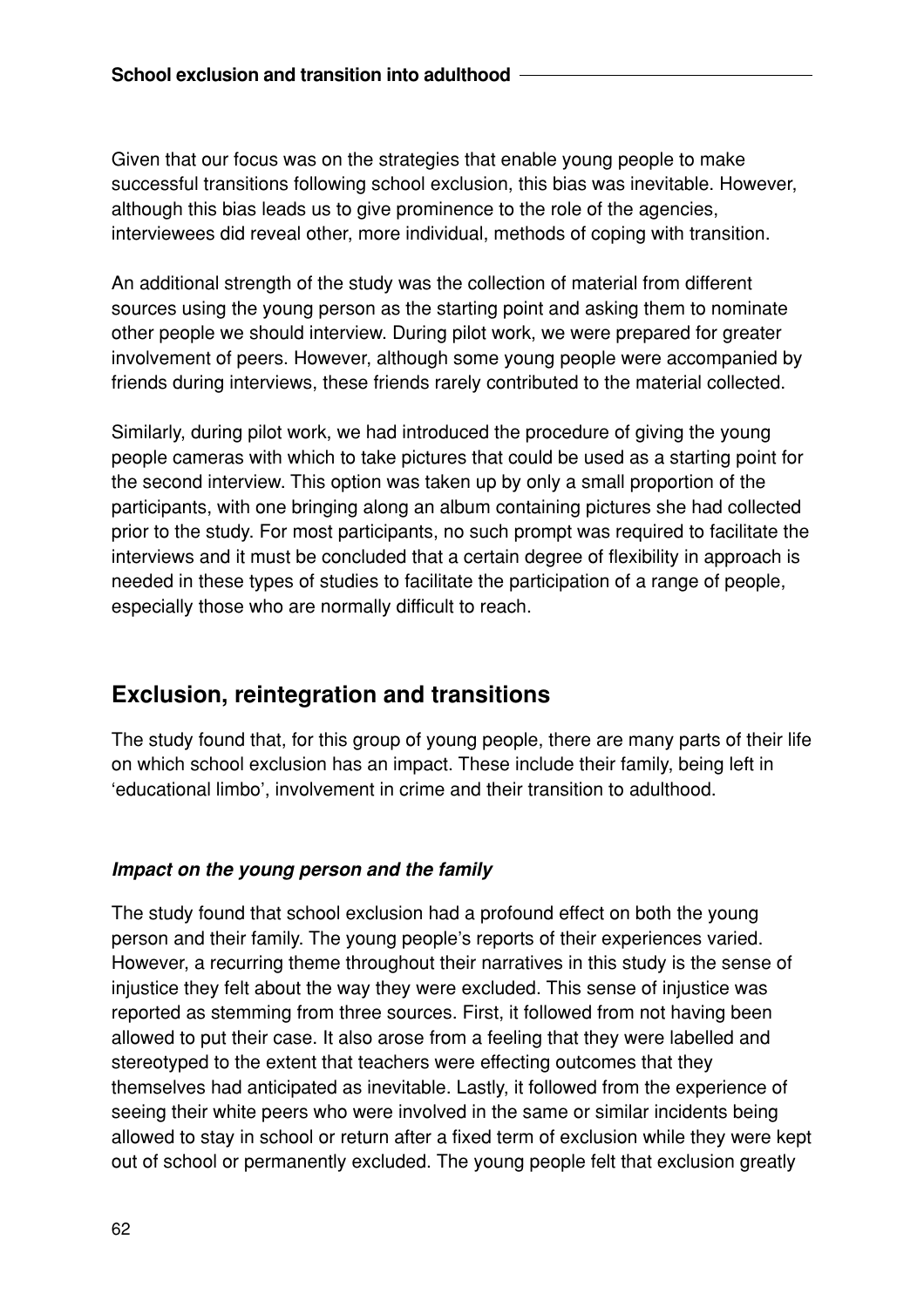Given that our focus was on the strategies that enable young people to make successful transitions following school exclusion, this bias was inevitable. However, although this bias leads us to give prominence to the role of the agencies, interviewees did reveal other, more individual, methods of coping with transition.

An additional strength of the study was the collection of material from different sources using the young person as the starting point and asking them to nominate other people we should interview. During pilot work, we were prepared for greater involvement of peers. However, although some young people were accompanied by friends during interviews, these friends rarely contributed to the material collected.

Similarly, during pilot work, we had introduced the procedure of giving the young people cameras with which to take pictures that could be used as a starting point for the second interview. This option was taken up by only a small proportion of the participants, with one bringing along an album containing pictures she had collected prior to the study. For most participants, no such prompt was required to facilitate the interviews and it must be concluded that a certain degree of flexibility in approach is needed in these types of studies to facilitate the participation of a range of people, especially those who are normally difficult to reach.

## Exclusion, reintegration and transitions

The study found that, for this group of young people, there are many parts of their life on which school exclusion has an impact. These include their family, being left in 'educational limbo', involvement in crime and their transition to adulthood.

### *Impact on the young person and the family*

The study found that school exclusion had a profound effect on both the young person and their family. The young people's reports of their experiences varied. However, a recurring theme throughout their narratives in this study is the sense of injustice they felt about the way they were excluded. This sense of injustice was reported as stemming from three sources. First, it followed from not having been allowed to put their case. It also arose from a feeling that they were labelled and stereotyped to the extent that teachers were effecting outcomes that they themselves had anticipated as inevitable. Lastly, it followed from the experience of seeing their white peers who were involved in the same or similar incidents being allowed to stay in school or return after a fixed term of exclusion while they were kept out of school or permanently excluded. The young people felt that exclusion greatly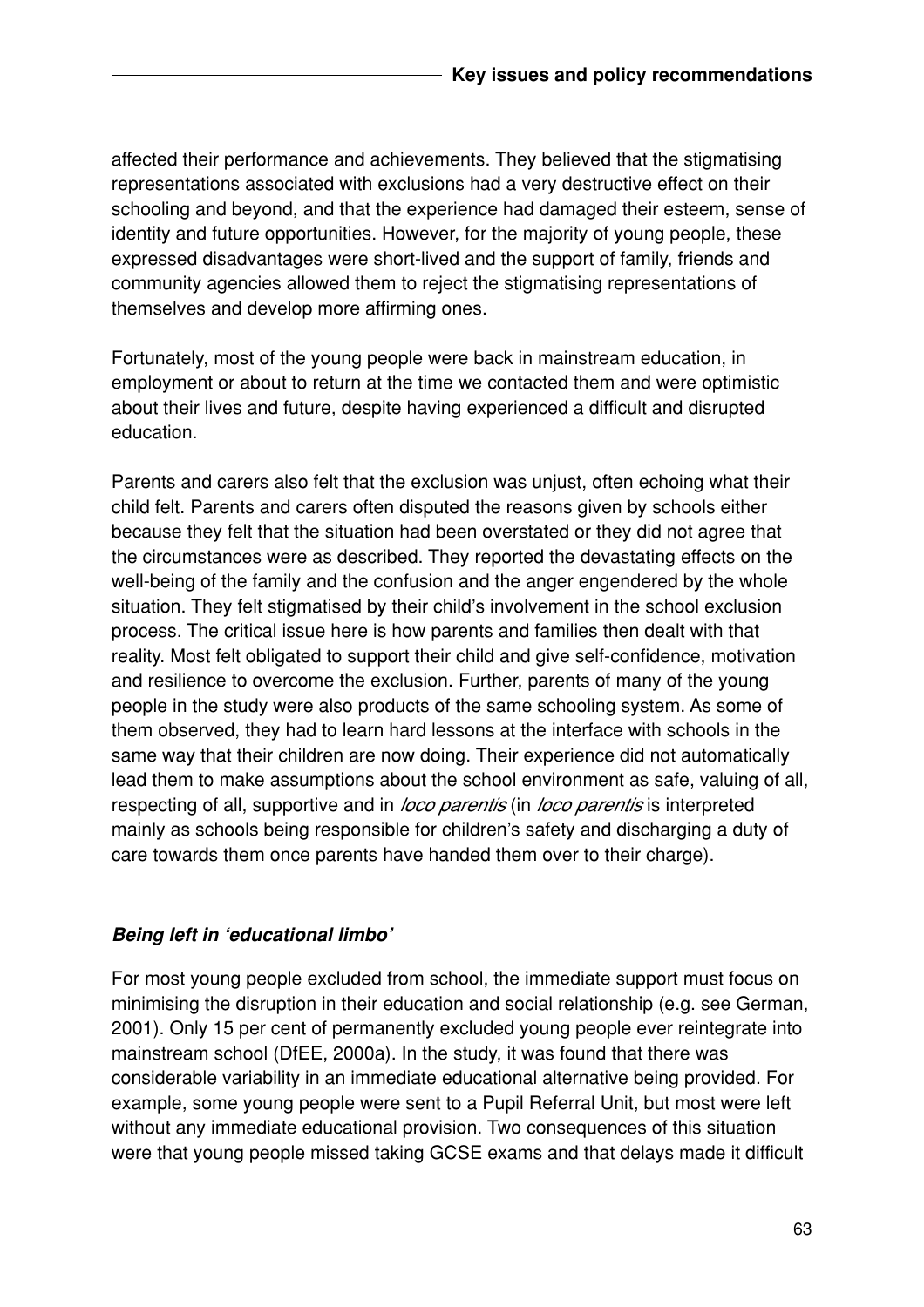affected their performance and achievements. They believed that the stigmatising representations associated with exclusions had a very destructive effect on their schooling and beyond, and that the experience had damaged their esteem, sense of identity and future opportunities. However, for the majority of young people, these expressed disadvantages were short-lived and the support of family, friends and community agencies allowed them to reject the stigmatising representations of themselves and develop more affirming ones.

Fortunately, most of the young people were back in mainstream education, in employment or about to return at the time we contacted them and were optimistic about their lives and future, despite having experienced a difficult and disrupted education.

Parents and carers also felt that the exclusion was unjust, often echoing what their child felt. Parents and carers often disputed the reasons given by schools either because they felt that the situation had been overstated or they did not agree that the circumstances were as described. They reported the devastating effects on the well-being of the family and the confusion and the anger engendered by the whole situation. They felt stigmatised by their child's involvement in the school exclusion process. The critical issue here is how parents and families then dealt with that reality. Most felt obligated to support their child and give self-confidence, motivation and resilience to overcome the exclusion. Further, parents of many of the young people in the study were also products of the same schooling system. As some of them observed, they had to learn hard lessons at the interface with schools in the same way that their children are now doing. Their experience did not automatically lead them to make assumptions about the school environment as safe, valuing of all, respecting of all, supportive and in *loco parentis* (in *loco parentis* is interpreted mainly as schools being responsible for children's safety and discharging a duty of care towards them once parents have handed them over to their charge).

#### *Being left in 'educational limbo'*

For most young people excluded from school, the immediate support must focus on minimising the disruption in their education and social relationship (e.g. see German, 2001). Only 15 per cent of permanently excluded young people ever reintegrate into mainstream school (DfEE, 2000a). In the study, it was found that there was considerable variability in an immediate educational alternative being provided. For example, some young people were sent to a Pupil Referral Unit, but most were left without any immediate educational provision. Two consequences of this situation were that young people missed taking GCSE exams and that delays made it difficult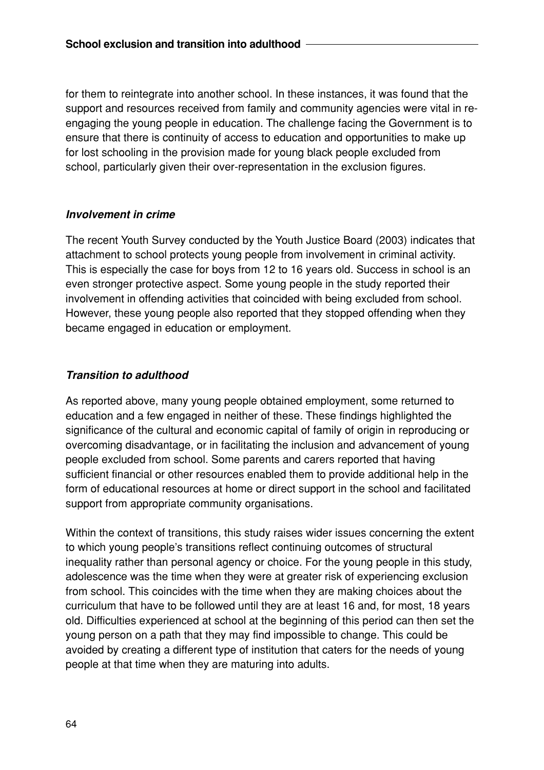for them to reintegrate into another school. In these instances, it was found that the support and resources received from family and community agencies were vital in re-engaging the young people in education. The challenge facing the Government is to ensure that there is continuity of access to education and opportunities to make up for lost schooling in the provision made for young black people excluded from school, particularly given their over-representation in the exclusion figures.

### *Involvement in crime*

The recent Youth Survey conducted by the Youth Justice Board (2003) indicates that attachment to school protects young people from involvement in criminal activity. This is especially the case for boys from 12 to 16 years old. Success in school is an even stronger protective aspect. Some young people in the study reported their involvement in offending activities that coincided with being excluded from school. However, these young people also reported that they stopped offending when they became engaged in education or employment.

### *Transition to adulthood*

As reported above, many young people obtained employment, some returned to education and a few engaged in neither of these. These findings highlighted the significance of the cultural and economic capital of family of origin in reproducing or overcoming disadvantage, or in facilitating the inclusion and advancement of young people excluded from school. Some parents and carers reported that having sufficient financial or other resources enabled them to provide additional help in the form of educational resources at home or direct support in the school and facilitated support from appropriate community organisations.

Within the context of transitions, this study raises wider issues concerning the extent to which young people's transitions reflect continuing outcomes of structural inequality rather than personal agency or choice. For the young people in this study, adolescence was the time when they were at greater risk of experiencing exclusion from school. This coincides with the time when they are making choices about the curriculum that have to be followed until they are at least 16 and, for most, 18 years old. Difficulties experienced at school at the beginning of this period can then set the young person on a path that they may find impossible to change. This could be avoided by creating a different type of institution that caters for the needs of young people at that time when they are maturing into adults.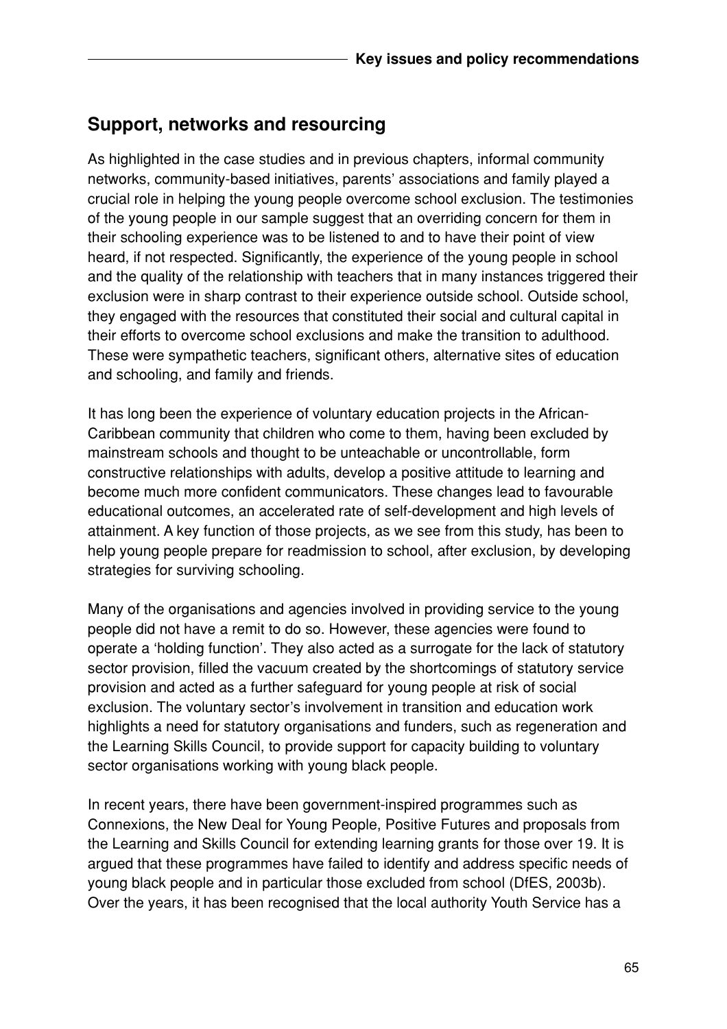## Support, networks and resourcing

As highlighted in the case studies and in previous chapters, informal community networks, community-based initiatives, parents' associations and family played a crucial role in helping the young people overcome school exclusion. The testimonies of the young people in our sample suggest that an overriding concern for them in their schooling experience was to be listened to and to have their point of view heard, if not respected. Significantly, the experience of the young people in school and the quality of the relationship with teachers that in many instances triggered their exclusion were in sharp contrast to their experience outside school. Outside school, they engaged with the resources that constituted their social and cultural capital in their efforts to overcome school exclusions and make the transition to adulthood. These were sympathetic teachers, significant others, alternative sites of education and schooling, and family and friends.

It has long been the experience of voluntary education projects in the African-Caribbean community that children who come to them, having been excluded by mainstream schools and thought to be unteachable or uncontrollable, form constructive relationships with adults, develop a positive attitude to learning and become much more confident communicators. These changes lead to favourable educational outcomes, an accelerated rate of self-development and high levels of attainment. A key function of those projects, as we see from this study, has been to help young people prepare for readmission to school, after exclusion, by developing strategies for surviving schooling.

Many of the organisations and agencies involved in providing service to the young people did not have a remit to do so. However, these agencies were found to operate a 'holding function'. They also acted as a surrogate for the lack of statutory sector provision, filled the vacuum created by the shortcomings of statutory service provision and acted as a further safeguard for young people at risk of social exclusion. The voluntary sector's involvement in transition and education work highlights a need for statutory organisations and funders, such as regeneration and the Learning Skills Council, to provide support for capacity building to voluntary sector organisations working with young black people.

In recent years, there have been government-inspired programmes such as Connexions, the New Deal for Young People, Positive Futures and proposals from the Learning and Skills Council for extending learning grants for those over 19. It is argued that these programmes have failed to identify and address specific needs of young black people and in particular those excluded from school (DfES, 2003b). Over the years, it has been recognised that the local authority Youth Service has a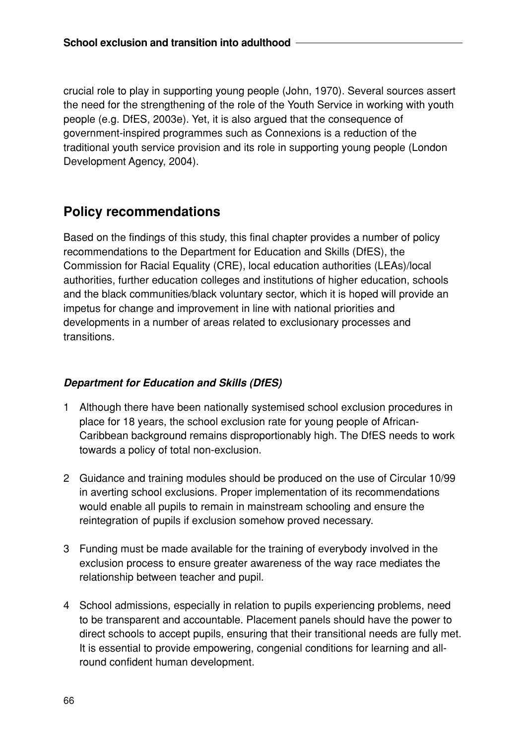crucial role to play in supporting young people (John, 1970). Several sources assert the need for the strengthening of the role of the Youth Service in working with youth people (e.g. DfES, 2003e). Yet, it is also argued that the consequence of government-inspired programmes such as Connexions is a reduction of the traditional youth service provision and its role in supporting young people (London Development Agency, 2004).

## Policy recommendations

Based on the findings of this study, this final chapter provides a number of policy recommendations to the Department for Education and Skills (DfES), the Commission for Racial Equality (CRE), local education authorities (LEAs)/local authorities, further education colleges and institutions of higher education, schools and the black communities/black voluntary sector, which it is hoped will provide an impetus for change and improvement in line with national priorities and developments in a number of areas related to exclusionary processes and transitions.

### *Department for Education and Skills (DfES)*

1 Although there have been nationally systemised school exclusion procedures in place for 18 years, the school exclusion rate for young people of African-Caribbean background remains disproportionably high. The DfES needs to work towards a policy of total non-exclusion.

2 Guidance and training modules should be produced on the use of Circular 10/99 in averting school exclusions. Proper implementation of its recommendations would enable all pupils to remain in mainstream schooling and ensure the reintegration of pupils if exclusion somehow proved necessary.

3 Funding must be made available for the training of everybody involved in the exclusion process to ensure greater awareness of the way race mediates the relationship between teacher and pupil.

4 School admissions, especially in relation to pupils experiencing problems, need to be transparent and accountable. Placement panels should have the power to direct schools to accept pupils, ensuring that their transitional needs are fully met. It is essential to provide empowering, congenial conditions for learning and all-round confident human development.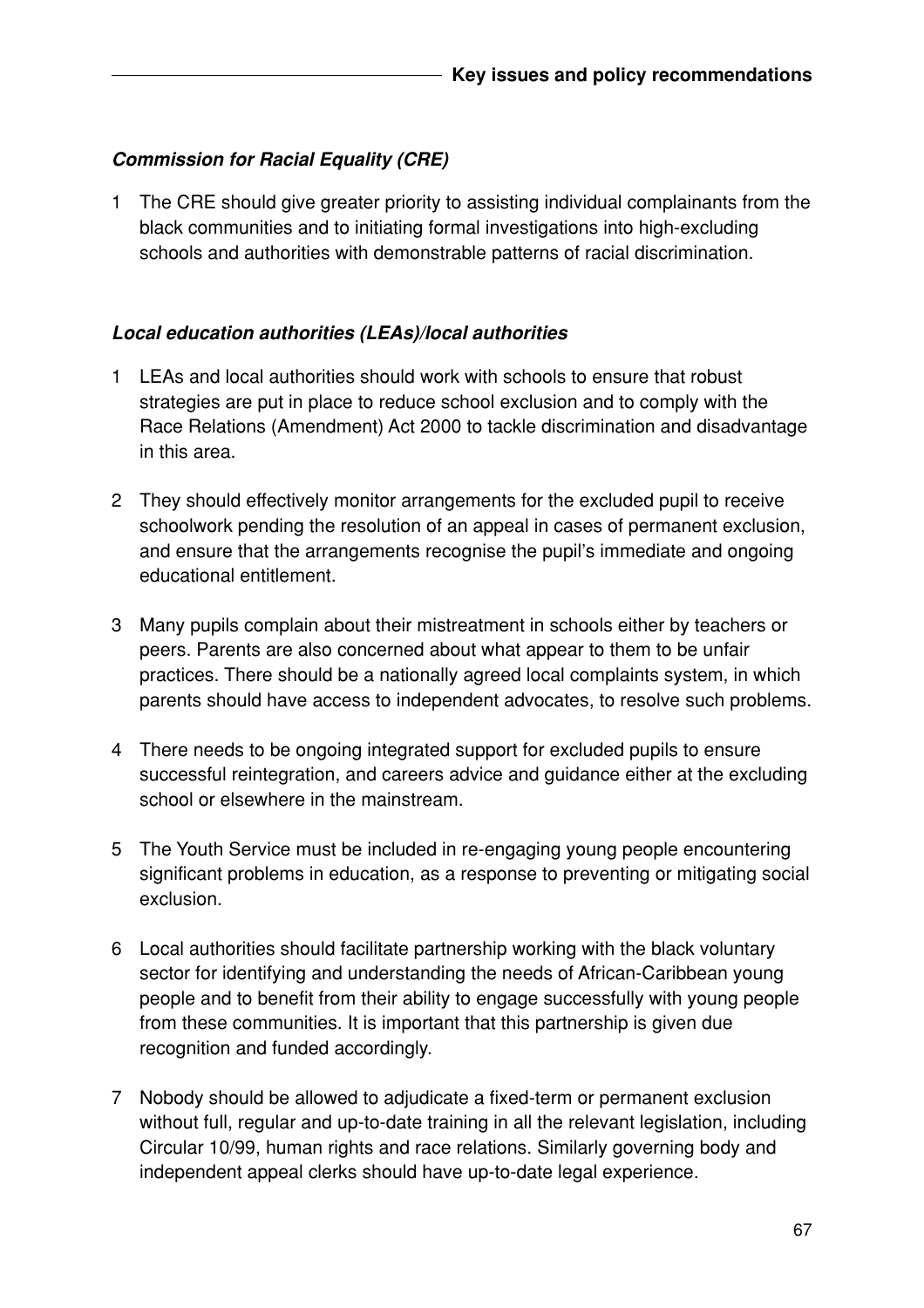### *Commission for Racial Equality (CRE)*

1 The CRE should give greater priority to assisting individual complainants from the black communities and to initiating formal investigations into high-excluding schools and authorities with demonstrable patterns of racial discrimination.

### *Local education authorities (LEAs)/local authorities*

1 LEAs and local authorities should work with schools to ensure that robust strategies are put in place to reduce school exclusion and to comply with the Race Relations (Amendment) Act 2000 to tackle discrimination and disadvantage in this area.

2 They should effectively monitor arrangements for the excluded pupil to receive schoolwork pending the resolution of an appeal in cases of permanent exclusion, and ensure that the arrangements recognise the pupil's immediate and ongoing educational entitlement.

3 Many pupils complain about their mistreatment in schools either by teachers or peers. Parents are also concerned about what appear to them to be unfair practices. There should be a nationally agreed local complaints system, in which parents should have access to independent advocates, to resolve such problems.

4 There needs to be ongoing integrated support for excluded pupils to ensure successful reintegration, and careers advice and guidance either at the excluding school or elsewhere in the mainstream.

5 The Youth Service must be included in re-engaging young people encountering significant problems in education, as a response to preventing or mitigating social exclusion.

6 Local authorities should facilitate partnership working with the black voluntary sector for identifying and understanding the needs of African-Caribbean young people and to benefit from their ability to engage successfully with young people from these communities. It is important that this partnership is given due recognition and funded accordingly.

7 Nobody should be allowed to adjudicate a fixed-term or permanent exclusion without full, regular and up-to-date training in all the relevant legislation, including Circular 10/99, human rights and race relations. Similarly governing body and independent appeal clerks should have up-to-date legal experience.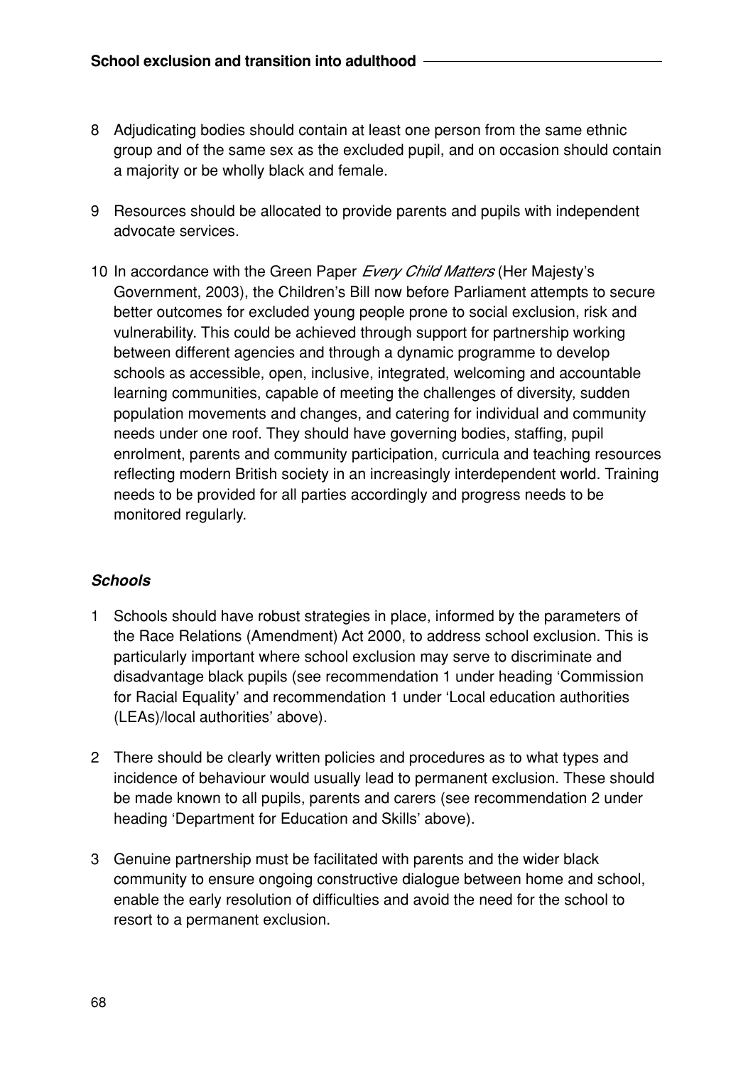8 Adjudicating bodies should contain at least one person from the same ethnic group and of the same sex as the excluded pupil, and on occasion should contain a majority or be wholly black and female.

9 Resources should be allocated to provide parents and pupils with independent advocate services.

10 In accordance with the Green Paper *Every Child Matters* (Her Majesty's Government, 2003), the Children's Bill now before Parliament attempts to secure better outcomes for excluded young people prone to social exclusion, risk and vulnerability. This could be achieved through support for partnership working between different agencies and through a dynamic programme to develop schools as accessible, open, inclusive, integrated, welcoming and accountable learning communities, capable of meeting the challenges of diversity, sudden population movements and changes, and catering for individual and community needs under one roof. They should have governing bodies, staffing, pupil enrolment, parents and community participation, curricula and teaching resources reflecting modern British society in an increasingly interdependent world. Training needs to be provided for all parties accordingly and progress needs to be monitored regularly.

### *Schools*

1 Schools should have robust strategies in place, informed by the parameters of the Race Relations (Amendment) Act 2000, to address school exclusion. This is particularly important where school exclusion may serve to discriminate and disadvantage black pupils (see recommendation 1 under heading 'Commission for Racial Equality' and recommendation 1 under 'Local education authorities (LEAs)/local authorities' above).

2 There should be clearly written policies and procedures as to what types and incidence of behaviour would usually lead to permanent exclusion. These should be made known to all pupils, parents and carers (see recommendation 2 under heading 'Department for Education and Skills' above).

3 Genuine partnership must be facilitated with parents and the wider black community to ensure ongoing constructive dialogue between home and school, enable the early resolution of difficulties and avoid the need for the school to resort to a permanent exclusion.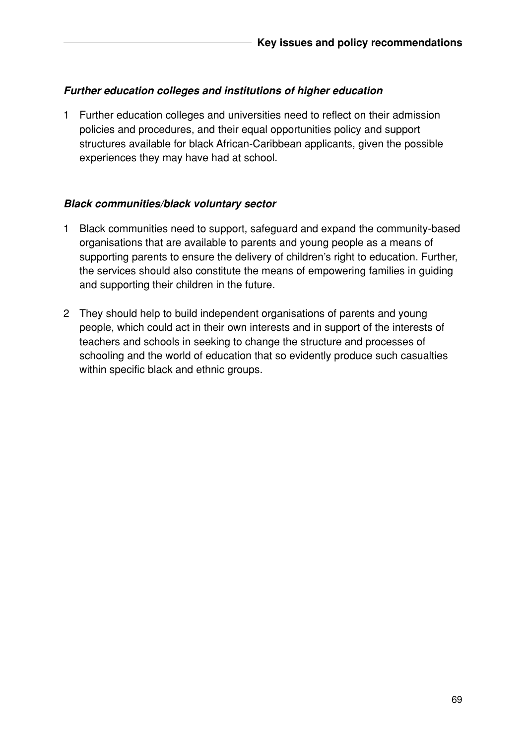***Further education colleges and institutions of higher education***

1. Further education colleges and universities need to reflect on their admission policies and procedures, and their equal opportunities policy and support structures available for black African-Caribbean applicants, given the possible experiences they may have had at school.

***Black communities/black voluntary sector***

1. Black communities need to support, safeguard and expand the community-based organisations that are available to parents and young people as a means of supporting parents to ensure the delivery of children's right to education. Further, the services should also constitute the means of empowering families in guiding and supporting their children in the future.

2. They should help to build independent organisations of parents and young people, which could act in their own interests and in support of the interests of teachers and schools in seeking to change the structure and processes of schooling and the world of education that so evidently produce such casualties within specific black and ethnic groups.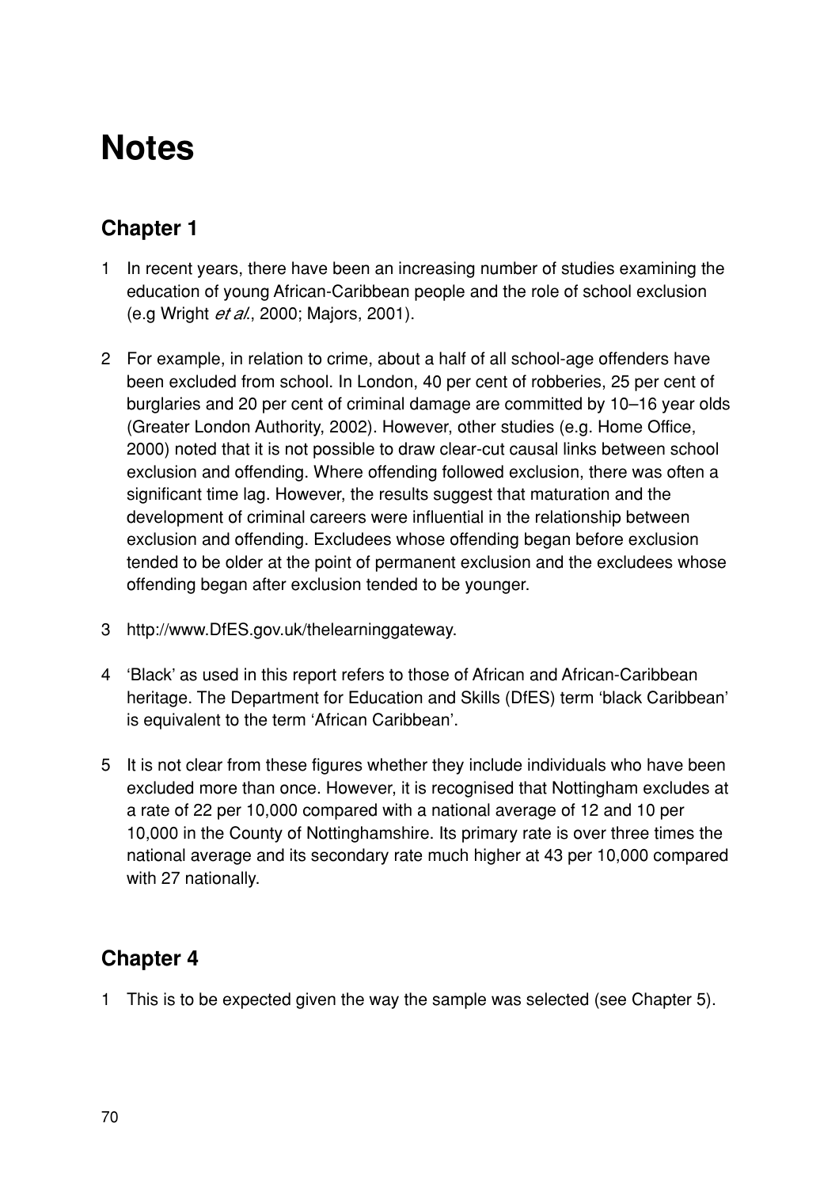# Notes

## Chapter 1

1 In recent years, there have been an increasing number of studies examining the education of young African-Caribbean people and the role of school exclusion (e.g Wright *et al.*, 2000; Majors, 2001).

2 For example, in relation to crime, about a half of all school-age offenders have been excluded from school. In London, 40 per cent of robberies, 25 per cent of burglaries and 20 per cent of criminal damage are committed by 10–16 year olds (Greater London Authority, 2002). However, other studies (e.g. Home Office, 2000) noted that it is not possible to draw clear-cut causal links between school exclusion and offending. Where offending followed exclusion, there was often a significant time lag. However, the results suggest that maturation and the development of criminal careers were influential in the relationship between exclusion and offending. Excludees whose offending began before exclusion tended to be older at the point of permanent exclusion and the excludees whose offending began after exclusion tended to be younger.

3 http://www.DfES.gov.uk/thelearninggateway.

4 'Black' as used in this report refers to those of African and African-Caribbean heritage. The Department for Education and Skills (DfES) term 'black Caribbean' is equivalent to the term 'African Caribbean'.

5 It is not clear from these figures whether they include individuals who have been excluded more than once. However, it is recognised that Nottingham excludes at a rate of 22 per 10,000 compared with a national average of 12 and 10 per 10,000 in the County of Nottinghamshire. Its primary rate is over three times the national average and its secondary rate much higher at 43 per 10,000 compared with 27 nationally.

## Chapter 4

1 This is to be expected given the way the sample was selected (see Chapter 5).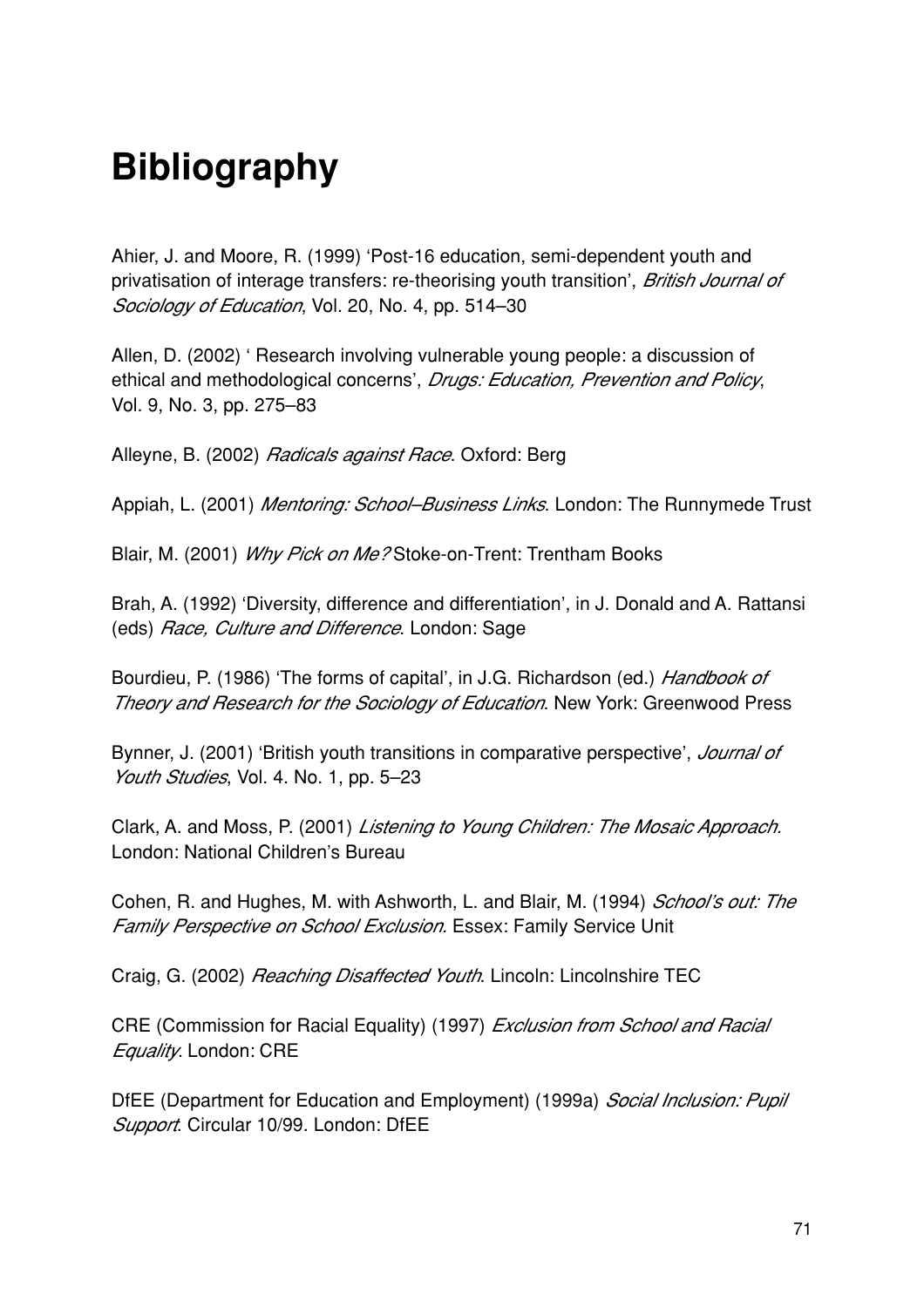# Bibliography

Ahier, J. and Moore, R. (1999) 'Post-16 education, semi-dependent youth and privatisation of interage transfers: re-theorising youth transition', *British Journal of Sociology of Education*, Vol. 20, No. 4, pp. 514–30

Allen, D. (2002) ' Research involving vulnerable young people: a discussion of ethical and methodological concerns', *Drugs: Education, Prevention and Policy*, Vol. 9, No. 3, pp. 275–83

Alleyne, B. (2002) *Radicals against Race*. Oxford: Berg

Appiah, L. (2001) *Mentoring: School–Business Links*. London: The Runnymede Trust

Blair, M. (2001) *Why Pick on Me?* Stoke-on-Trent: Trentham Books

Brah, A. (1992) 'Diversity, difference and differentiation', in J. Donald and A. Rattansi (eds) *Race, Culture and Difference*. London: Sage

Bourdieu, P. (1986) 'The forms of capital', in J.G. Richardson (ed.) *Handbook of Theory and Research for the Sociology of Education*. New York: Greenwood Press

Bynner, J. (2001) 'British youth transitions in comparative perspective', *Journal of Youth Studies*, Vol. 4. No. 1, pp. 5–23

Clark, A. and Moss, P. (2001) *Listening to Young Children: The Mosaic Approach*. London: National Children's Bureau

Cohen, R. and Hughes, M. with Ashworth, L. and Blair, M. (1994) *School's out: The Family Perspective on School Exclusion.* Essex: Family Service Unit

Craig, G. (2002) *Reaching Disaffected Youth*. Lincoln: Lincolnshire TEC

CRE (Commission for Racial Equality) (1997) *Exclusion from School and Racial Equality*. London: CRE

DfEE (Department for Education and Employment) (1999a) *Social Inclusion: Pupil Support*. Circular 10/99. London: DfEE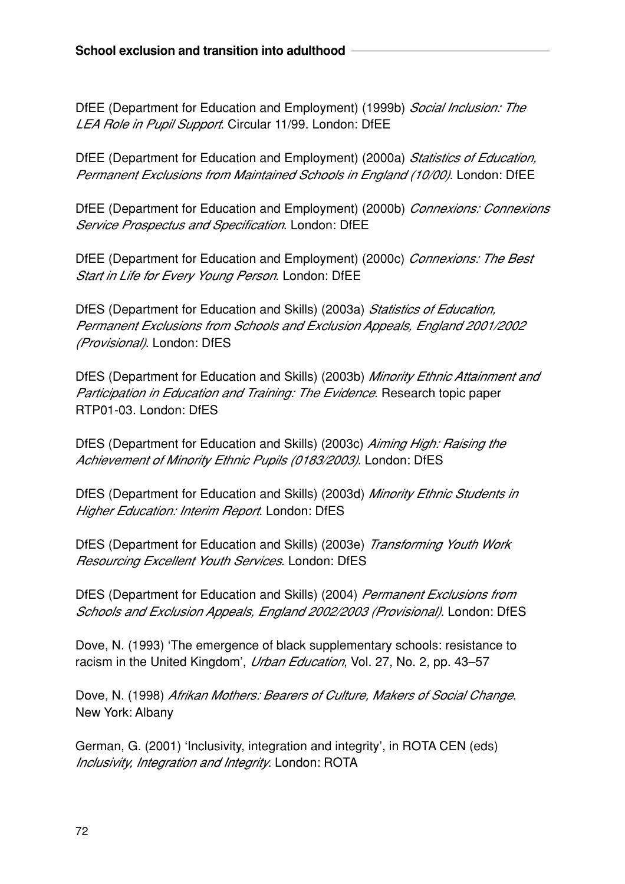DfEE (Department for Education and Employment) (1999b) *Social Inclusion: The LEA Role in Pupil Support*. Circular 11/99. London: DfEE

DfEE (Department for Education and Employment) (2000a) *Statistics of Education, Permanent Exclusions from Maintained Schools in England (10/00)*. London: DfEE

DfEE (Department for Education and Employment) (2000b) *Connexions: Connexions Service Prospectus and Specification*. London: DfEE

DfEE (Department for Education and Employment) (2000c) *Connexions: The Best Start in Life for Every Young Person*. London: DfEE

DfES (Department for Education and Skills) (2003a) *Statistics of Education, Permanent Exclusions from Schools and Exclusion Appeals, England 2001/2002 (Provisional)*. London: DfES

DfES (Department for Education and Skills) (2003b) *Minority Ethnic Attainment and Participation in Education and Training: The Evidence*. Research topic paper RTP01-03. London: DfES

DfES (Department for Education and Skills) (2003c) *Aiming High: Raising the Achievement of Minority Ethnic Pupils (0183/2003)*. London: DfES

DfES (Department for Education and Skills) (2003d) *Minority Ethnic Students in Higher Education: Interim Report*. London: DfES

DfES (Department for Education and Skills) (2003e) *Transforming Youth Work Resourcing Excellent Youth Services*. London: DfES

DfES (Department for Education and Skills) (2004) *Permanent Exclusions from Schools and Exclusion Appeals, England 2002/2003 (Provisional)*. London: DfES

Dove, N. (1993) 'The emergence of black supplementary schools: resistance to racism in the United Kingdom', *Urban Education*, Vol. 27, No. 2, pp. 43–57

Dove, N. (1998) *Afrikan Mothers: Bearers of Culture, Makers of Social Change*. New York: Albany

German, G. (2001) 'Inclusivity, integration and integrity', in ROTA CEN (eds) *Inclusivity, Integration and Integrity*. London: ROTA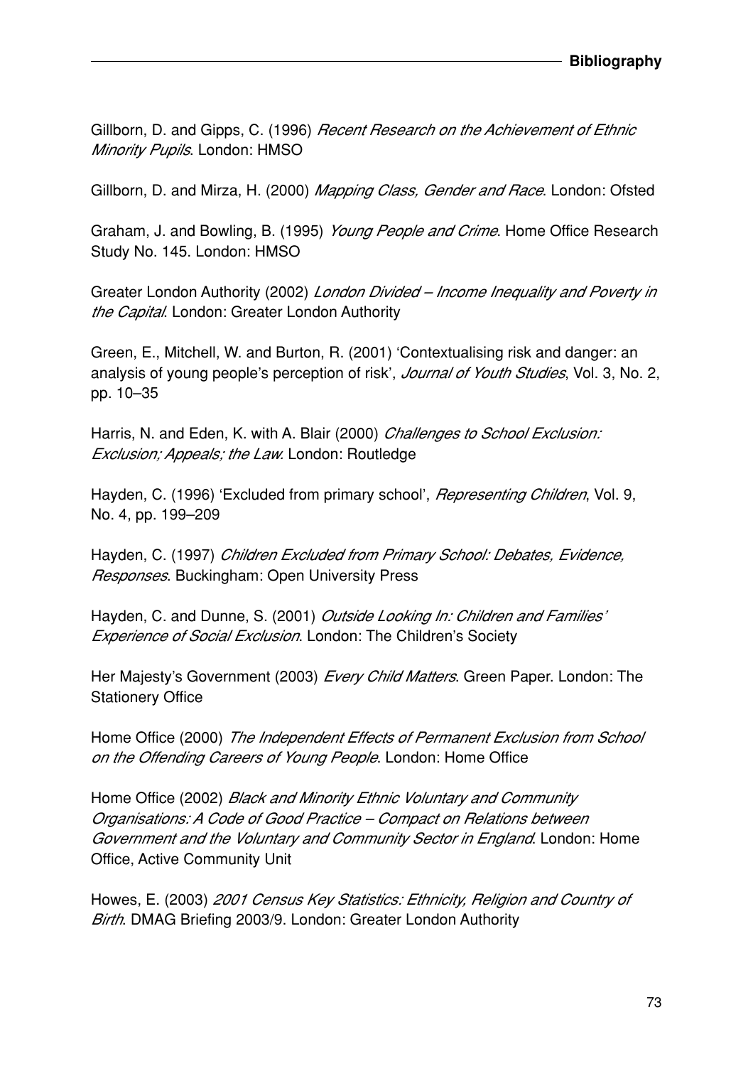Gillborn, D. and Gipps, C. (1996) *Recent Research on the Achievement of Ethnic Minority Pupils*. London: HMSO

Gillborn, D. and Mirza, H. (2000) *Mapping Class, Gender and Race*. London: Ofsted

Graham, J. and Bowling, B. (1995) *Young People and Crime*. Home Office Research Study No. 145. London: HMSO

Greater London Authority (2002) *London Divided – Income Inequality and Poverty in the Capital*. London: Greater London Authority

Green, E., Mitchell, W. and Burton, R. (2001) 'Contextualising risk and danger: an analysis of young people's perception of risk', *Journal of Youth Studies*, Vol. 3, No. 2, pp. 10–35

Harris, N. and Eden, K. with A. Blair (2000) *Challenges to School Exclusion: Exclusion; Appeals; the Law*. London: Routledge

Hayden, C. (1996) 'Excluded from primary school', *Representing Children*, Vol. 9, No. 4, pp. 199–209

Hayden, C. (1997) *Children Excluded from Primary School: Debates, Evidence, Responses*. Buckingham: Open University Press

Hayden, C. and Dunne, S. (2001) *Outside Looking In: Children and Families' Experience of Social Exclusion*. London: The Children's Society

Her Majesty's Government (2003) *Every Child Matters*. Green Paper. London: The Stationery Office

Home Office (2000) *The Independent Effects of Permanent Exclusion from School on the Offending Careers of Young People*. London: Home Office

Home Office (2002) *Black and Minority Ethnic Voluntary and Community Organisations: A Code of Good Practice – Compact on Relations between Government and the Voluntary and Community Sector in England*. London: Home Office, Active Community Unit

Howes, E. (2003) *2001 Census Key Statistics: Ethnicity, Religion and Country of Birth*. DMAG Briefing 2003/9. London: Greater London Authority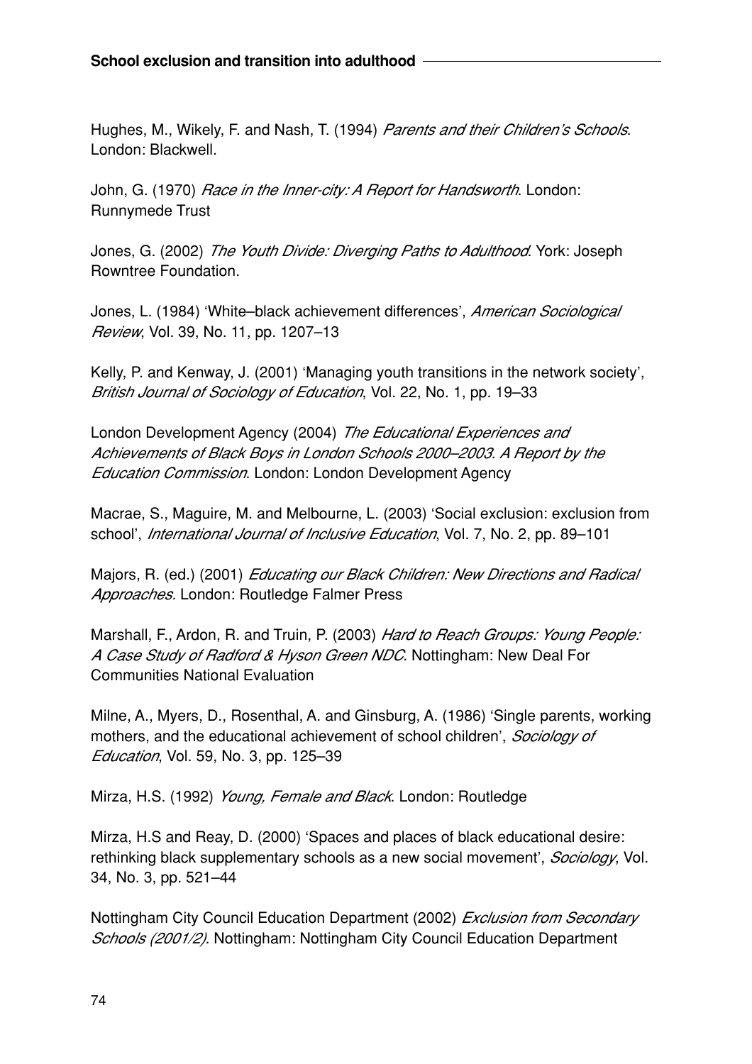Hughes, M., Wikely, F. and Nash, T. (1994) *Parents and their Children's Schools*. London: Blackwell.

John, G. (1970) *Race in the Inner-city: A Report for Handsworth*. London: Runnymede Trust

Jones, G. (2002) *The Youth Divide: Diverging Paths to Adulthood*. York: Joseph Rowntree Foundation.

Jones, L. (1984) 'White–black achievement differences', *American Sociological Review*, Vol. 39, No. 11, pp. 1207–13

Kelly, P. and Kenway, J. (2001) 'Managing youth transitions in the network society', *British Journal of Sociology of Education*, Vol. 22, No. 1, pp. 19–33

London Development Agency (2004) *The Educational Experiences and Achievements of Black Boys in London Schools 2000–2003. A Report by the Education Commission*. London: London Development Agency

Macrae, S., Maguire, M. and Melbourne, L. (2003) 'Social exclusion: exclusion from school', *International Journal of Inclusive Education*, Vol. 7, No. 2, pp. 89–101

Majors, R. (ed.) (2001) *Educating our Black Children: New Directions and Radical Approaches.* London: Routledge Falmer Press

Marshall, F., Ardon, R. and Truin, P. (2003) *Hard to Reach Groups: Young People: A Case Study of Radford & Hyson Green NDC*. Nottingham: New Deal For Communities National Evaluation

Milne, A., Myers, D., Rosenthal, A. and Ginsburg, A. (1986) 'Single parents, working mothers, and the educational achievement of school children', *Sociology of Education*, Vol. 59, No. 3, pp. 125–39

Mirza, H.S. (1992) *Young, Female and Black*. London: Routledge

Mirza, H.S and Reay, D. (2000) 'Spaces and places of black educational desire: rethinking black supplementary schools as a new social movement', *Sociology*, Vol. 34, No. 3, pp. 521–44

Nottingham City Council Education Department (2002) *Exclusion from Secondary Schools (2001/2)*. Nottingham: Nottingham City Council Education Department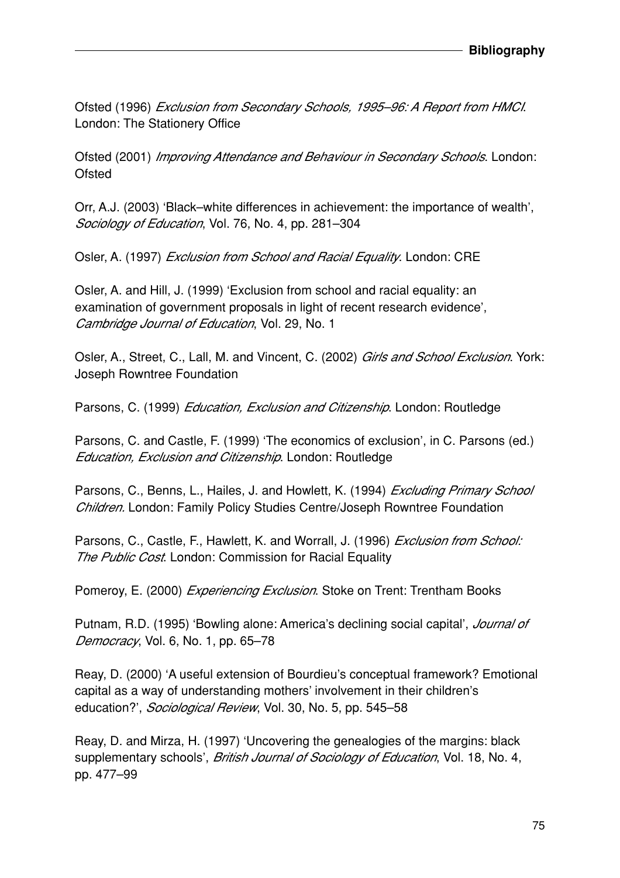Ofsted (1996) *Exclusion from Secondary Schools, 1995–96: A Report from HMCI*. London: The Stationery Office

Ofsted (2001) *Improving Attendance and Behaviour in Secondary Schools*. London: Ofsted

Orr, A.J. (2003) 'Black–white differences in achievement: the importance of wealth', *Sociology of Education*, Vol. 76, No. 4, pp. 281–304

Osler, A. (1997) *Exclusion from School and Racial Equality*. London: CRE

Osler, A. and Hill, J. (1999) 'Exclusion from school and racial equality: an examination of government proposals in light of recent research evidence', *Cambridge Journal of Education*, Vol. 29, No. 1

Osler, A., Street, C., Lall, M. and Vincent, C. (2002) *Girls and School Exclusion*. York: Joseph Rowntree Foundation

Parsons, C. (1999) *Education, Exclusion and Citizenship*. London: Routledge

Parsons, C. and Castle, F. (1999) 'The economics of exclusion', in C. Parsons (ed.) *Education, Exclusion and Citizenship*. London: Routledge

Parsons, C., Benns, L., Hailes, J. and Howlett, K. (1994) *Excluding Primary School Children.* London: Family Policy Studies Centre/Joseph Rowntree Foundation

Parsons, C., Castle, F., Hawlett, K. and Worrall, J. (1996) *Exclusion from School: The Public Cost*. London: Commission for Racial Equality

Pomeroy, E. (2000) *Experiencing Exclusion*. Stoke on Trent: Trentham Books

Putnam, R.D. (1995) 'Bowling alone: America's declining social capital', *Journal of Democracy*, Vol. 6, No. 1, pp. 65–78

Reay, D. (2000) 'A useful extension of Bourdieu's conceptual framework? Emotional capital as a way of understanding mothers' involvement in their children's education?', *Sociological Review*, Vol. 30, No. 5, pp. 545–58

Reay, D. and Mirza, H. (1997) 'Uncovering the genealogies of the margins: black supplementary schools', *British Journal of Sociology of Education*, Vol. 18, No. 4, pp. 477–99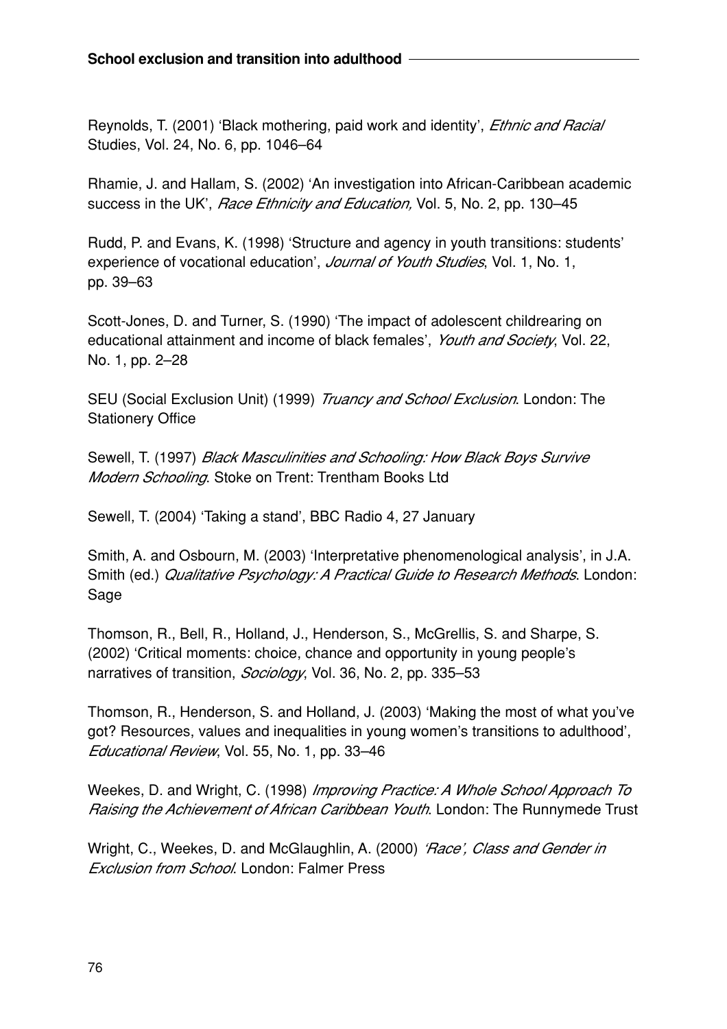Reynolds, T. (2001) 'Black mothering, paid work and identity', *Ethnic and Racial* Studies, Vol. 24, No. 6, pp. 1046–64

Rhamie, J. and Hallam, S. (2002) 'An investigation into African-Caribbean academic success in the UK', *Race Ethnicity and Education,* Vol. 5, No. 2, pp. 130–45

Rudd, P. and Evans, K. (1998) 'Structure and agency in youth transitions: students' experience of vocational education', *Journal of Youth Studies*, Vol. 1, No. 1, pp. 39–63

Scott-Jones, D. and Turner, S. (1990) 'The impact of adolescent childrearing on educational attainment and income of black females', *Youth and Society*, Vol. 22, No. 1, pp. 2–28

SEU (Social Exclusion Unit) (1999) *Truancy and School Exclusion*. London: The Stationery Office

Sewell, T. (1997) *Black Masculinities and Schooling: How Black Boys Survive Modern Schooling*. Stoke on Trent: Trentham Books Ltd

Sewell, T. (2004) 'Taking a stand', BBC Radio 4, 27 January

Smith, A. and Osbourn, M. (2003) 'Interpretative phenomenological analysis', in J.A. Smith (ed.) *Qualitative Psychology: A Practical Guide to Research Methods*. London: Sage

Thomson, R., Bell, R., Holland, J., Henderson, S., McGrellis, S. and Sharpe, S. (2002) 'Critical moments: choice, chance and opportunity in young people's narratives of transition, *Sociology*, Vol. 36, No. 2, pp. 335–53

Thomson, R., Henderson, S. and Holland, J. (2003) 'Making the most of what you've got? Resources, values and inequalities in young women's transitions to adulthood', *Educational Review*, Vol. 55, No. 1, pp. 33–46

Weekes, D. and Wright, C. (1998) *Improving Practice: A Whole School Approach To Raising the Achievement of African Caribbean Youth*. London: The Runnymede Trust

Wright, C., Weekes, D. and McGlaughlin, A. (2000) *'Race', Class and Gender in Exclusion from School*. London: Falmer Press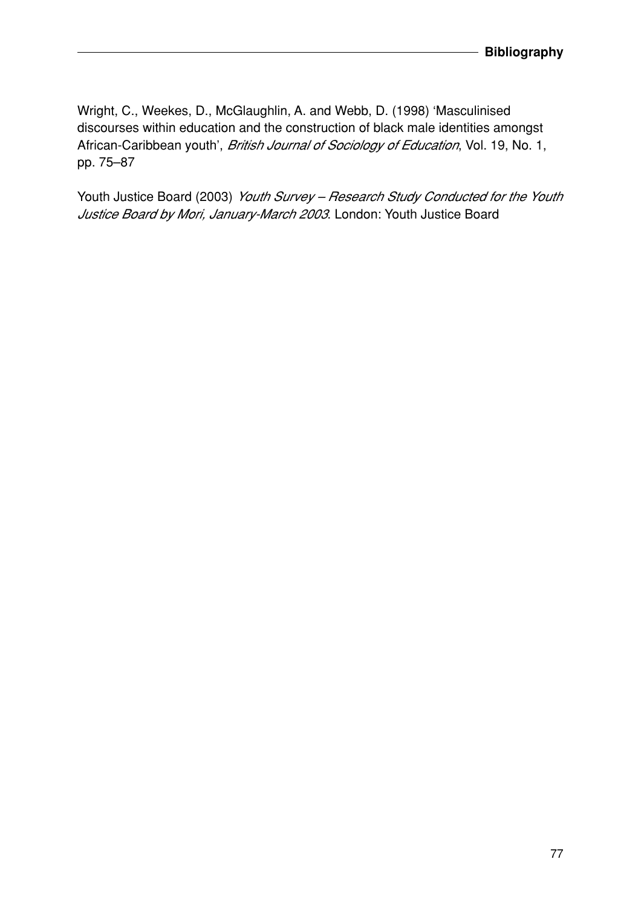Wright, C., Weekes, D., McGlaughlin, A. and Webb, D. (1998) 'Masculinised discourses within education and the construction of black male identities amongst African-Caribbean youth', *British Journal of Sociology of Education*, Vol. 19, No. 1, pp. 75–87

Youth Justice Board (2003) *Youth Survey – Research Study Conducted for the Youth Justice Board by Mori, January-March 2003*. London: Youth Justice Board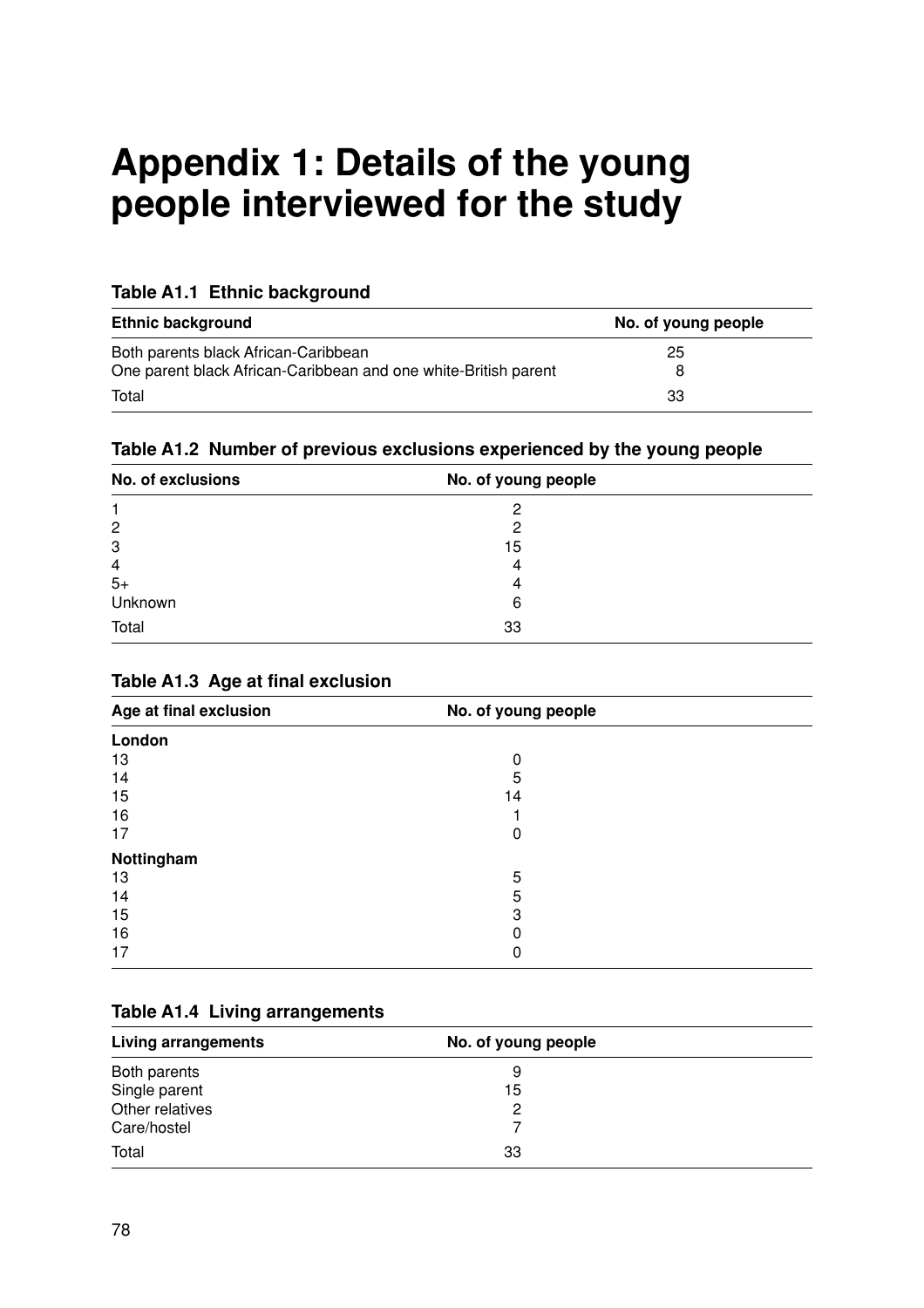# Appendix 1: Details of the young people interviewed for the study

**Table A1.1 Ethnic background**

| Ethnic background | No. of young people |
|---|---|
| Both parents black African-Caribbean | 25 |
| One parent black African-Caribbean and one white-British parent | 8 |
| Total | 33 |

**Table A1.2 Number of previous exclusions experienced by the young people**

| No. of exclusions | No. of young people |
|---|---|
| 1 | 2 |
| 2 | 2 |
| 3 | 15 |
| 4 | 4 |
| 5+ | 4 |
| Unknown | 6 |
| Total | 33 |

**Table A1.3 Age at final exclusion**

| Age at final exclusion | No. of young people |
|---|---|
| **London** | |
| 13 | 0 |
| 14 | 5 |
| 15 | 14 |
| 16 | 1 |
| 17 | 0 |
| **Nottingham** | |
| 13 | 5 |
| 14 | 5 |
| 15 | 3 |
| 16 | 0 |
| 17 | 0 |

**Table A1.4 Living arrangements**

| Living arrangements | No. of young people |
|---|---|
| Both parents | 9 |
| Single parent | 15 |
| Other relatives | 2 |
| Care/hostel | 7 |
| Total | 33 |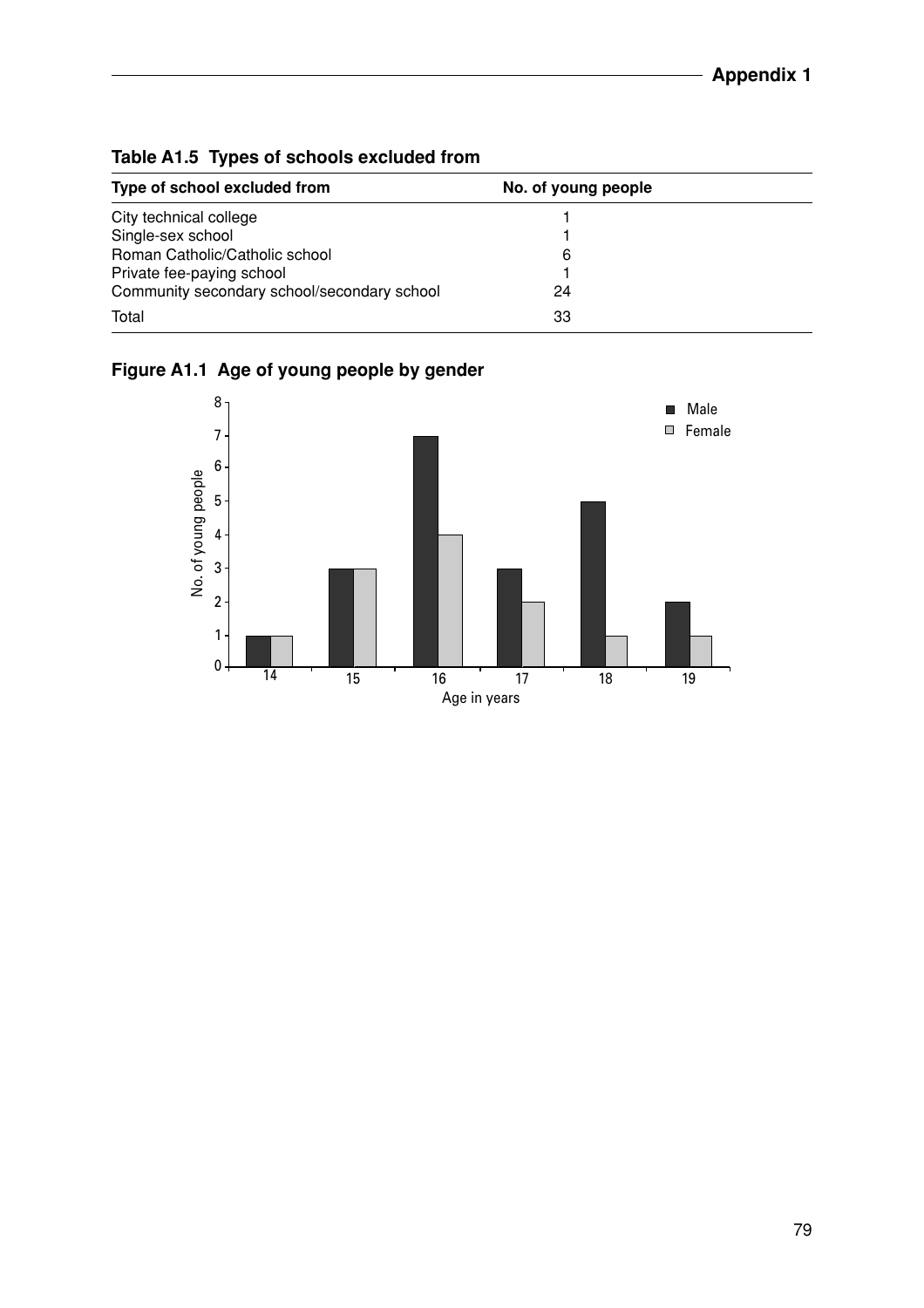**Table A1.5 Types of schools excluded from**

| Type of school excluded from | No. of young people |
|---|---|
| City technical college | 1 |
| Single-sex school | 1 |
| Roman Catholic/Catholic school | 6 |
| Private fee-paying school | 1 |
| Community secondary school/secondary school | 24 |
| Total | 33 |

**Figure A1.1 Age of young people by gender**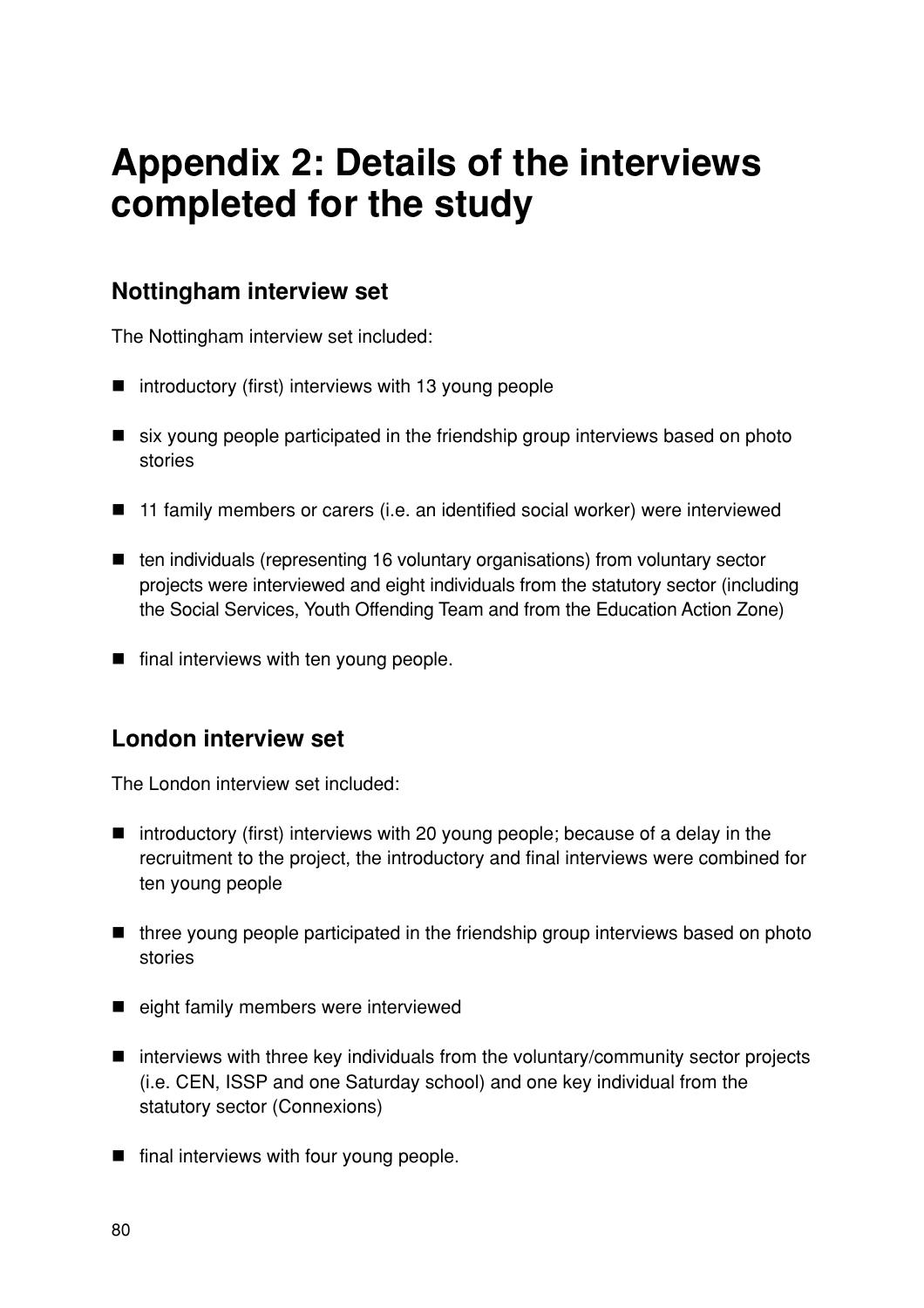# Appendix 2: Details of the interviews completed for the study

## Nottingham interview set

The Nottingham interview set included:

- introductory (first) interviews with 13 young people
- six young people participated in the friendship group interviews based on photo stories
- 11 family members or carers (i.e. an identified social worker) were interviewed
- ten individuals (representing 16 voluntary organisations) from voluntary sector projects were interviewed and eight individuals from the statutory sector (including the Social Services, Youth Offending Team and from the Education Action Zone)
- final interviews with ten young people.

## London interview set

The London interview set included:

- introductory (first) interviews with 20 young people; because of a delay in the recruitment to the project, the introductory and final interviews were combined for ten young people
- three young people participated in the friendship group interviews based on photo stories
- eight family members were interviewed
- interviews with three key individuals from the voluntary/community sector projects (i.e. CEN, ISSP and one Saturday school) and one key individual from the statutory sector (Connexions)
- final interviews with four young people.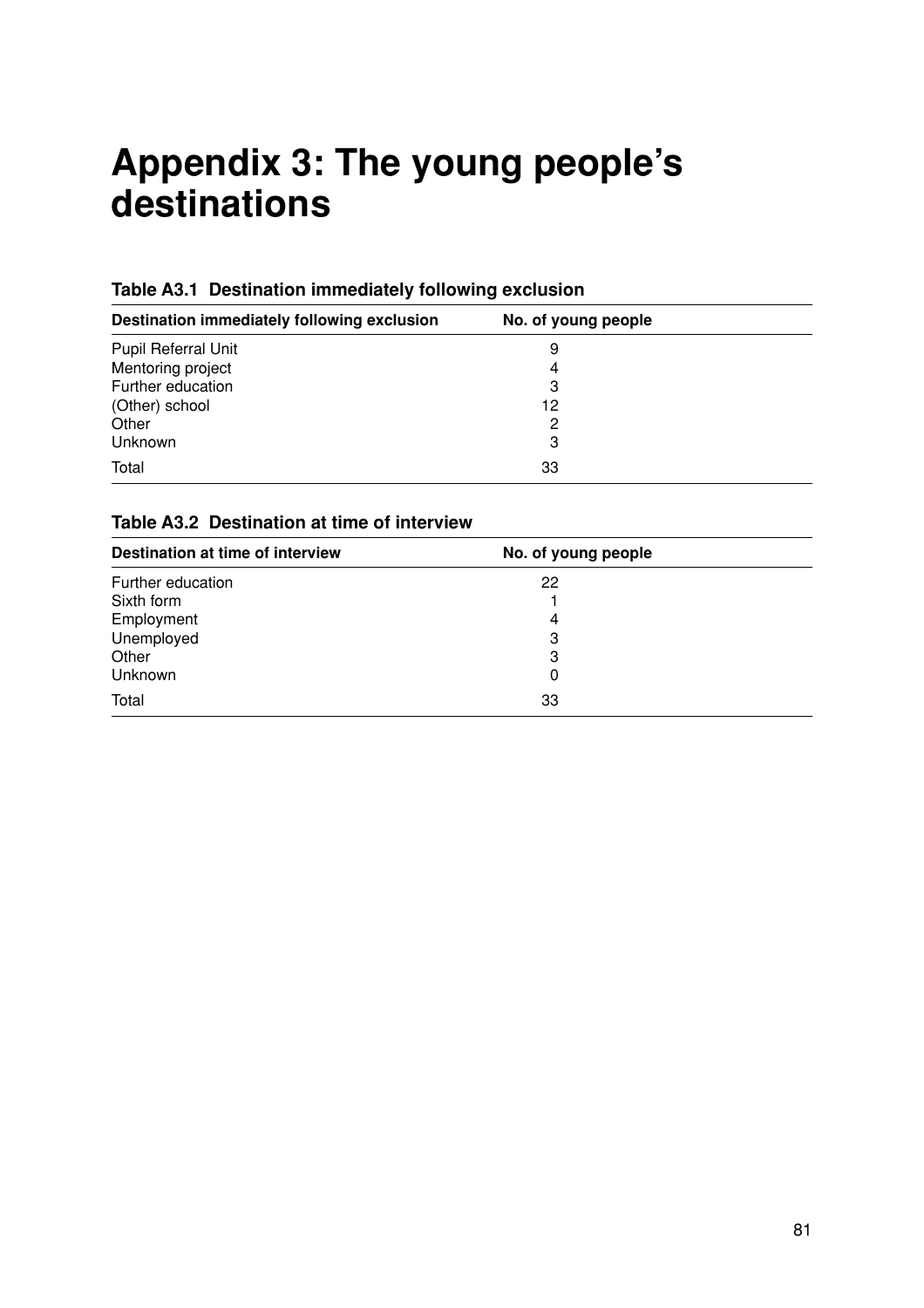# Appendix 3: The young people's destinations

**Table A3.1 Destination immediately following exclusion**

| Destination immediately following exclusion | No. of young people |
|---|---|
| Pupil Referral Unit | 9 |
| Mentoring project | 4 |
| Further education | 3 |
| (Other) school | 12 |
| Other | 2 |
| Unknown | 3 |
| Total | 33 |

**Table A3.2 Destination at time of interview**

| Destination at time of interview | No. of young people |
|---|---|
| Further education | 22 |
| Sixth form | 1 |
| Employment | 4 |
| Unemployed | 3 |
| Other | 3 |
| Unknown | 0 |
| Total | 33 |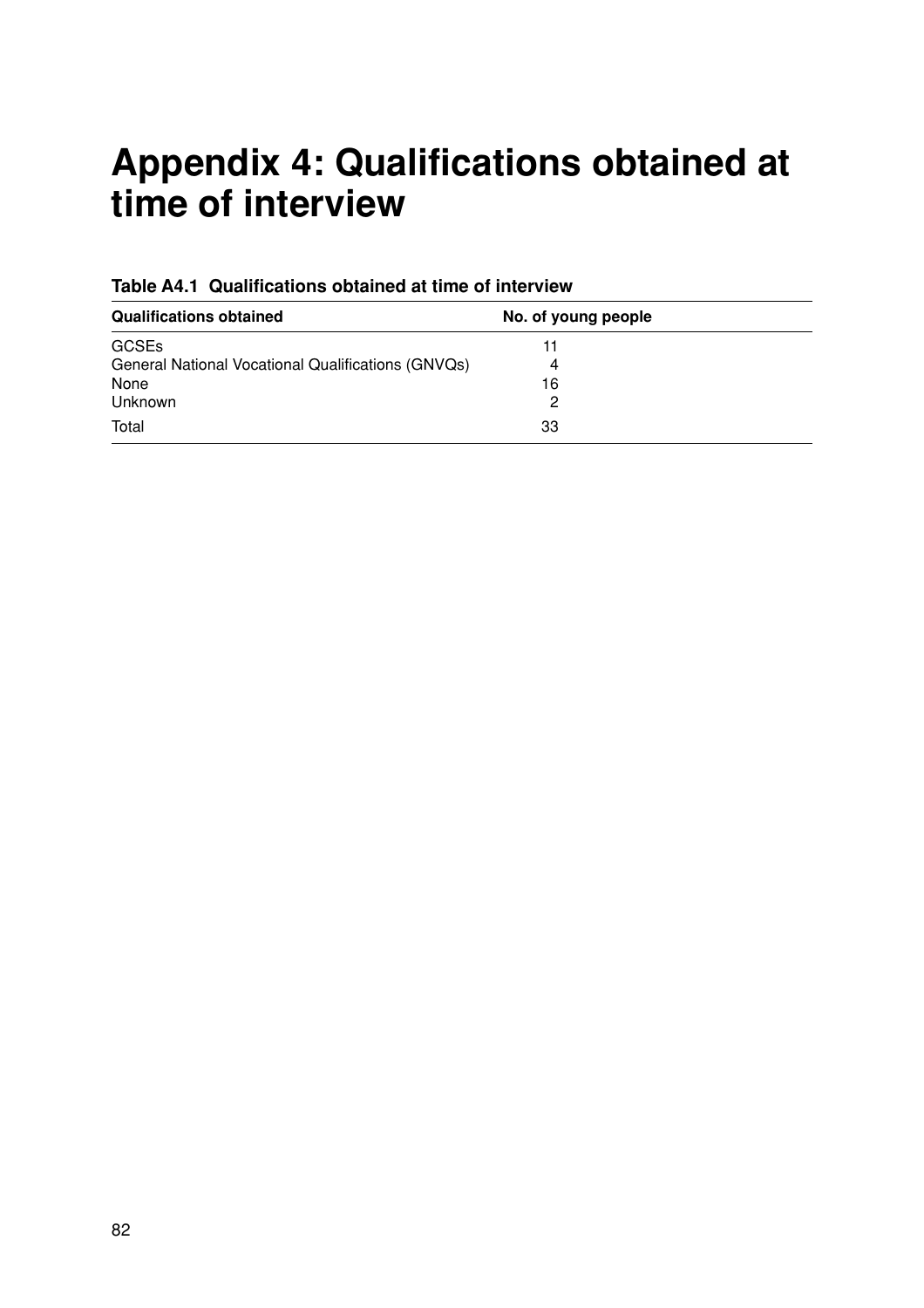# Appendix 4: Qualifications obtained at time of interview

**Table A4.1 Qualifications obtained at time of interview**

| Qualifications obtained | No. of young people |
|---|---|
| GCSEs | 11 |
| General National Vocational Qualifications (GNVQs) | 4 |
| None | 16 |
| Unknown | 2 |
| Total | 33 |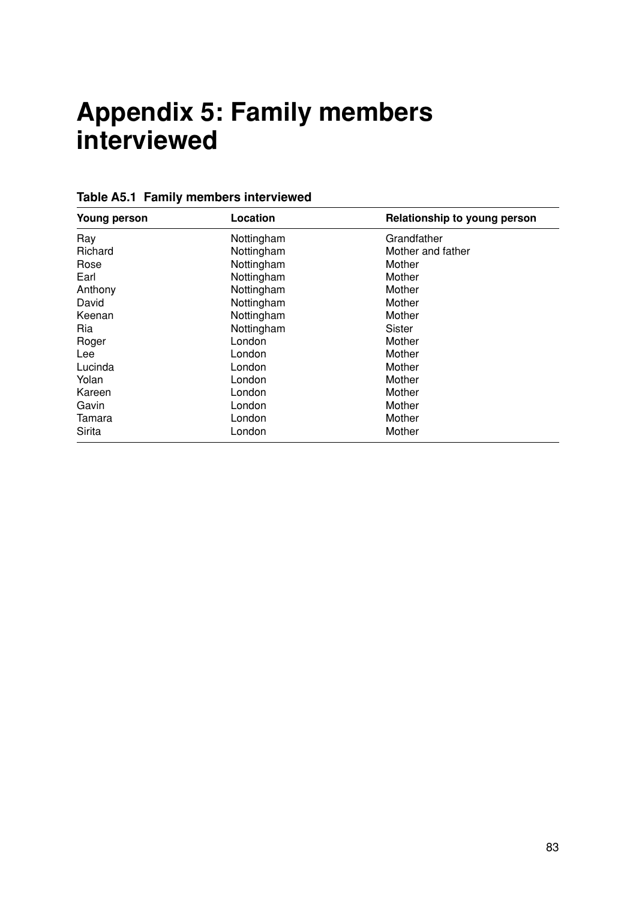# Appendix 5: Family members interviewed

**Table A5.1 Family members interviewed**

| Young person | Location | Relationship to young person |
| --- | --- | --- |
| Ray | Nottingham | Grandfather |
| Richard | Nottingham | Mother and father |
| Rose | Nottingham | Mother |
| Earl | Nottingham | Mother |
| Anthony | Nottingham | Mother |
| David | Nottingham | Mother |
| Keenan | Nottingham | Mother |
| Ria | Nottingham | Sister |
| Roger | London | Mother |
| Lee | London | Mother |
| Lucinda | London | Mother |
| Yolan | London | Mother |
| Kareen | London | Mother |
| Gavin | London | Mother |
| Tamara | London | Mother |
| Sirita | London | Mother |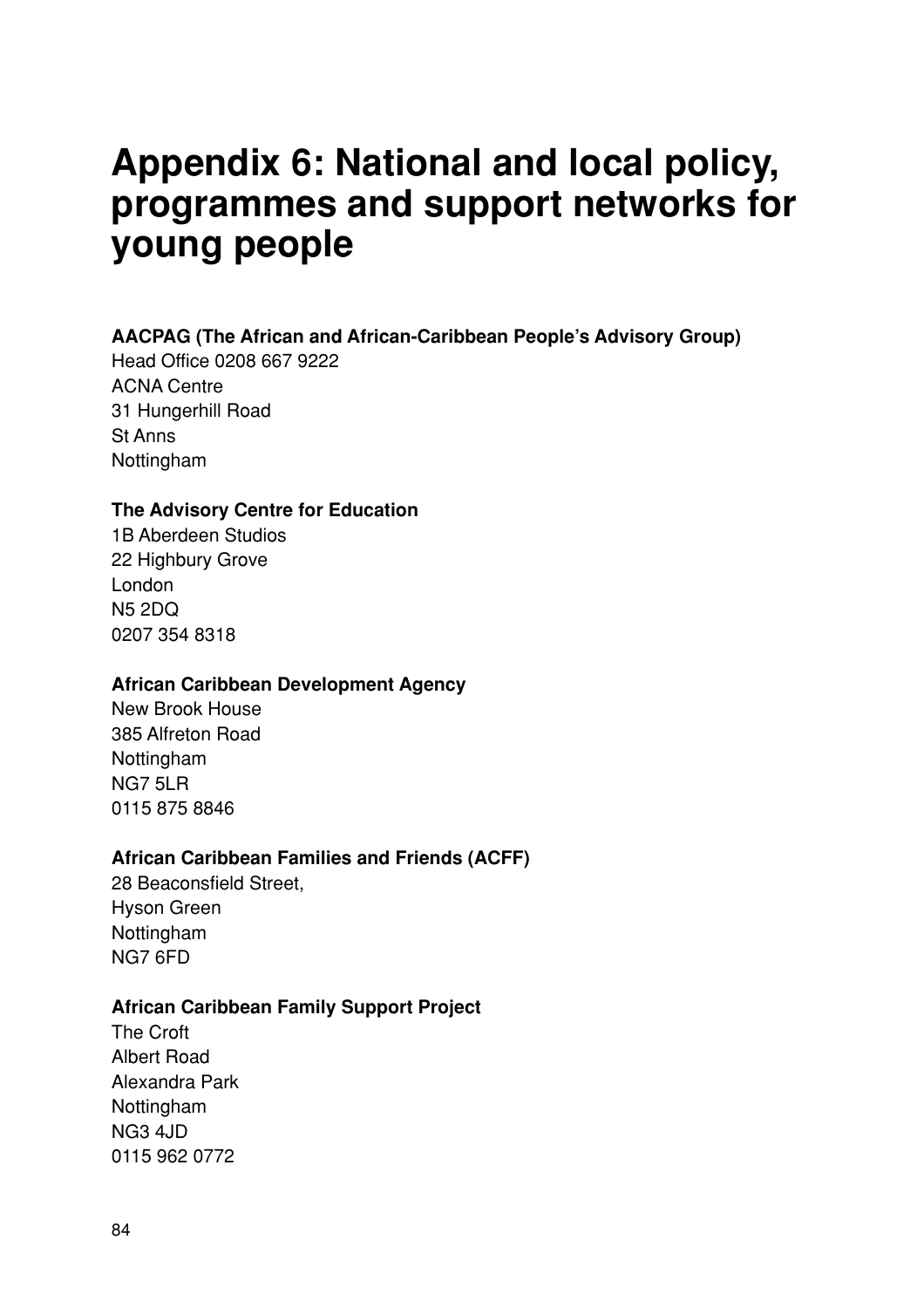# Appendix 6: National and local policy, programmes and support networks for young people

**AACPAG (The African and African-Caribbean People's Advisory Group)**
Head Office 0208 667 9222
ACNA Centre
31 Hungerhill Road
St Anns
Nottingham

**The Advisory Centre for Education**
1B Aberdeen Studios
22 Highbury Grove
London
N5 2DQ
0207 354 8318

**African Caribbean Development Agency**
New Brook House
385 Alfreton Road
Nottingham
NG7 5LR
0115 875 8846

**African Caribbean Families and Friends (ACFF)**
28 Beaconsfield Street,
Hyson Green
Nottingham
NG7 6FD

**African Caribbean Family Support Project**
The Croft
Albert Road
Alexandra Park
Nottingham
NG3 4JD
0115 962 0772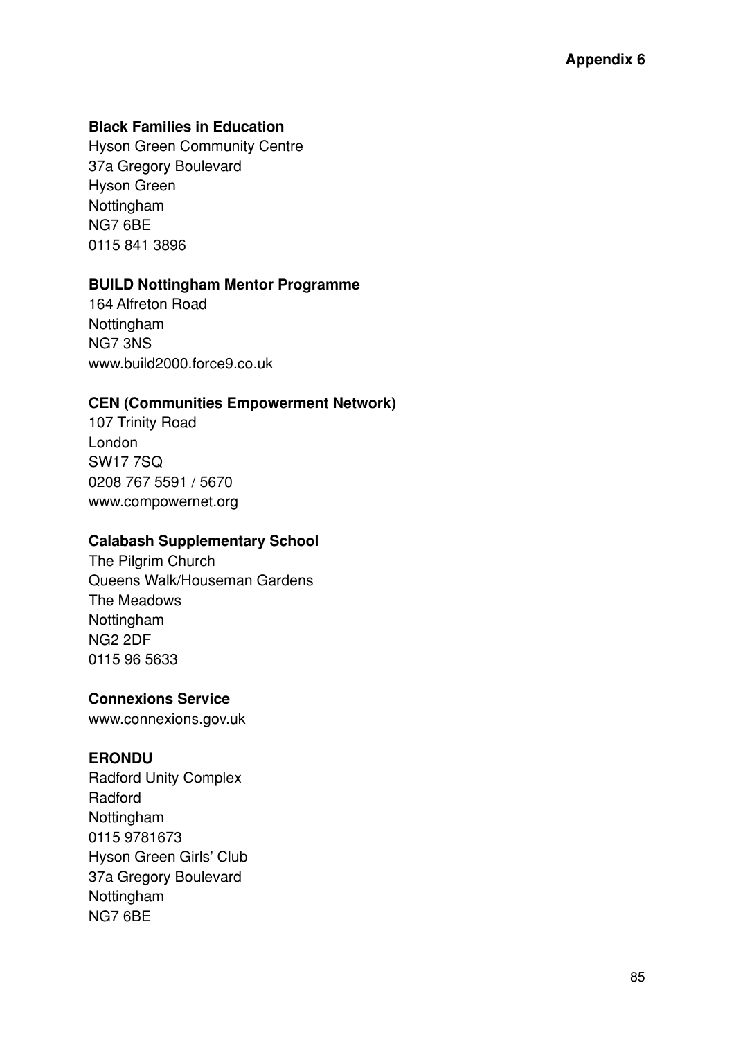**Black Families in Education**
Hyson Green Community Centre
37a Gregory Boulevard
Hyson Green
Nottingham
NG7 6BE
0115 841 3896

**BUILD Nottingham Mentor Programme**
164 Alfreton Road
Nottingham
NG7 3NS
www.build2000.force9.co.uk

**CEN (Communities Empowerment Network)**
107 Trinity Road
London
SW17 7SQ
0208 767 5591 / 5670
www.compowernet.org

**Calabash Supplementary School**
The Pilgrim Church
Queens Walk/Houseman Gardens
The Meadows
Nottingham
NG2 2DF
0115 96 5633

**Connexions Service**
www.connexions.gov.uk

**ERONDU**
Radford Unity Complex
Radford
Nottingham
0115 9781673
Hyson Green Girls' Club
37a Gregory Boulevard
Nottingham
NG7 6BE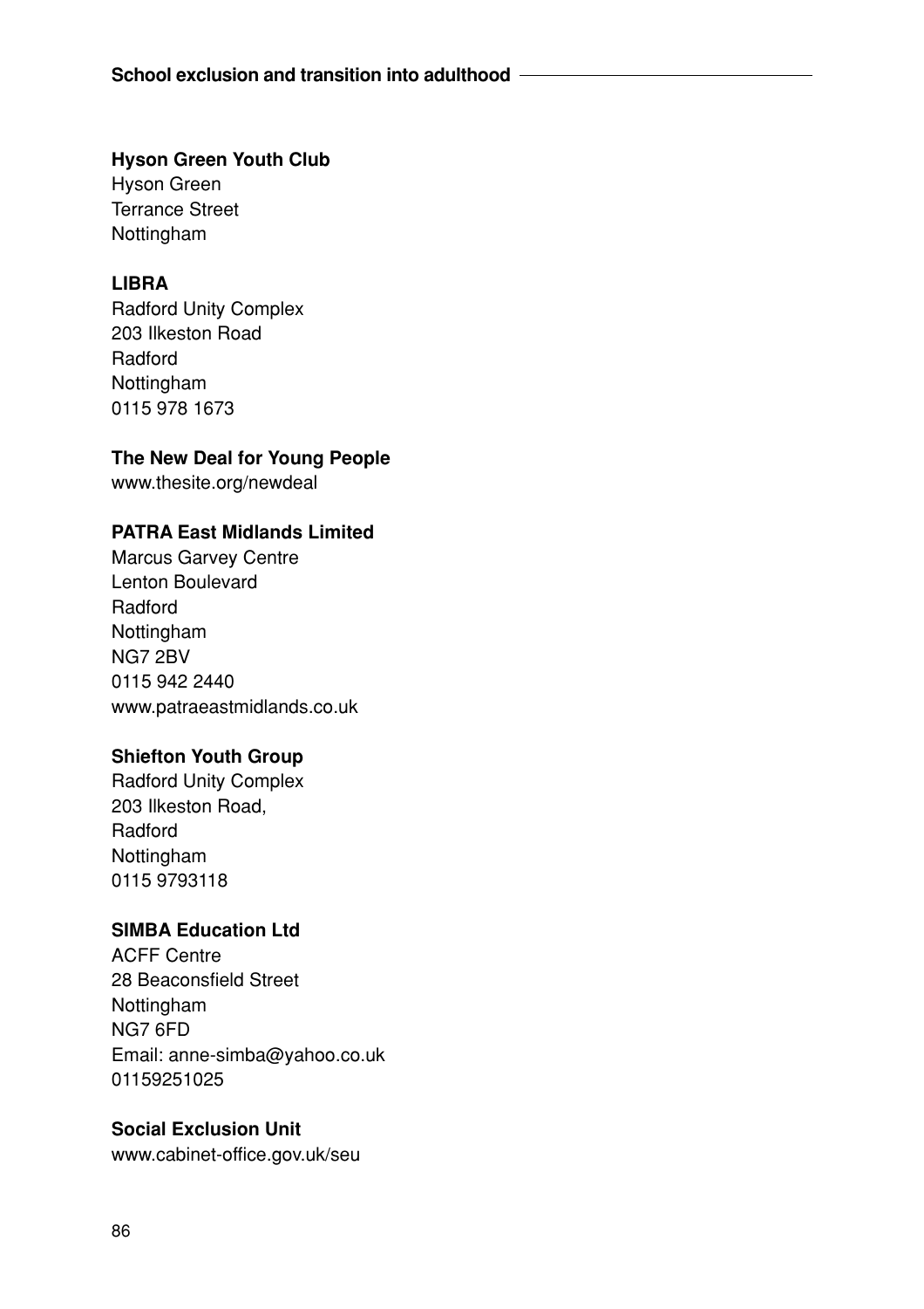**Hyson Green Youth Club**
Hyson Green
Terrance Street
Nottingham

**LIBRA**
Radford Unity Complex
203 Ilkeston Road
Radford
Nottingham
0115 978 1673

**The New Deal for Young People**
www.thesite.org/newdeal

**PATRA East Midlands Limited**
Marcus Garvey Centre
Lenton Boulevard
Radford
Nottingham
NG7 2BV
0115 942 2440
www.patraeastmidlands.co.uk

**Shiefton Youth Group**
Radford Unity Complex
203 Ilkeston Road,
Radford
Nottingham
0115 9793118

**SIMBA Education Ltd**
ACFF Centre
28 Beaconsfield Street
Nottingham
NG7 6FD
Email: anne-simba@yahoo.co.uk
01159251025

**Social Exclusion Unit**
www.cabinet-office.gov.uk/seu